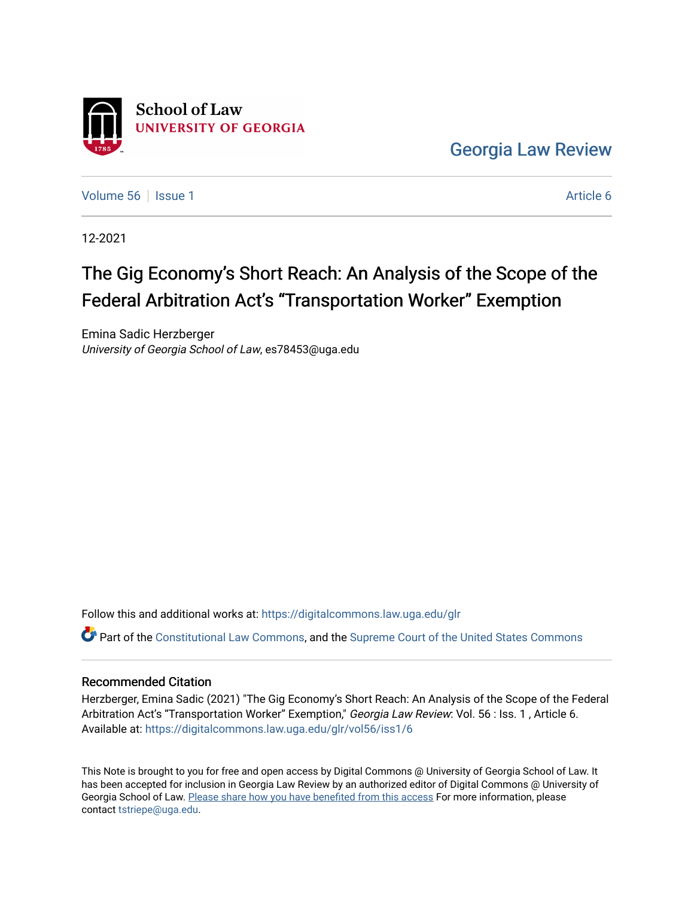School of Law
UNIVERSITY OF GEORGIA

Georgia Law Review

Volume 56 | Issue 1 Article 6

12-2021

# The Gig Economy's Short Reach: An Analysis of the Scope of the Federal Arbitration Act's "Transportation Worker" Exemption

Emina Sadic Herzberger
*University of Georgia School of Law*, es78453@uga.edu

Follow this and additional works at: https://digitalcommons.law.uga.edu/glr

Part of the Constitutional Law Commons, and the Supreme Court of the United States Commons

## Recommended Citation

Herzberger, Emina Sadic (2021) "The Gig Economy's Short Reach: An Analysis of the Scope of the Federal Arbitration Act's "Transportation Worker" Exemption," *Georgia Law Review*: Vol. 56 : Iss. 1 , Article 6.
Available at: https://digitalcommons.law.uga.edu/glr/vol56/iss1/6

This Note is brought to you for free and open access by Digital Commons @ University of Georgia School of Law. It has been accepted for inclusion in Georgia Law Review by an authorized editor of Digital Commons @ University of Georgia School of Law. Please share how you have benefited from this access For more information, please contact tstriepe@uga.edu.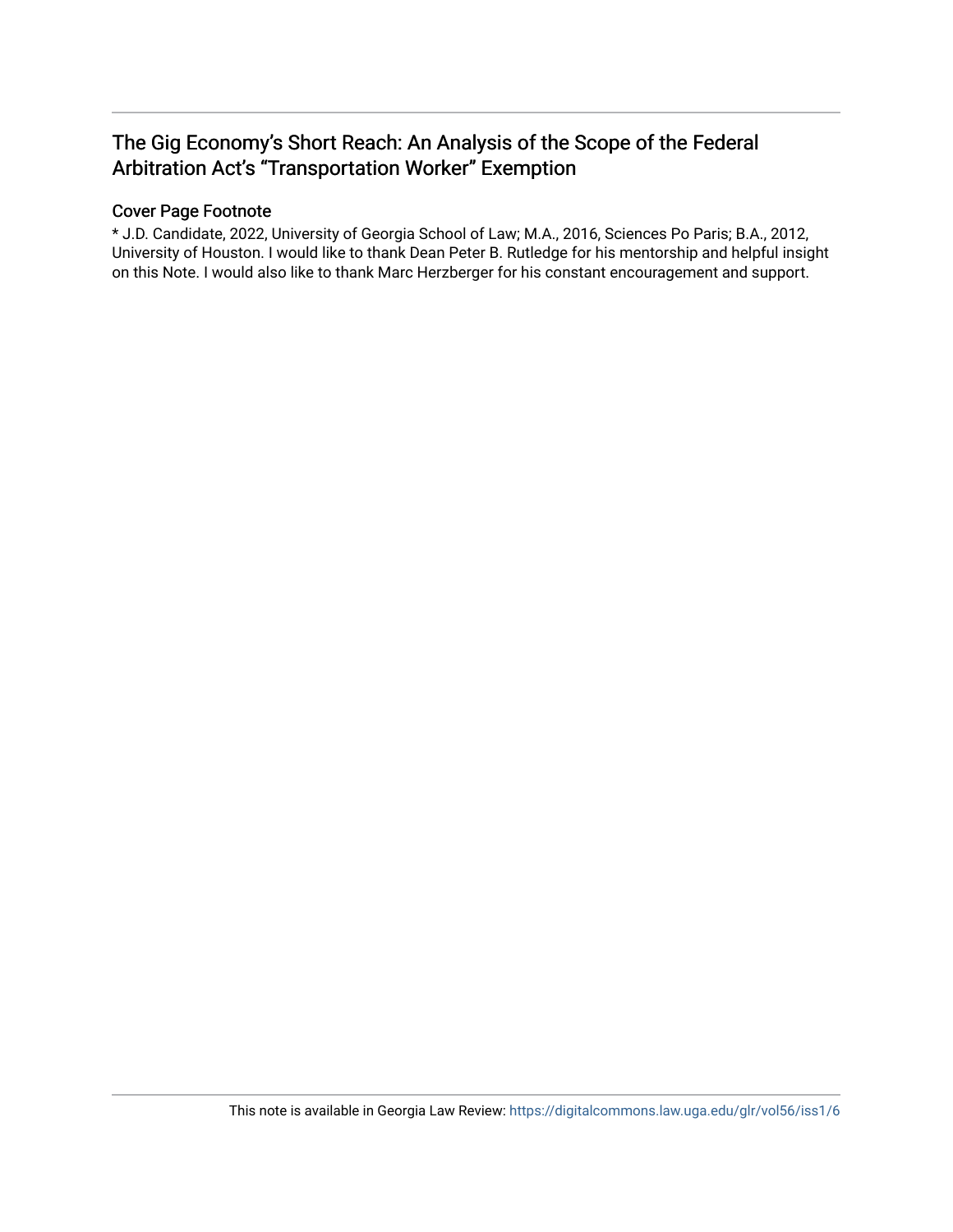# The Gig Economy's Short Reach: An Analysis of the Scope of the Federal Arbitration Act's "Transportation Worker" Exemption

## Cover Page Footnote

* J.D. Candidate, 2022, University of Georgia School of Law; M.A., 2016, Sciences Po Paris; B.A., 2012, University of Houston. I would like to thank Dean Peter B. Rutledge for his mentorship and helpful insight on this Note. I would also like to thank Marc Herzberger for his constant encouragement and support.

This note is available in Georgia Law Review: https://digitalcommons.law.uga.edu/glr/vol56/iss1/6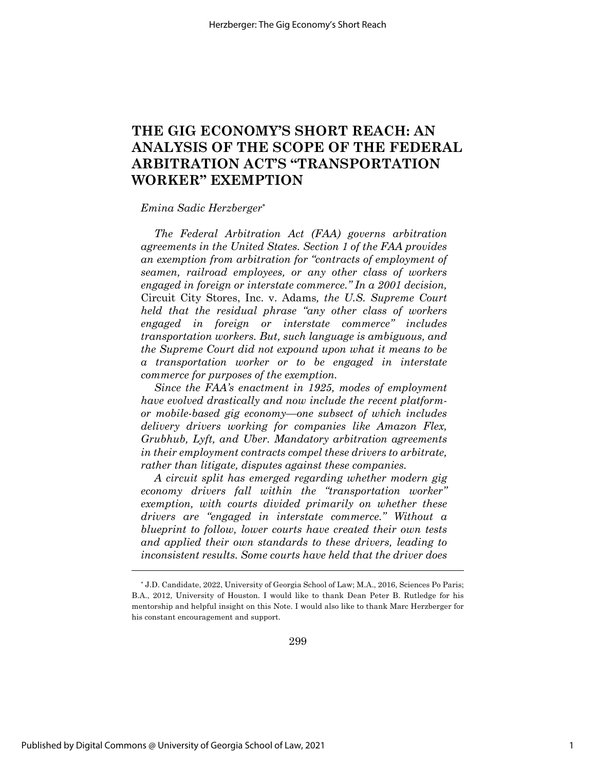# THE GIG ECONOMY'S SHORT REACH: AN ANALYSIS OF THE SCOPE OF THE FEDERAL ARBITRATION ACT'S "TRANSPORTATION WORKER" EXEMPTION

*Emina Sadic Herzberger*[*]

*The Federal Arbitration Act (FAA) governs arbitration agreements in the United States. Section 1 of the FAA provides an exemption from arbitration for "contracts of employment of seamen, railroad employees, or any other class of workers engaged in foreign or interstate commerce." In a 2001 decision,* Circuit City Stores, Inc. v. Adams*, the U.S. Supreme Court held that the residual phrase "any other class of workers engaged in foreign or interstate commerce" includes transportation workers. But, such language is ambiguous, and the Supreme Court did not expound upon what it means to be a transportation worker or to be engaged in interstate commerce for purposes of the exemption.*

*Since the FAA's enactment in 1925, modes of employment have evolved drastically and now include the recent platform- or mobile-based gig economy—one subset of which includes delivery drivers working for companies like Amazon Flex, Grubhub, Lyft, and Uber. Mandatory arbitration agreements in their employment contracts compel these drivers to arbitrate, rather than litigate, disputes against these companies.*

*A circuit split has emerged regarding whether modern gig economy drivers fall within the "transportation worker" exemption, with courts divided primarily on whether these drivers are "engaged in interstate commerce." Without a blueprint to follow, lower courts have created their own tests and applied their own standards to these drivers, leading to inconsistent results. Some courts have held that the driver does*

---

[*] J.D. Candidate, 2022, University of Georgia School of Law; M.A., 2016, Sciences Po Paris; B.A., 2012, University of Houston. I would like to thank Dean Peter B. Rutledge for his mentorship and helpful insight on this Note. I would also like to thank Marc Herzberger for his constant encouragement and support.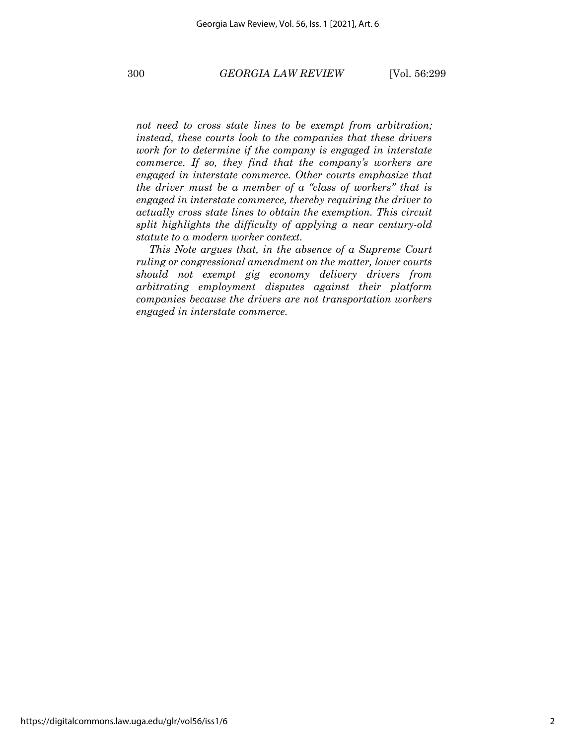*not need to cross state lines to be exempt from arbitration; instead, these courts look to the companies that these drivers work for to determine if the company is engaged in interstate commerce. If so, they find that the company's workers are engaged in interstate commerce. Other courts emphasize that the driver must be a member of a "class of workers" that is engaged in interstate commerce, thereby requiring the driver to actually cross state lines to obtain the exemption. This circuit split highlights the difficulty of applying a near century-old statute to a modern worker context.*

*This Note argues that, in the absence of a Supreme Court ruling or congressional amendment on the matter, lower courts should not exempt gig economy delivery drivers from arbitrating employment disputes against their platform companies because the drivers are not transportation workers engaged in interstate commerce.*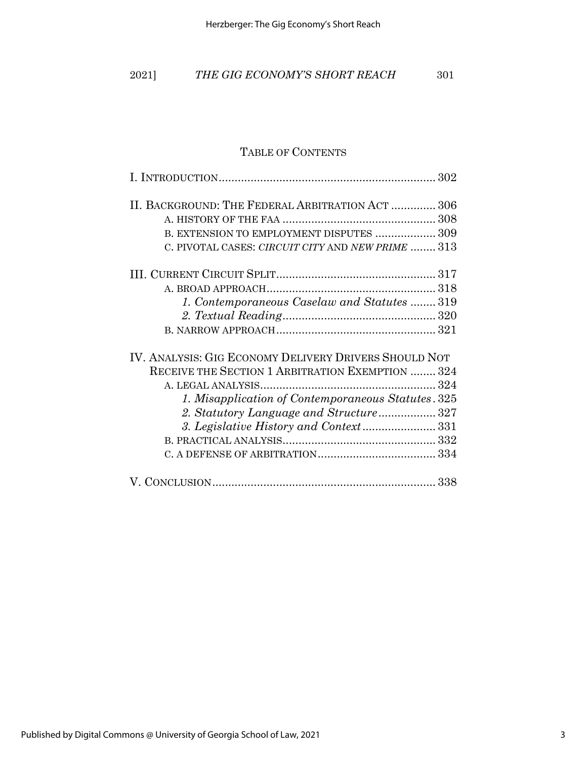## TABLE OF CONTENTS

I. INTRODUCTION .................................................................. 302

II. BACKGROUND: THE FEDERAL ARBITRATION ACT ............. 306
- A. HISTORY OF THE FAA ................................................ 308
- B. EXTENSION TO EMPLOYMENT DISPUTES ................... 309
- C. PIVOTAL CASES: *CIRCUIT CITY* AND *NEW PRIME* ........ 313

III. CURRENT CIRCUIT SPLIT ................................................. 317
- A. BROAD APPROACH .................................................... 318
  - *1. Contemporaneous Caselaw and Statutes* ........ 319
  - *2. Textual Reading* ............................................... 320
- B. NARROW APPROACH .................................................. 321

IV. ANALYSIS: GIG ECONOMY DELIVERY DRIVERS SHOULD NOT RECEIVE THE SECTION 1 ARBITRATION EXEMPTION ........ 324
- A. LEGAL ANALYSIS ....................................................... 324
  - *1. Misapplication of Contemporaneous Statutes* . 325
  - *2. Statutory Language and Structure* .................. 327
  - *3. Legislative History and Context* ....................... 331
- B. PRACTICAL ANALYSIS ................................................ 332
- C. A DEFENSE OF ARBITRATION .................................... 334

V. CONCLUSION ..................................................................... 338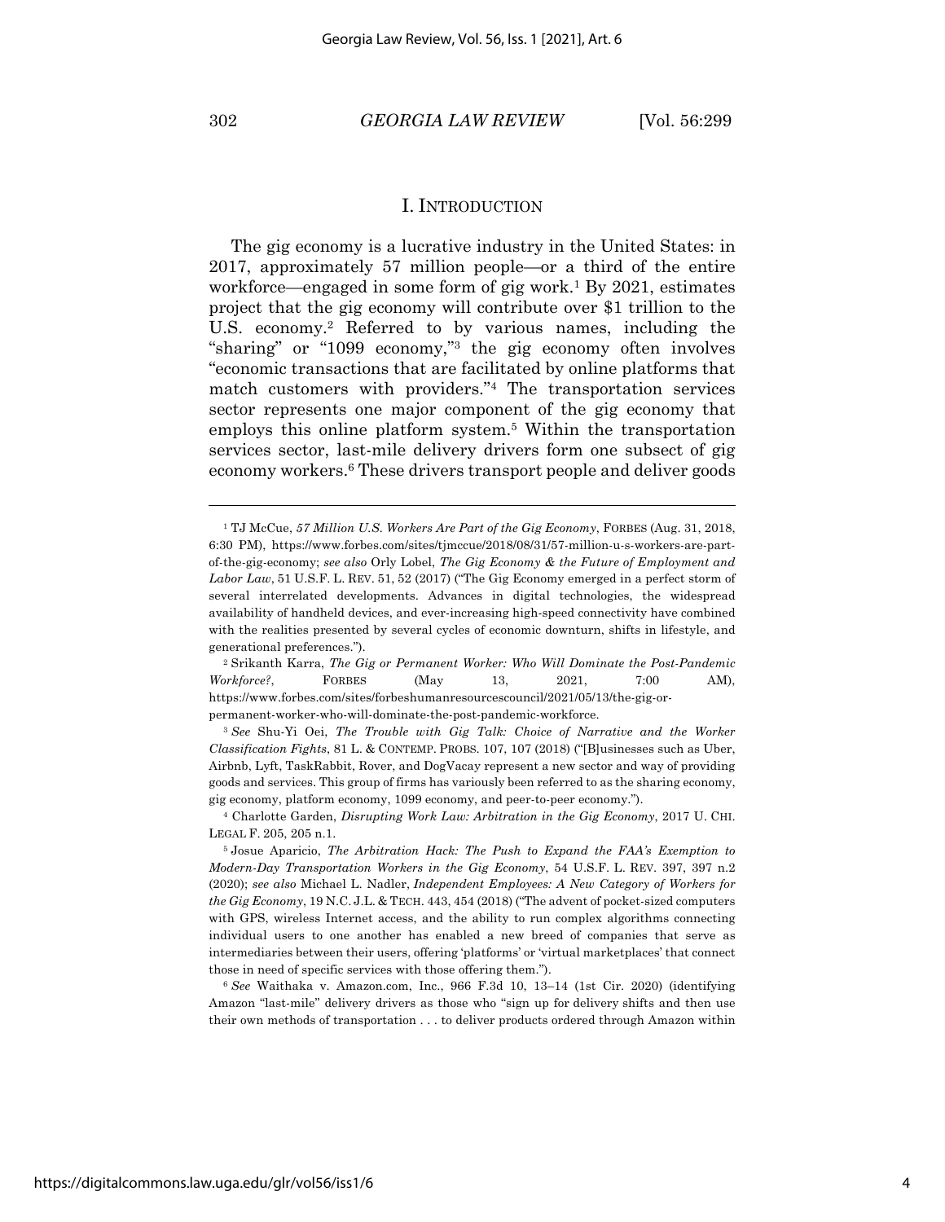## I. INTRODUCTION

The gig economy is a lucrative industry in the United States: in 2017, approximately 57 million people—or a third of the entire workforce—engaged in some form of gig work.[1] By 2021, estimates project that the gig economy will contribute over $1 trillion to the U.S. economy.[2] Referred to by various names, including the "sharing" or "1099 economy,"[3] the gig economy often involves "economic transactions that are facilitated by online platforms that match customers with providers."[4] The transportation services sector represents one major component of the gig economy that employs this online platform system.[5] Within the transportation services sector, last-mile delivery drivers form one subset of gig economy workers.[6] These drivers transport people and deliver goods

---

[1] TJ McCue, *57 Million U.S. Workers Are Part of the Gig Economy*, FORBES (Aug. 31, 2018, 6:30 PM), https://www.forbes.com/sites/tjmccue/2018/08/31/57-million-u-s-workers-are-part-of-the-gig-economy; *see also* Orly Lobel, *The Gig Economy & the Future of Employment and Labor Law*, 51 U.S.F. L. REV. 51, 52 (2017) ("The Gig Economy emerged in a perfect storm of several interrelated developments. Advances in digital technologies, the widespread availability of handheld devices, and ever-increasing high-speed connectivity have combined with the realities presented by several cycles of economic downturn, shifts in lifestyle, and generational preferences.").

[2] Srikanth Karra, *The Gig or Permanent Worker: Who Will Dominate the Post-Pandemic Workforce?*, FORBES (May 13, 2021, 7:00 AM), https://www.forbes.com/sites/forbeshumanresourcescouncil/2021/05/13/the-gig-or-permanent-worker-who-will-dominate-the-post-pandemic-workforce.

[3] *See* Shu-Yi Oei, *The Trouble with Gig Talk: Choice of Narrative and the Worker Classification Fights*, 81 L. & CONTEMP. PROBS. 107, 107 (2018) ("[B]usinesses such as Uber, Airbnb, Lyft, TaskRabbit, Rover, and DogVacay represent a new sector and way of providing goods and services. This group of firms has variously been referred to as the sharing economy, gig economy, platform economy, 1099 economy, and peer-to-peer economy.").

[4] Charlotte Garden, *Disrupting Work Law: Arbitration in the Gig Economy*, 2017 U. CHI. LEGAL F. 205, 205 n.1.

[5] Josue Aparicio, *The Arbitration Hack: The Push to Expand the FAA's Exemption to Modern-Day Transportation Workers in the Gig Economy*, 54 U.S.F. L. REV. 397, 397 n.2 (2020); *see also* Michael L. Nadler, *Independent Employees: A New Category of Workers for the Gig Economy*, 19 N.C. J.L. & TECH. 443, 454 (2018) ("The advent of pocket-sized computers with GPS, wireless Internet access, and the ability to run complex algorithms connecting individual users to one another has enabled a new breed of companies that serve as intermediaries between their users, offering 'platforms' or 'virtual marketplaces' that connect those in need of specific services with those offering them.").

[6] *See* Waithaka v. Amazon.com, Inc., 966 F.3d 10, 13–14 (1st Cir. 2020) (identifying Amazon "last-mile" delivery drivers as those who "sign up for delivery shifts and then use their own methods of transportation . . . to deliver products ordered through Amazon within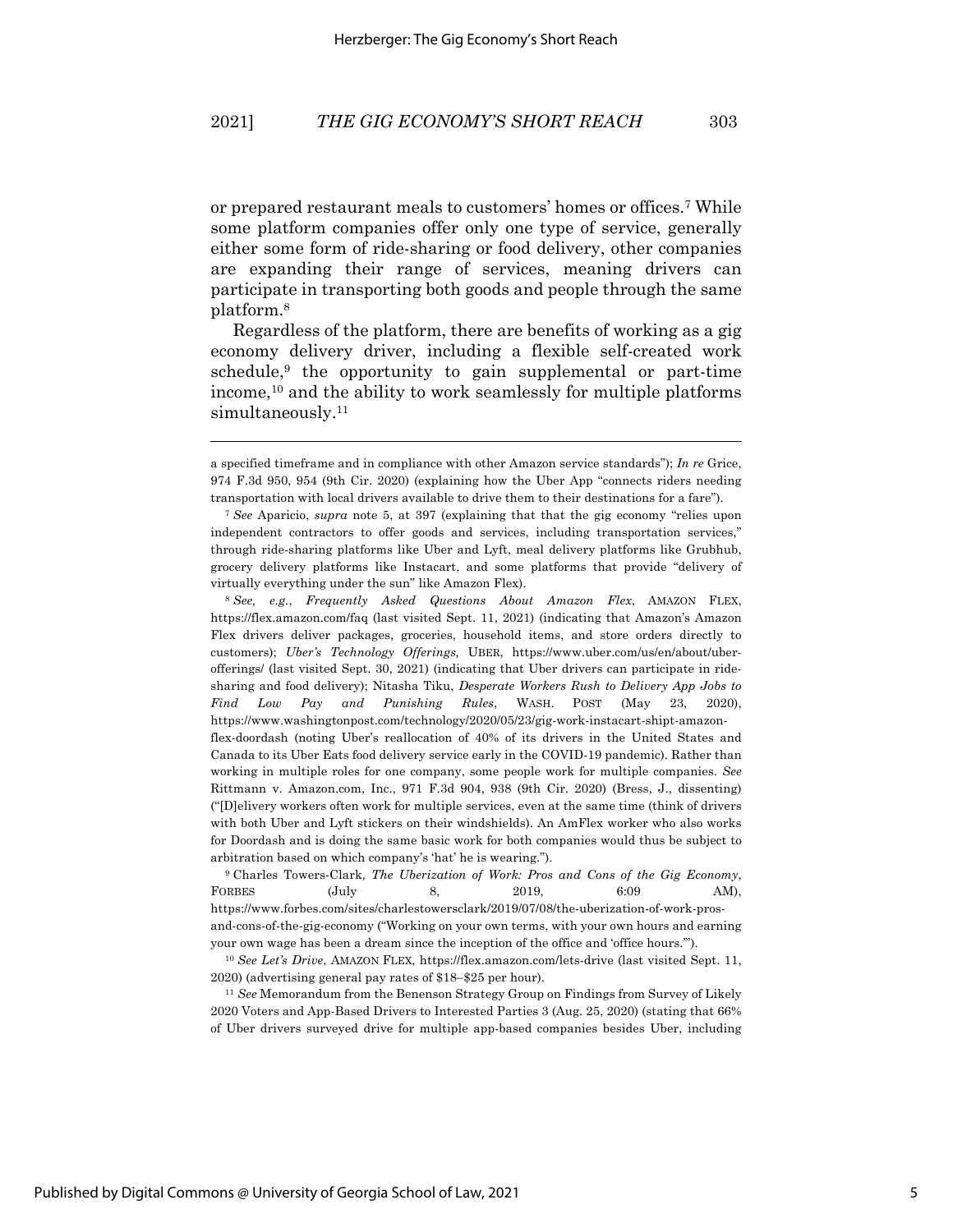or prepared restaurant meals to customers' homes or offices.[7] While some platform companies offer only one type of service, generally either some form of ride-sharing or food delivery, other companies are expanding their range of services, meaning drivers can participate in transporting both goods and people through the same platform.[8]

Regardless of the platform, there are benefits of working as a gig economy delivery driver, including a flexible self-created work schedule,[9] the opportunity to gain supplemental or part-time income,[10] and the ability to work seamlessly for multiple platforms simultaneously.[11]

---

a specified timeframe and in compliance with other Amazon service standards"); *In re* Grice, 974 F.3d 950, 954 (9th Cir. 2020) (explaining how the Uber App "connects riders needing transportation with local drivers available to drive them to their destinations for a fare").

[7] *See* Aparicio, *supra* note 5, at 397 (explaining that that the gig economy "relies upon independent contractors to offer goods and services, including transportation services," through ride-sharing platforms like Uber and Lyft, meal delivery platforms like Grubhub, grocery delivery platforms like Instacart, and some platforms that provide "delivery of virtually everything under the sun" like Amazon Flex).

[8] *See, e.g.*, *Frequently Asked Questions About Amazon Flex*, AMAZON FLEX, https://flex.amazon.com/faq (last visited Sept. 11, 2021) (indicating that Amazon's Amazon Flex drivers deliver packages, groceries, household items, and store orders directly to customers); *Uber's Technology Offerings,* UBER, https://www.uber.com/us/en/about/uber-offerings/ (last visited Sept. 30, 2021) (indicating that Uber drivers can participate in ride-sharing and food delivery); Nitasha Tiku, *Desperate Workers Rush to Delivery App Jobs to Find Low Pay and Punishing Rules*, WASH. POST (May 23, 2020), https://www.washingtonpost.com/technology/2020/05/23/gig-work-instacart-shipt-amazon-flex-doordash (noting Uber's reallocation of 40% of its drivers in the United States and Canada to its Uber Eats food delivery service early in the COVID-19 pandemic). Rather than working in multiple roles for one company, some people work for multiple companies. *See* Rittmann v. Amazon.com, Inc., 971 F.3d 904, 938 (9th Cir. 2020) (Bress, J., dissenting) ("[D]elivery workers often work for multiple services, even at the same time (think of drivers with both Uber and Lyft stickers on their windshields). An AmFlex worker who also works for Doordash and is doing the same basic work for both companies would thus be subject to arbitration based on which company's 'hat' he is wearing.").

[9] Charles Towers-Clark*, The Uberization of Work: Pros and Cons of the Gig Economy*, FORBES (July 8, 2019, 6:09 AM), https://www.forbes.com/sites/charlestowersclark/2019/07/08/the-uberization-of-work-pros-and-cons-of-the-gig-economy ("Working on your own terms, with your own hours and earning your own wage has been a dream since the inception of the office and 'office hours.'").

[10] *See Let's Drive*, AMAZON FLEX, https://flex.amazon.com/lets-drive (last visited Sept. 11, 2020) (advertising general pay rates of $18–$25 per hour).

[11] *See* Memorandum from the Benenson Strategy Group on Findings from Survey of Likely 2020 Voters and App-Based Drivers to Interested Parties 3 (Aug. 25, 2020) (stating that 66% of Uber drivers surveyed drive for multiple app-based companies besides Uber, including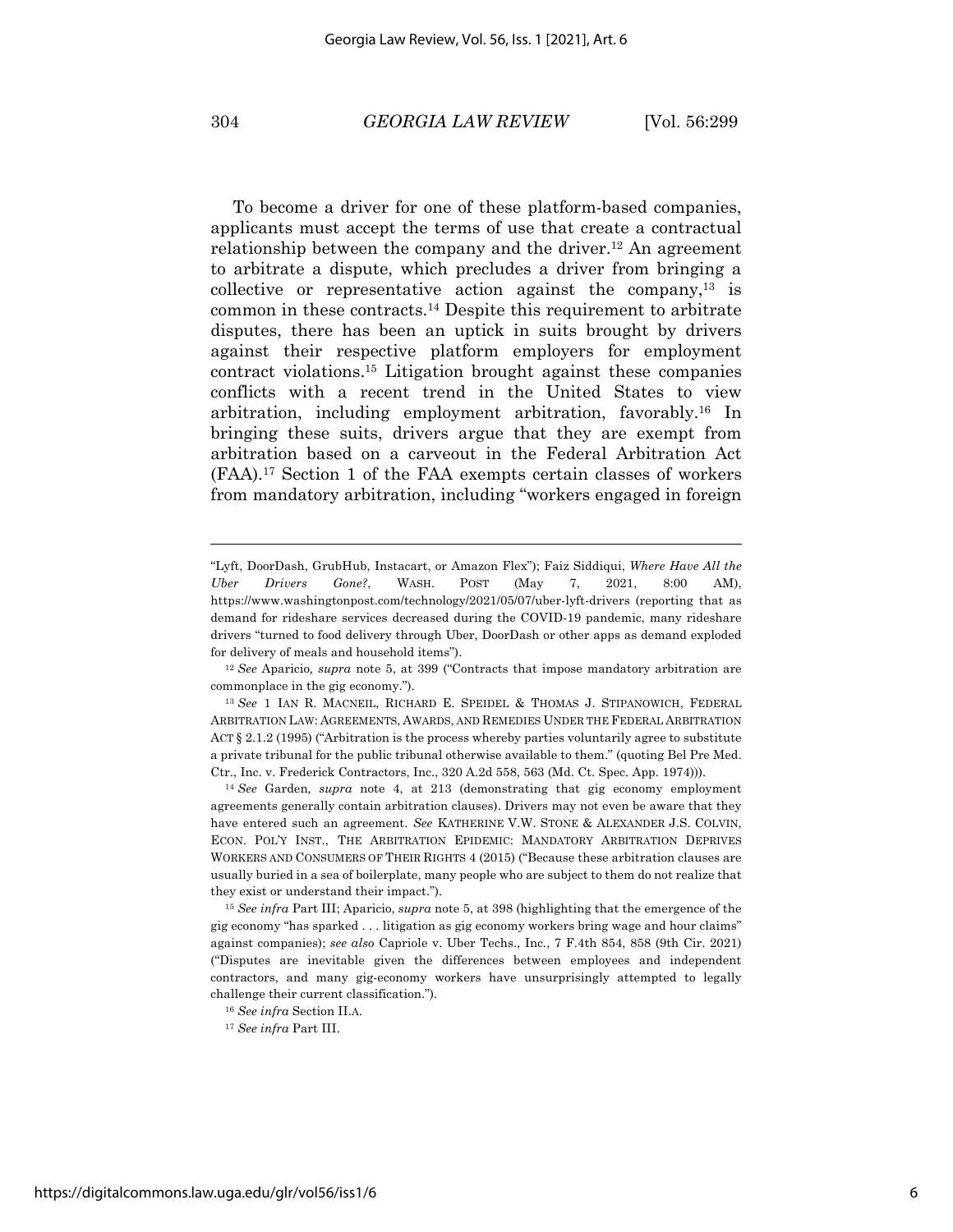To become a driver for one of these platform-based companies, applicants must accept the terms of use that create a contractual relationship between the company and the driver.[12] An agreement to arbitrate a dispute, which precludes a driver from bringing a collective or representative action against the company,[13] is common in these contracts.[14] Despite this requirement to arbitrate disputes, there has been an uptick in suits brought by drivers against their respective platform employers for employment contract violations.[15] Litigation brought against these companies conflicts with a recent trend in the United States to view arbitration, including employment arbitration, favorably.[16] In bringing these suits, drivers argue that they are exempt from arbitration based on a carveout in the Federal Arbitration Act (FAA).[17] Section 1 of the FAA exempts certain classes of workers from mandatory arbitration, including "workers engaged in foreign

---

"Lyft, DoorDash, GrubHub, Instacart, or Amazon Flex"); Faiz Siddiqui, *Where Have All the Uber Drivers Gone?*, WASH. POST (May 7, 2021, 8:00 AM), https://www.washingtonpost.com/technology/2021/05/07/uber-lyft-drivers (reporting that as demand for rideshare services decreased during the COVID-19 pandemic, many rideshare drivers "turned to food delivery through Uber, DoorDash or other apps as demand exploded for delivery of meals and household items").

[12] *See* Aparicio*, supra* note 5, at 399 ("Contracts that impose mandatory arbitration are commonplace in the gig economy.").

[13] *See* 1 IAN R. MACNEIL, RICHARD E. SPEIDEL & THOMAS J. STIPANOWICH, FEDERAL ARBITRATION LAW: AGREEMENTS, AWARDS, AND REMEDIES UNDER THE FEDERAL ARBITRATION ACT § 2.1.2 (1995) ("Arbitration is the process whereby parties voluntarily agree to substitute a private tribunal for the public tribunal otherwise available to them." (quoting Bel Pre Med. Ctr., Inc. v. Frederick Contractors, Inc., 320 A.2d 558, 563 (Md. Ct. Spec. App. 1974))).

[14] *See* Garden*, supra* note 4, at 213 (demonstrating that gig economy employment agreements generally contain arbitration clauses). Drivers may not even be aware that they have entered such an agreement. *See* KATHERINE V.W. STONE & ALEXANDER J.S. COLVIN, ECON. POL'Y INST., THE ARBITRATION EPIDEMIC: MANDATORY ARBITRATION DEPRIVES WORKERS AND CONSUMERS OF THEIR RIGHTS 4 (2015) ("Because these arbitration clauses are usually buried in a sea of boilerplate, many people who are subject to them do not realize that they exist or understand their impact.").

[15] *See infra* Part III; Aparicio, *supra* note 5, at 398 (highlighting that the emergence of the gig economy "has sparked . . . litigation as gig economy workers bring wage and hour claims" against companies); *see also* Capriole v. Uber Techs., Inc., 7 F.4th 854, 858 (9th Cir. 2021) ("Disputes are inevitable given the differences between employees and independent contractors, and many gig-economy workers have unsurprisingly attempted to legally challenge their current classification.").

[16] *See infra* Section II.A.

[17] *See infra* Part III.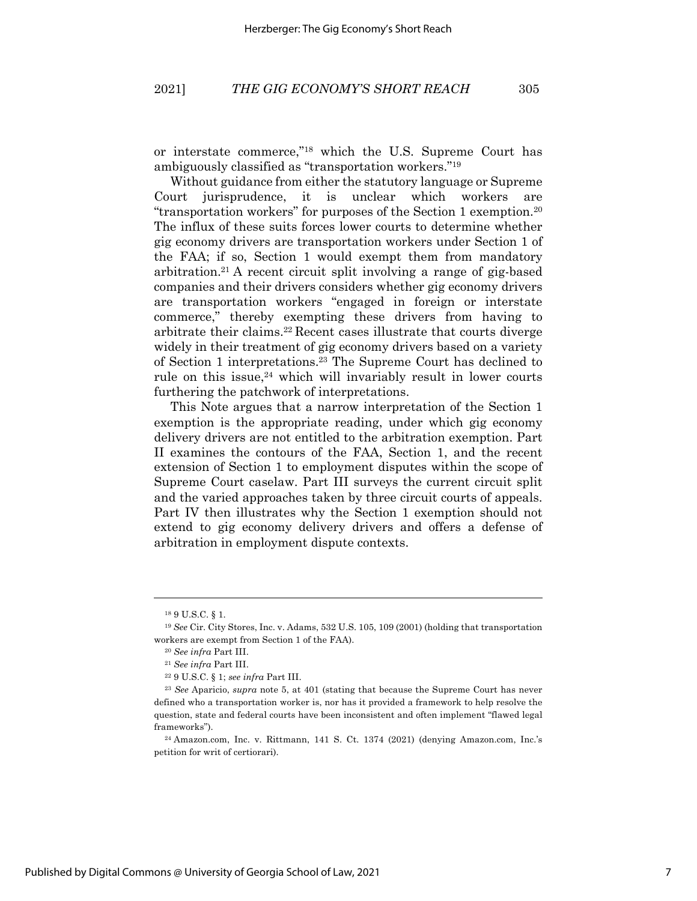or interstate commerce,"[18] which the U.S. Supreme Court has ambiguously classified as "transportation workers."[19]

Without guidance from either the statutory language or Supreme Court jurisprudence, it is unclear which workers are "transportation workers" for purposes of the Section 1 exemption.[20] The influx of these suits forces lower courts to determine whether gig economy drivers are transportation workers under Section 1 of the FAA; if so, Section 1 would exempt them from mandatory arbitration.[21] A recent circuit split involving a range of gig-based companies and their drivers considers whether gig economy drivers are transportation workers "engaged in foreign or interstate commerce," thereby exempting these drivers from having to arbitrate their claims.[22] Recent cases illustrate that courts diverge widely in their treatment of gig economy drivers based on a variety of Section 1 interpretations.[23] The Supreme Court has declined to rule on this issue,[24] which will invariably result in lower courts furthering the patchwork of interpretations.

This Note argues that a narrow interpretation of the Section 1 exemption is the appropriate reading, under which gig economy delivery drivers are not entitled to the arbitration exemption. Part II examines the contours of the FAA, Section 1, and the recent extension of Section 1 to employment disputes within the scope of Supreme Court caselaw. Part III surveys the current circuit split and the varied approaches taken by three circuit courts of appeals. Part IV then illustrates why the Section 1 exemption should not extend to gig economy delivery drivers and offers a defense of arbitration in employment dispute contexts.

---

[18] 9 U.S.C. § 1.

[19] *See* Cir. City Stores, Inc. v. Adams, 532 U.S. 105, 109 (2001) (holding that transportation workers are exempt from Section 1 of the FAA).

[20] *See infra* Part III.

[21] *See infra* Part III.

[22] 9 U.S.C. § 1; *see infra* Part III.

[23] *See* Aparicio, *supra* note 5, at 401 (stating that because the Supreme Court has never defined who a transportation worker is, nor has it provided a framework to help resolve the question, state and federal courts have been inconsistent and often implement "flawed legal frameworks").

[24] Amazon.com, Inc. v. Rittmann, 141 S. Ct. 1374 (2021) (denying Amazon.com, Inc.'s petition for writ of certiorari).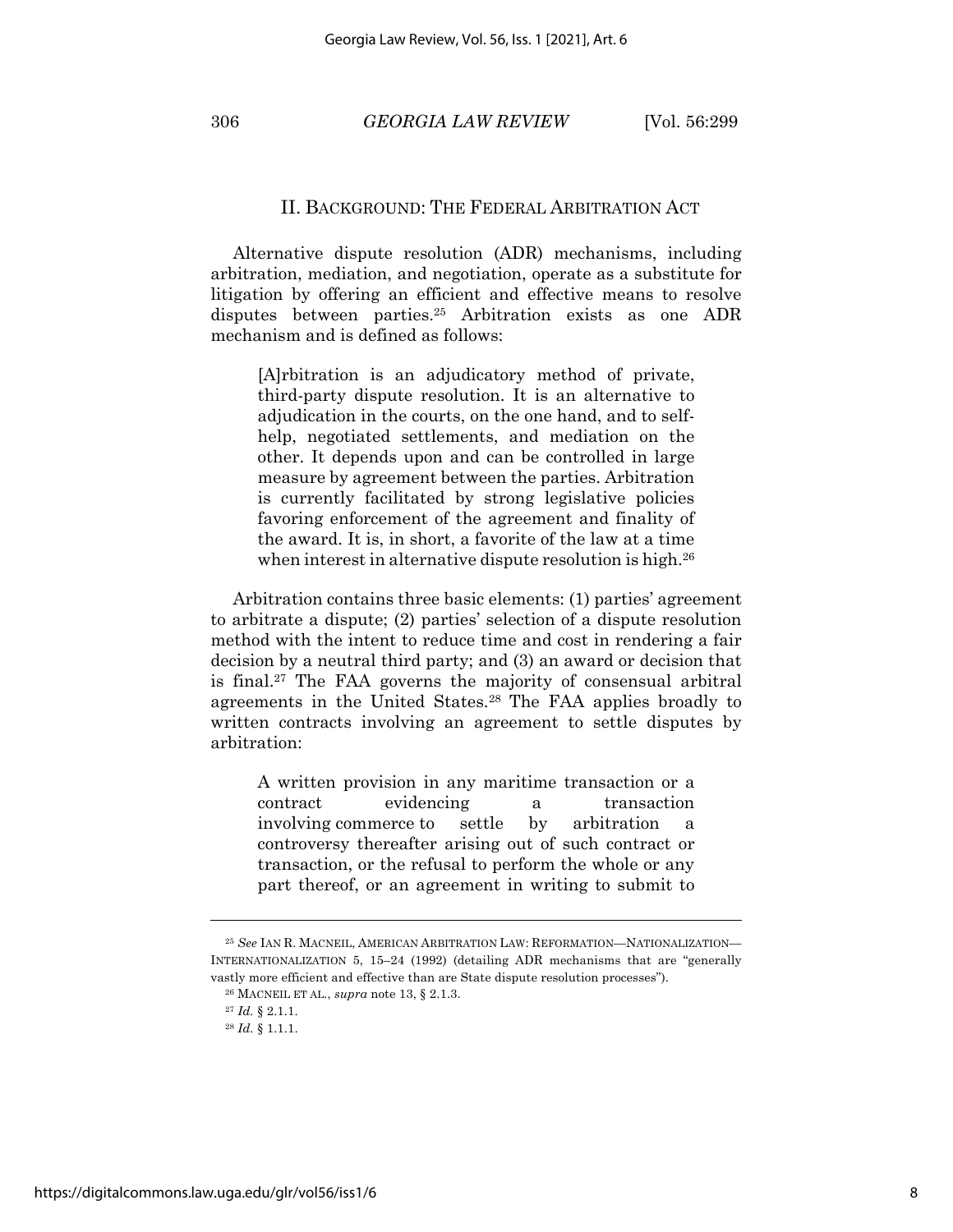## II. BACKGROUND: THE FEDERAL ARBITRATION ACT

Alternative dispute resolution (ADR) mechanisms, including arbitration, mediation, and negotiation, operate as a substitute for litigation by offering an efficient and effective means to resolve disputes between parties.[25] Arbitration exists as one ADR mechanism and is defined as follows:

> [A]rbitration is an adjudicatory method of private, third-party dispute resolution. It is an alternative to adjudication in the courts, on the one hand, and to self-help, negotiated settlements, and mediation on the other. It depends upon and can be controlled in large measure by agreement between the parties. Arbitration is currently facilitated by strong legislative policies favoring enforcement of the agreement and finality of the award. It is, in short, a favorite of the law at a time when interest in alternative dispute resolution is high.[26]

Arbitration contains three basic elements: (1) parties' agreement to arbitrate a dispute; (2) parties' selection of a dispute resolution method with the intent to reduce time and cost in rendering a fair decision by a neutral third party; and (3) an award or decision that is final.[27] The FAA governs the majority of consensual arbitral agreements in the United States.[28] The FAA applies broadly to written contracts involving an agreement to settle disputes by arbitration:

> A written provision in any maritime transaction or a contract evidencing a transaction involving commerce to settle by arbitration a controversy thereafter arising out of such contract or transaction, or the refusal to perform the whole or any part thereof, or an agreement in writing to submit to

---

[25] *See* IAN R. MACNEIL, AMERICAN ARBITRATION LAW: REFORMATION—NATIONALIZATION—INTERNATIONALIZATION 5, 15–24 (1992) (detailing ADR mechanisms that are "generally vastly more efficient and effective than are State dispute resolution processes").

[26] MACNEIL ET AL., *supra* note 13, § 2.1.3.

[27] *Id.* § 2.1.1.

[28] *Id.* § 1.1.1.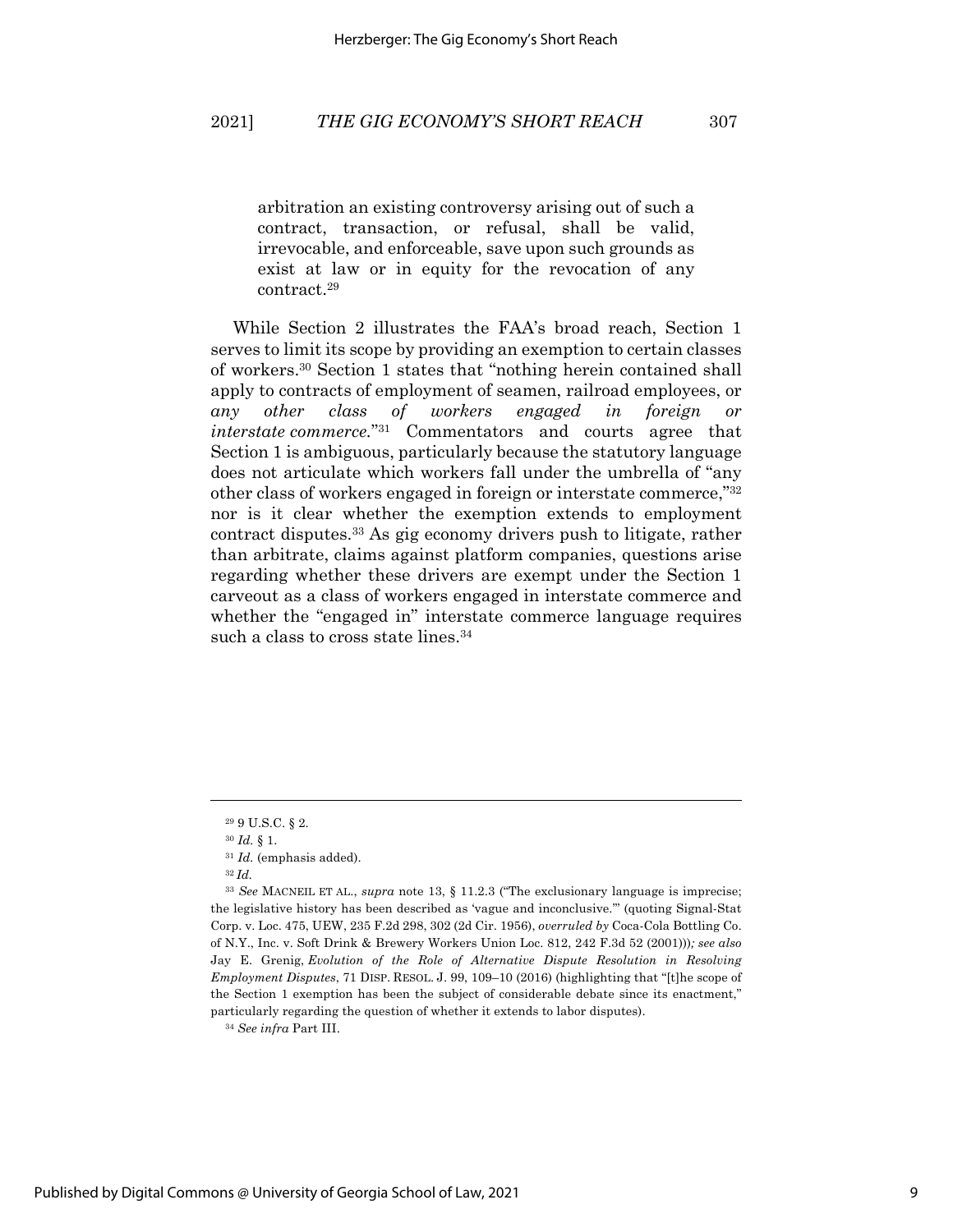> arbitration an existing controversy arising out of such a contract, transaction, or refusal, shall be valid, irrevocable, and enforceable, save upon such grounds as exist at law or in equity for the revocation of any contract.[29]

While Section 2 illustrates the FAA's broad reach, Section 1 serves to limit its scope by providing an exemption to certain classes of workers.[30] Section 1 states that "nothing herein contained shall apply to contracts of employment of seamen, railroad employees, or *any other class of workers engaged in foreign or interstate commerce.*"[31] Commentators and courts agree that Section 1 is ambiguous, particularly because the statutory language does not articulate which workers fall under the umbrella of "any other class of workers engaged in foreign or interstate commerce,"[32] nor is it clear whether the exemption extends to employment contract disputes.[33] As gig economy drivers push to litigate, rather than arbitrate, claims against platform companies, questions arise regarding whether these drivers are exempt under the Section 1 carveout as a class of workers engaged in interstate commerce and whether the "engaged in" interstate commerce language requires such a class to cross state lines.[34]

---

[29] 9 U.S.C. § 2.

[30] *Id.* § 1.

[31] *Id.* (emphasis added).

[32] *Id.*

[33] *See* MACNEIL ET AL., *supra* note 13, § 11.2.3 ("The exclusionary language is imprecise; the legislative history has been described as 'vague and inconclusive.'" (quoting Signal-Stat Corp. v. Loc. 475, UEW, 235 F.2d 298, 302 (2d Cir. 1956), *overruled by* Coca-Cola Bottling Co. of N.Y., Inc. v. Soft Drink & Brewery Workers Union Loc. 812, 242 F.3d 52 (2001))); *see also* Jay E. Grenig, *Evolution of the Role of Alternative Dispute Resolution in Resolving Employment Disputes*, 71 DISP. RESOL. J. 99, 109–10 (2016) (highlighting that "[t]he scope of the Section 1 exemption has been the subject of considerable debate since its enactment," particularly regarding the question of whether it extends to labor disputes).

[34] *See infra* Part III.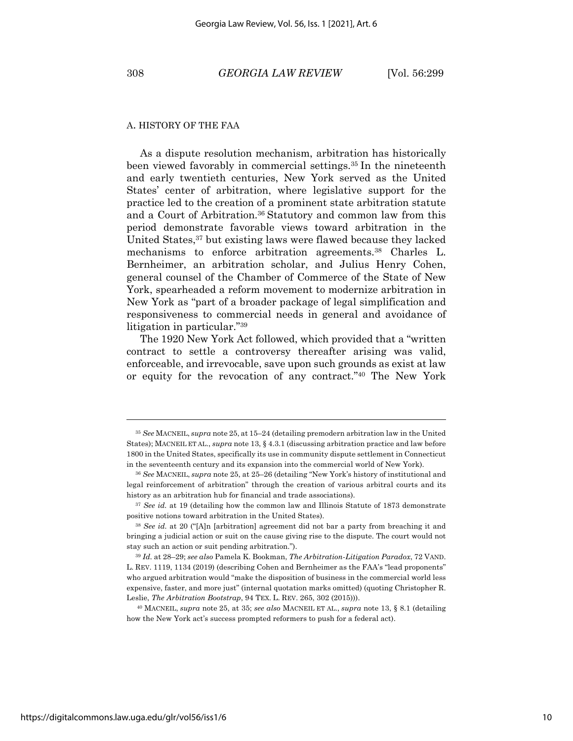### A. HISTORY OF THE FAA

As a dispute resolution mechanism, arbitration has historically been viewed favorably in commercial settings.[35] In the nineteenth and early twentieth centuries, New York served as the United States' center of arbitration, where legislative support for the practice led to the creation of a prominent state arbitration statute and a Court of Arbitration.[36] Statutory and common law from this period demonstrate favorable views toward arbitration in the United States,[37] but existing laws were flawed because they lacked mechanisms to enforce arbitration agreements.[38] Charles L. Bernheimer, an arbitration scholar, and Julius Henry Cohen, general counsel of the Chamber of Commerce of the State of New York, spearheaded a reform movement to modernize arbitration in New York as "part of a broader package of legal simplification and responsiveness to commercial needs in general and avoidance of litigation in particular."[39]

The 1920 New York Act followed, which provided that a "written contract to settle a controversy thereafter arising was valid, enforceable, and irrevocable, save upon such grounds as exist at law or equity for the revocation of any contract."[40] The New York

---

[35] *See* MACNEIL, *supra* note 25, at 15–24 (detailing premodern arbitration law in the United States); MACNEIL ET AL., *supra* note 13, § 4.3.1 (discussing arbitration practice and law before 1800 in the United States, specifically its use in community dispute settlement in Connecticut in the seventeenth century and its expansion into the commercial world of New York).

[36] *See* MACNEIL, *supra* note 25, at 25–26 (detailing "New York's history of institutional and legal reinforcement of arbitration" through the creation of various arbitral courts and its history as an arbitration hub for financial and trade associations).

[37] *See id.* at 19 (detailing how the common law and Illinois Statute of 1873 demonstrate positive notions toward arbitration in the United States).

[38] *See id.* at 20 ("[A]n [arbitration] agreement did not bar a party from breaching it and bringing a judicial action or suit on the cause giving rise to the dispute. The court would not stay such an action or suit pending arbitration.").

[39] *Id.* at 28–29; *see also* Pamela K. Bookman, *The Arbitration-Litigation Paradox*, 72 VAND. L. REV. 1119, 1134 (2019) (describing Cohen and Bernheimer as the FAA's "lead proponents" who argued arbitration would "make the disposition of business in the commercial world less expensive, faster, and more just" (internal quotation marks omitted) (quoting Christopher R. Leslie, *The Arbitration Bootstrap*, 94 TEX. L. REV. 265, 302 (2015))).

[40] MACNEIL, *supra* note 25, at 35; *see also* MACNEIL ET AL., *supra* note 13, § 8.1 (detailing how the New York act's success prompted reformers to push for a federal act).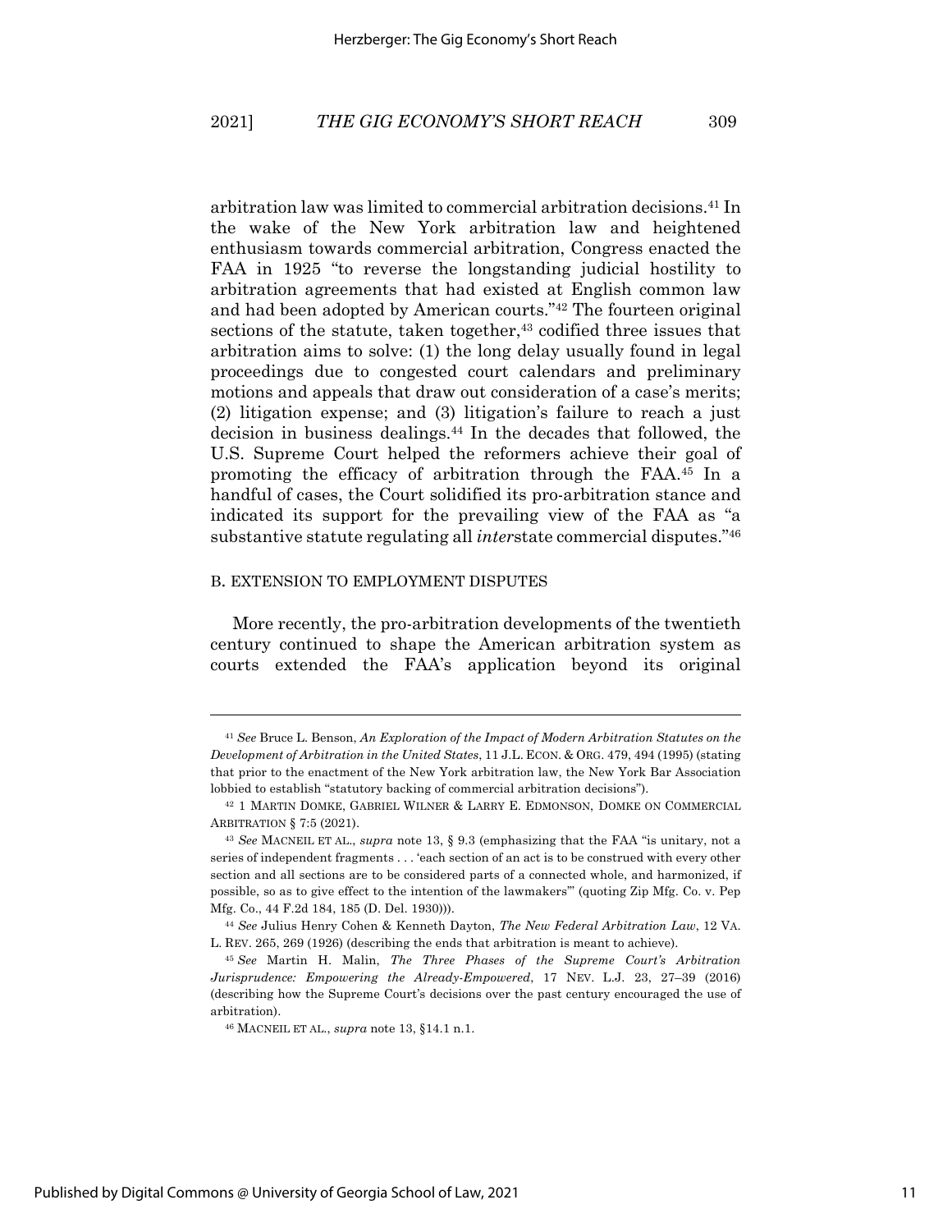arbitration law was limited to commercial arbitration decisions.[41] In the wake of the New York arbitration law and heightened enthusiasm towards commercial arbitration, Congress enacted the FAA in 1925 "to reverse the longstanding judicial hostility to arbitration agreements that had existed at English common law and had been adopted by American courts."[42] The fourteen original sections of the statute, taken together,[43] codified three issues that arbitration aims to solve: (1) the long delay usually found in legal proceedings due to congested court calendars and preliminary motions and appeals that draw out consideration of a case's merits; (2) litigation expense; and (3) litigation's failure to reach a just decision in business dealings.[44] In the decades that followed, the U.S. Supreme Court helped the reformers achieve their goal of promoting the efficacy of arbitration through the FAA.[45] In a handful of cases, the Court solidified its pro-arbitration stance and indicated its support for the prevailing view of the FAA as "a substantive statute regulating all *inter*state commercial disputes."[46]

### B. EXTENSION TO EMPLOYMENT DISPUTES

More recently, the pro-arbitration developments of the twentieth century continued to shape the American arbitration system as courts extended the FAA's application beyond its original

---

[41] *See* Bruce L. Benson, *An Exploration of the Impact of Modern Arbitration Statutes on the Development of Arbitration in the United States*, 11 J.L. ECON. & ORG. 479, 494 (1995) (stating that prior to the enactment of the New York arbitration law, the New York Bar Association lobbied to establish "statutory backing of commercial arbitration decisions").

[42] 1 MARTIN DOMKE, GABRIEL WILNER & LARRY E. EDMONSON, DOMKE ON COMMERCIAL ARBITRATION § 7:5 (2021).

[43] *See* MACNEIL ET AL., *supra* note 13, § 9.3 (emphasizing that the FAA "is unitary, not a series of independent fragments . . . 'each section of an act is to be construed with every other section and all sections are to be considered parts of a connected whole, and harmonized, if possible, so as to give effect to the intention of the lawmakers'" (quoting Zip Mfg. Co. v. Pep Mfg. Co., 44 F.2d 184, 185 (D. Del. 1930))).

[44] *See* Julius Henry Cohen & Kenneth Dayton, *The New Federal Arbitration Law*, 12 VA. L. REV. 265, 269 (1926) (describing the ends that arbitration is meant to achieve).

[45] *See* Martin H. Malin, *The Three Phases of the Supreme Court's Arbitration Jurisprudence: Empowering the Already-Empowered*, 17 NEV. L.J. 23, 27–39 (2016) (describing how the Supreme Court's decisions over the past century encouraged the use of arbitration).

[46] MACNEIL ET AL., *supra* note 13, §14.1 n.1.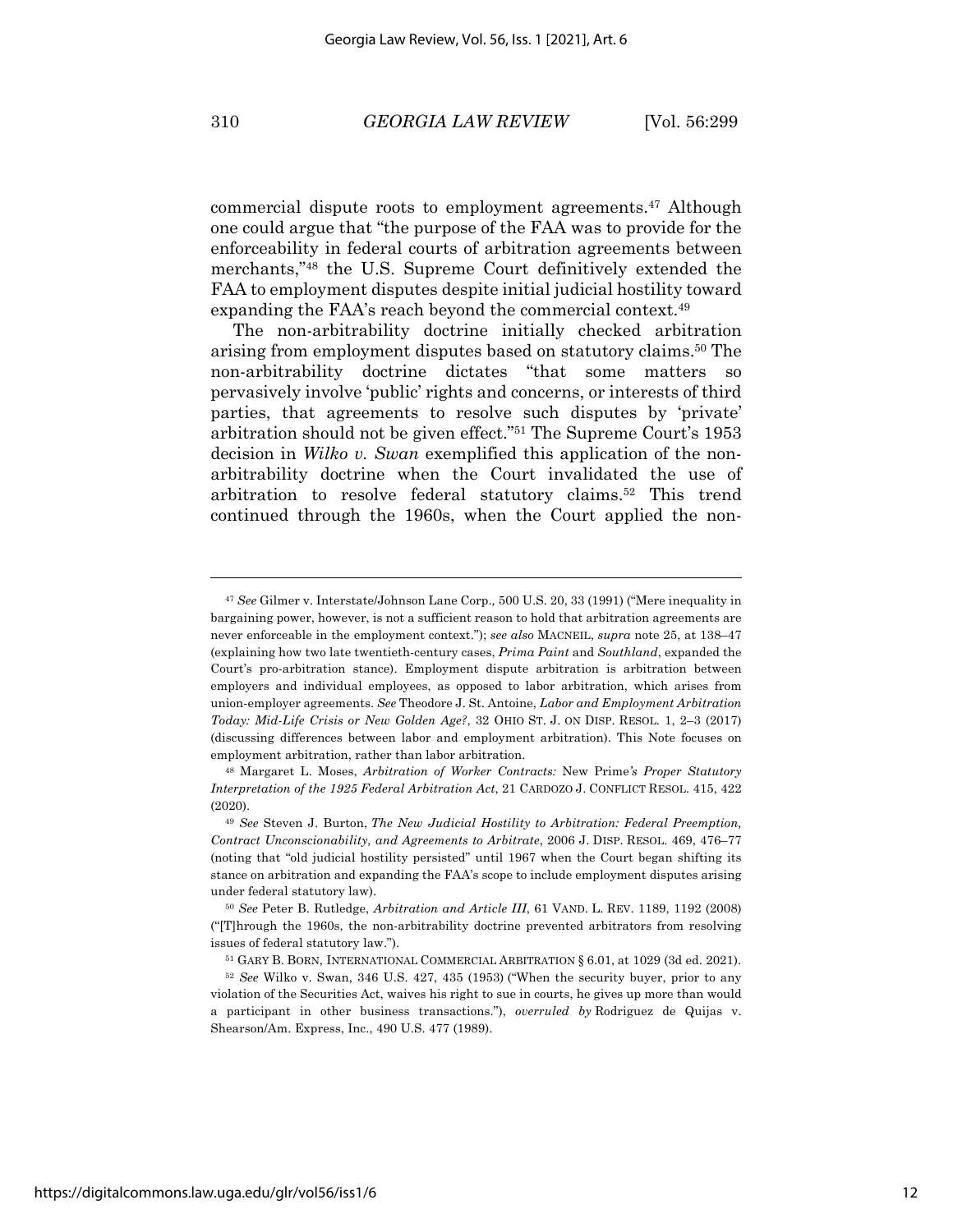commercial dispute roots to employment agreements.[47] Although one could argue that "the purpose of the FAA was to provide for the enforceability in federal courts of arbitration agreements between merchants,"[48] the U.S. Supreme Court definitively extended the FAA to employment disputes despite initial judicial hostility toward expanding the FAA's reach beyond the commercial context.[49]

The non-arbitrability doctrine initially checked arbitration arising from employment disputes based on statutory claims.[50] The non-arbitrability doctrine dictates "that some matters so pervasively involve 'public' rights and concerns, or interests of third parties, that agreements to resolve such disputes by 'private' arbitration should not be given effect."[51] The Supreme Court's 1953 decision in *Wilko v. Swan* exemplified this application of the non-arbitrability doctrine when the Court invalidated the use of arbitration to resolve federal statutory claims.[52] This trend continued through the 1960s, when the Court applied the non-

---

[47] *See* Gilmer v. Interstate/Johnson Lane Corp., 500 U.S. 20, 33 (1991) ("Mere inequality in bargaining power, however, is not a sufficient reason to hold that arbitration agreements are never enforceable in the employment context."); *see also* MACNEIL, *supra* note 25, at 138–47 (explaining how two late twentieth-century cases, *Prima Paint* and *Southland*, expanded the Court's pro-arbitration stance). Employment dispute arbitration is arbitration between employers and individual employees, as opposed to labor arbitration, which arises from union-employer agreements. *See* Theodore J. St. Antoine, *Labor and Employment Arbitration Today: Mid-Life Crisis or New Golden Age?*, 32 OHIO ST. J. ON DISP. RESOL. 1, 2–3 (2017) (discussing differences between labor and employment arbitration). This Note focuses on employment arbitration, rather than labor arbitration.

[48] Margaret L. Moses, *Arbitration of Worker Contracts:* New Prime*'s Proper Statutory Interpretation of the 1925 Federal Arbitration Act*, 21 CARDOZO J. CONFLICT RESOL. 415, 422 (2020).

[49] *See* Steven J. Burton, *The New Judicial Hostility to Arbitration: Federal Preemption, Contract Unconscionability, and Agreements to Arbitrate*, 2006 J. DISP. RESOL. 469, 476–77 (noting that "old judicial hostility persisted" until 1967 when the Court began shifting its stance on arbitration and expanding the FAA's scope to include employment disputes arising under federal statutory law).

[50] *See* Peter B. Rutledge, *Arbitration and Article III*, 61 VAND. L. REV. 1189, 1192 (2008) ("[T]hrough the 1960s, the non-arbitrability doctrine prevented arbitrators from resolving issues of federal statutory law.").

[51] GARY B. BORN, INTERNATIONAL COMMERCIAL ARBITRATION § 6.01, at 1029 (3d ed. 2021).

[52] *See* Wilko v. Swan, 346 U.S. 427, 435 (1953) ("When the security buyer, prior to any violation of the Securities Act, waives his right to sue in courts, he gives up more than would a participant in other business transactions."), *overruled by* Rodriguez de Quijas v. Shearson/Am. Express, Inc., 490 U.S. 477 (1989).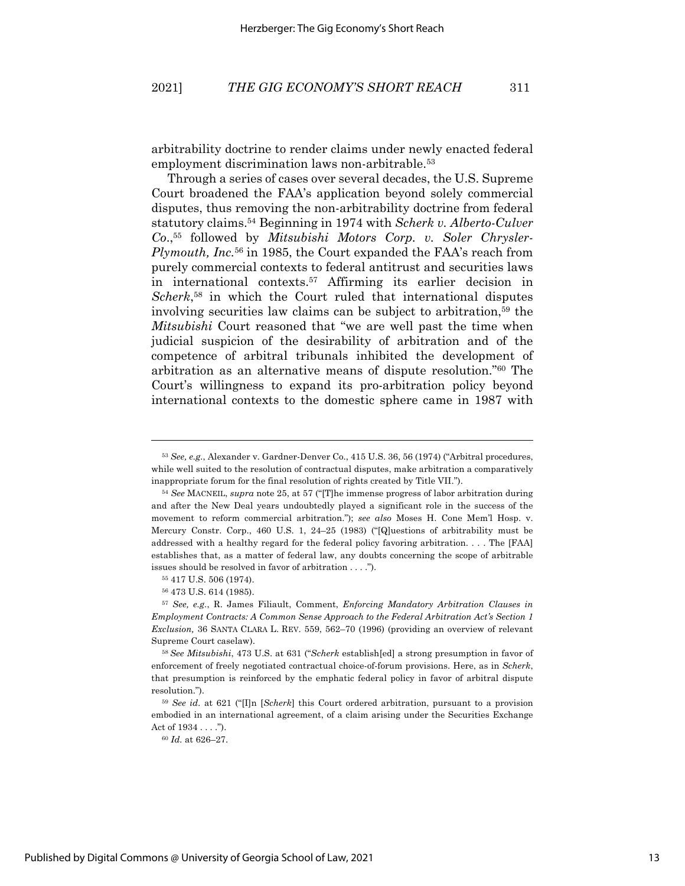arbitrability doctrine to render claims under newly enacted federal employment discrimination laws non-arbitrable.[53]

Through a series of cases over several decades, the U.S. Supreme Court broadened the FAA's application beyond solely commercial disputes, thus removing the non-arbitrability doctrine from federal statutory claims.[54] Beginning in 1974 with *Scherk v. Alberto-Culver Co.*,[55] followed by *Mitsubishi Motors Corp. v. Soler Chrysler-Plymouth, Inc.*[56] in 1985, the Court expanded the FAA's reach from purely commercial contexts to federal antitrust and securities laws in international contexts.[57] Affirming its earlier decision in *Scherk*,[58] in which the Court ruled that international disputes involving securities law claims can be subject to arbitration,[59] the *Mitsubishi* Court reasoned that "we are well past the time when judicial suspicion of the desirability of arbitration and of the competence of arbitral tribunals inhibited the development of arbitration as an alternative means of dispute resolution."[60] The Court's willingness to expand its pro-arbitration policy beyond international contexts to the domestic sphere came in 1987 with

---

[53] *See, e.g.*, Alexander v. Gardner-Denver Co., 415 U.S. 36, 56 (1974) ("Arbitral procedures, while well suited to the resolution of contractual disputes, make arbitration a comparatively inappropriate forum for the final resolution of rights created by Title VII.").

[54] *See* MACNEIL, *supra* note 25, at 57 ("[T]he immense progress of labor arbitration during and after the New Deal years undoubtedly played a significant role in the success of the movement to reform commercial arbitration."); *see also* Moses H. Cone Mem'l Hosp. v. Mercury Constr. Corp., 460 U.S. 1, 24–25 (1983) ("[Q]uestions of arbitrability must be addressed with a healthy regard for the federal policy favoring arbitration. . . . The [FAA] establishes that, as a matter of federal law, any doubts concerning the scope of arbitrable issues should be resolved in favor of arbitration . . . .").

[55] 417 U.S. 506 (1974).

[56] 473 U.S. 614 (1985).

[57] *See, e.g.*, R. James Filiault, Comment, *Enforcing Mandatory Arbitration Clauses in Employment Contracts: A Common Sense Approach to the Federal Arbitration Act's Section 1 Exclusion,* 36 SANTA CLARA L. REV. 559, 562–70 (1996) (providing an overview of relevant Supreme Court caselaw).

[58] *See Mitsubishi*, 473 U.S. at 631 ("*Scherk* establish[ed] a strong presumption in favor of enforcement of freely negotiated contractual choice-of-forum provisions. Here, as in *Scherk*, that presumption is reinforced by the emphatic federal policy in favor of arbitral dispute resolution.").

[59] *See id.* at 621 ("[I]n [*Scherk*] this Court ordered arbitration, pursuant to a provision embodied in an international agreement, of a claim arising under the Securities Exchange Act of 1934 . . . .").

[60] *Id.* at 626–27.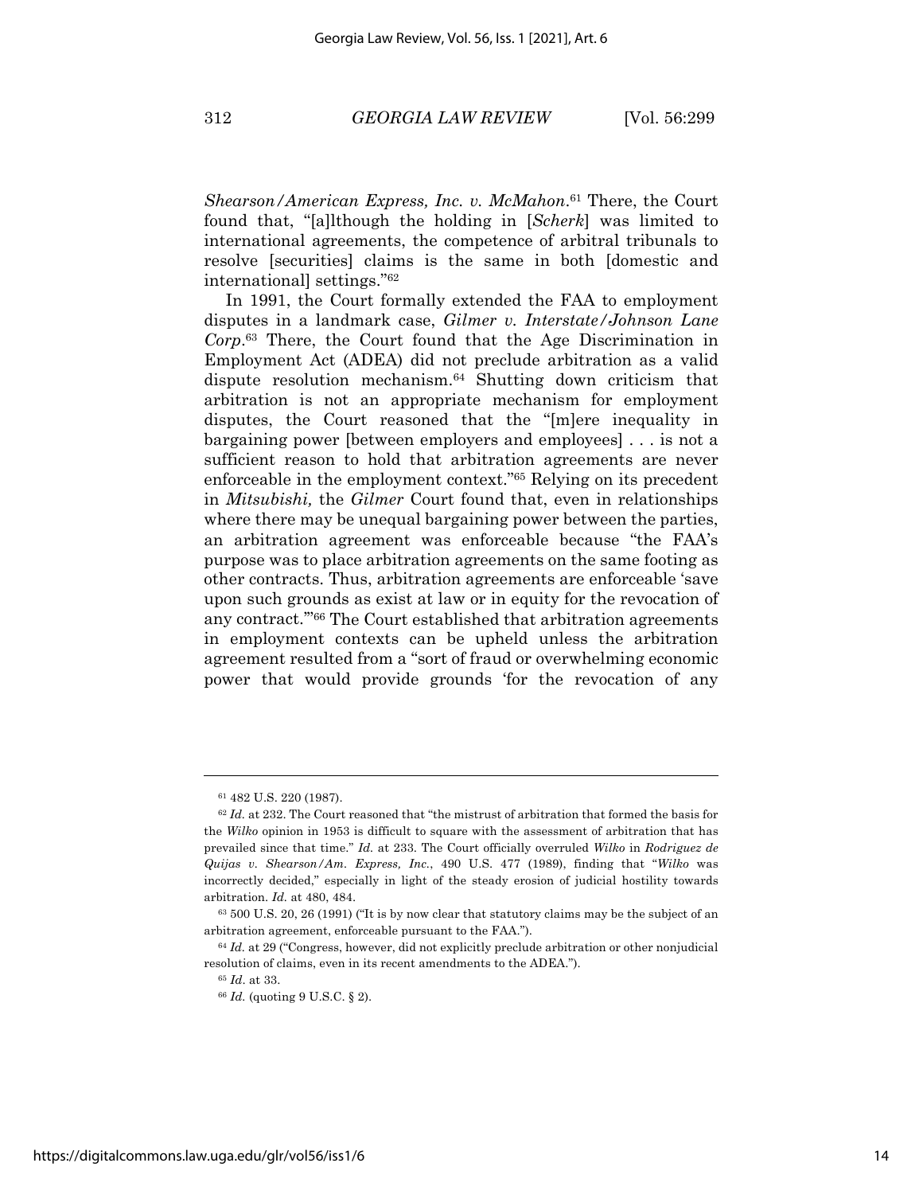*Shearson/American Express, Inc. v. McMahon*.[61] There, the Court found that, "[a]lthough the holding in [*Scherk*] was limited to international agreements, the competence of arbitral tribunals to resolve [securities] claims is the same in both [domestic and international] settings."[62]

In 1991, the Court formally extended the FAA to employment disputes in a landmark case, *Gilmer v. Interstate/Johnson Lane Corp*.[63] There, the Court found that the Age Discrimination in Employment Act (ADEA) did not preclude arbitration as a valid dispute resolution mechanism.[64] Shutting down criticism that arbitration is not an appropriate mechanism for employment disputes, the Court reasoned that the "[m]ere inequality in bargaining power [between employers and employees] . . . is not a sufficient reason to hold that arbitration agreements are never enforceable in the employment context."[65] Relying on its precedent in *Mitsubishi,* the *Gilmer* Court found that, even in relationships where there may be unequal bargaining power between the parties, an arbitration agreement was enforceable because "the FAA's purpose was to place arbitration agreements on the same footing as other contracts. Thus, arbitration agreements are enforceable 'save upon such grounds as exist at law or in equity for the revocation of any contract.'"[66] The Court established that arbitration agreements in employment contexts can be upheld unless the arbitration agreement resulted from a "sort of fraud or overwhelming economic power that would provide grounds 'for the revocation of any

---

[61] 482 U.S. 220 (1987).

[62] *Id.* at 232. The Court reasoned that "the mistrust of arbitration that formed the basis for the *Wilko* opinion in 1953 is difficult to square with the assessment of arbitration that has prevailed since that time." *Id.* at 233. The Court officially overruled *Wilko* in *Rodriguez de Quijas v. Shearson/Am. Express, Inc.*, 490 U.S. 477 (1989), finding that "*Wilko* was incorrectly decided," especially in light of the steady erosion of judicial hostility towards arbitration. *Id.* at 480, 484.

[63] 500 U.S. 20, 26 (1991) ("It is by now clear that statutory claims may be the subject of an arbitration agreement, enforceable pursuant to the FAA.").

[64] *Id.* at 29 ("Congress, however, did not explicitly preclude arbitration or other nonjudicial resolution of claims, even in its recent amendments to the ADEA.").

[65] *Id*. at 33.

[66] *Id.* (quoting 9 U.S.C. § 2).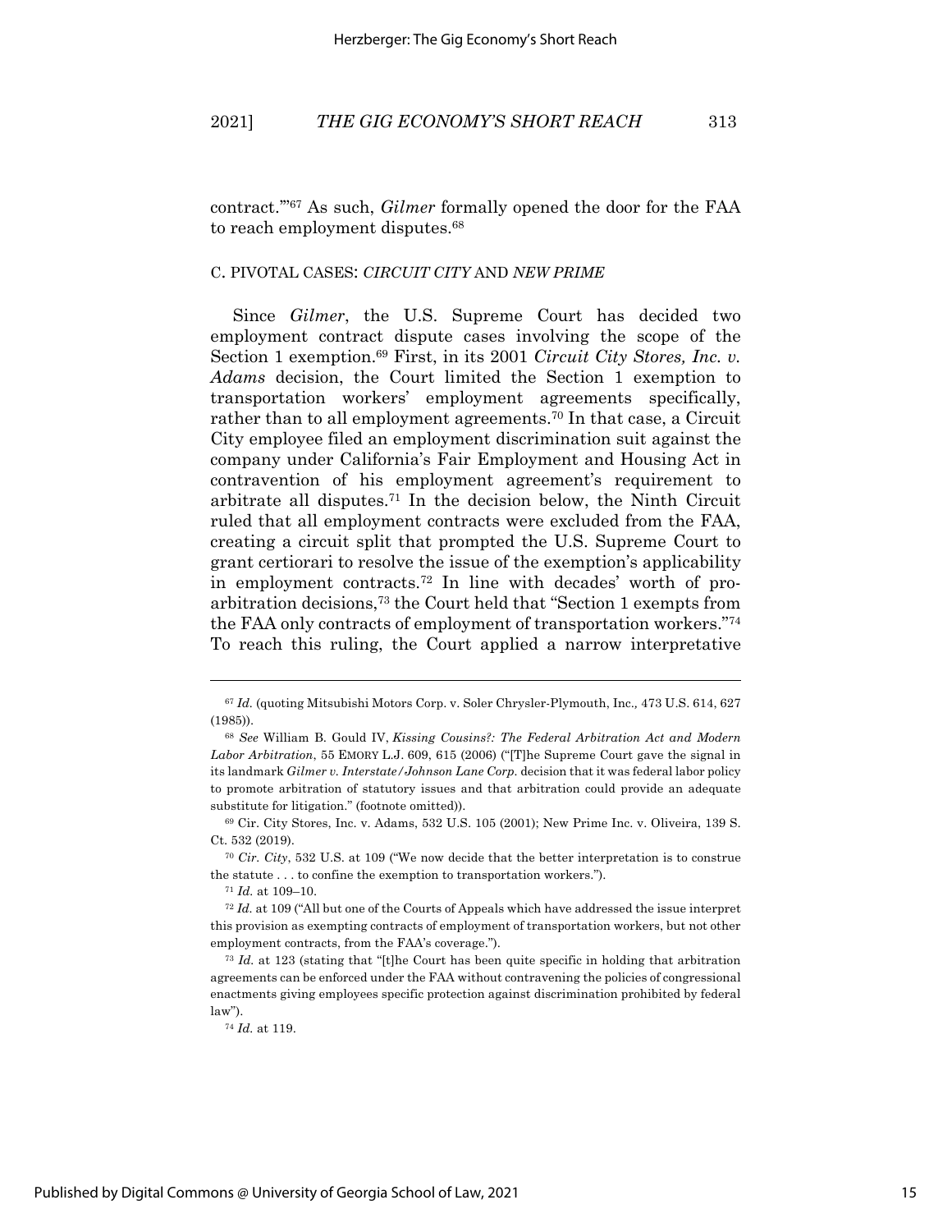contract.'"[67] As such, *Gilmer* formally opened the door for the FAA to reach employment disputes.[68]

### C. PIVOTAL CASES: *CIRCUIT CITY* AND *NEW PRIME*

Since *Gilmer*, the U.S. Supreme Court has decided two employment contract dispute cases involving the scope of the Section 1 exemption.[69] First, in its 2001 *Circuit City Stores, Inc. v. Adams* decision, the Court limited the Section 1 exemption to transportation workers' employment agreements specifically, rather than to all employment agreements.[70] In that case, a Circuit City employee filed an employment discrimination suit against the company under California's Fair Employment and Housing Act in contravention of his employment agreement's requirement to arbitrate all disputes.[71] In the decision below, the Ninth Circuit ruled that all employment contracts were excluded from the FAA, creating a circuit split that prompted the U.S. Supreme Court to grant certiorari to resolve the issue of the exemption's applicability in employment contracts.[72] In line with decades' worth of pro-arbitration decisions,[73] the Court held that "Section 1 exempts from the FAA only contracts of employment of transportation workers."[74] To reach this ruling, the Court applied a narrow interpretative

---

[67] *Id.* (quoting Mitsubishi Motors Corp. v. Soler Chrysler-Plymouth, Inc., 473 U.S. 614, 627 (1985)).

[68] *See* William B. Gould IV, *Kissing Cousins?: The Federal Arbitration Act and Modern Labor Arbitration*, 55 EMORY L.J. 609, 615 (2006) ("[T]he Supreme Court gave the signal in its landmark *Gilmer v. Interstate/Johnson Lane Corp.* decision that it was federal labor policy to promote arbitration of statutory issues and that arbitration could provide an adequate substitute for litigation." (footnote omitted)).

[69] Cir. City Stores, Inc. v. Adams, 532 U.S. 105 (2001); New Prime Inc. v. Oliveira, 139 S. Ct. 532 (2019).

[70] *Cir. City*, 532 U.S. at 109 ("We now decide that the better interpretation is to construe the statute . . . to confine the exemption to transportation workers.").

[71] *Id.* at 109–10.

[72] *Id.* at 109 ("All but one of the Courts of Appeals which have addressed the issue interpret this provision as exempting contracts of employment of transportation workers, but not other employment contracts, from the FAA's coverage.").

[73] *Id.* at 123 (stating that "[t]he Court has been quite specific in holding that arbitration agreements can be enforced under the FAA without contravening the policies of congressional enactments giving employees specific protection against discrimination prohibited by federal law").

[74] *Id.* at 119.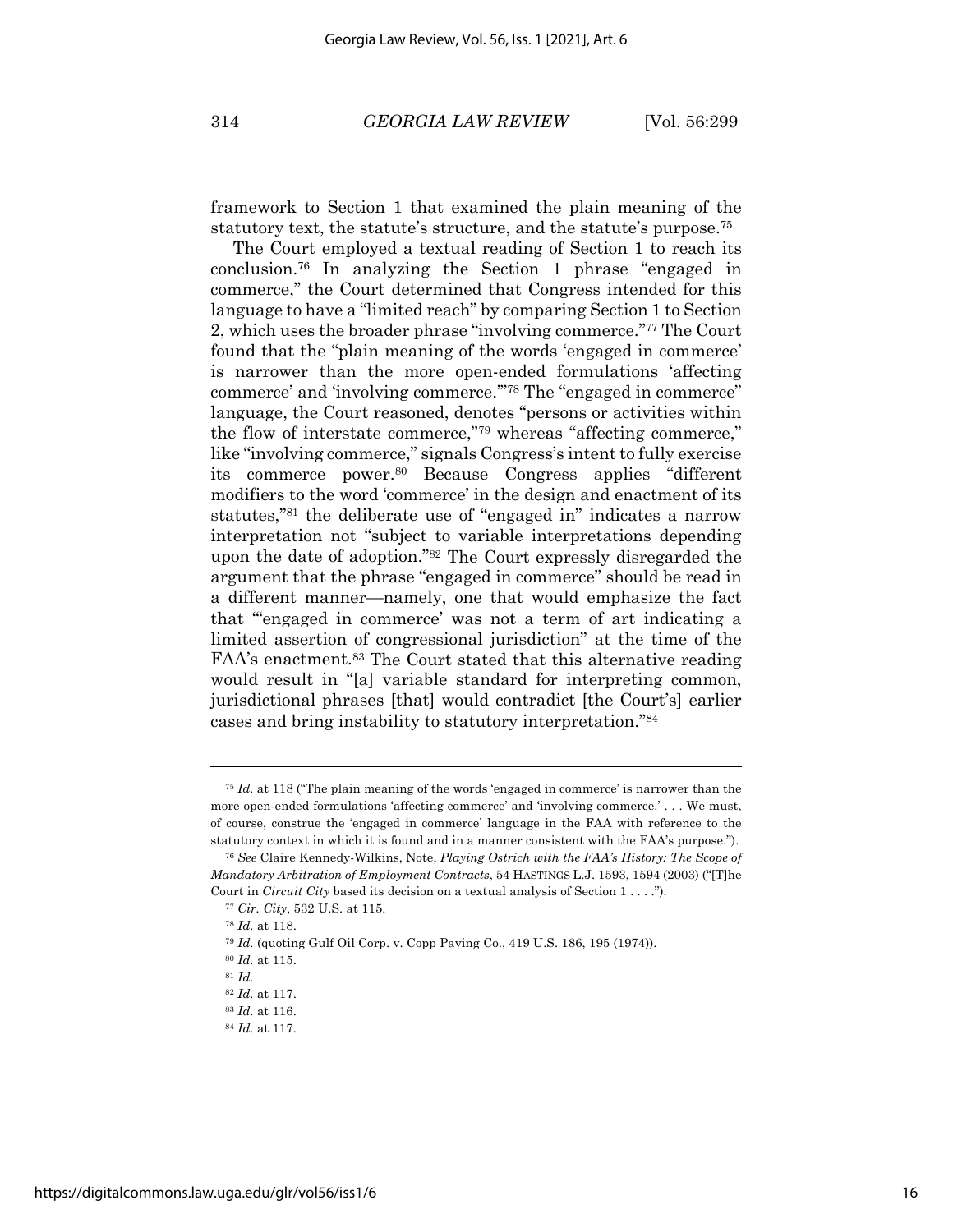framework to Section 1 that examined the plain meaning of the statutory text, the statute's structure, and the statute's purpose.[75]

The Court employed a textual reading of Section 1 to reach its conclusion.[76] In analyzing the Section 1 phrase "engaged in commerce," the Court determined that Congress intended for this language to have a "limited reach" by comparing Section 1 to Section 2, which uses the broader phrase "involving commerce."[77] The Court found that the "plain meaning of the words 'engaged in commerce' is narrower than the more open-ended formulations 'affecting commerce' and 'involving commerce.'"[78] The "engaged in commerce" language, the Court reasoned, denotes "persons or activities within the flow of interstate commerce,"[79] whereas "affecting commerce," like "involving commerce," signals Congress's intent to fully exercise its commerce power.[80] Because Congress applies "different modifiers to the word 'commerce' in the design and enactment of its statutes,"[81] the deliberate use of "engaged in" indicates a narrow interpretation not "subject to variable interpretations depending upon the date of adoption."[82] The Court expressly disregarded the argument that the phrase "engaged in commerce" should be read in a different manner—namely, one that would emphasize the fact that "'engaged in commerce' was not a term of art indicating a limited assertion of congressional jurisdiction" at the time of the FAA's enactment.[83] The Court stated that this alternative reading would result in "[a] variable standard for interpreting common, jurisdictional phrases [that] would contradict [the Court's] earlier cases and bring instability to statutory interpretation."[84]

---

[75] *Id.* at 118 ("The plain meaning of the words 'engaged in commerce' is narrower than the more open-ended formulations 'affecting commerce' and 'involving commerce.' . . . We must, of course, construe the 'engaged in commerce' language in the FAA with reference to the statutory context in which it is found and in a manner consistent with the FAA's purpose.").

[76] *See* Claire Kennedy-Wilkins, Note, *Playing Ostrich with the FAA's History: The Scope of Mandatory Arbitration of Employment Contracts*, 54 HASTINGS L.J. 1593, 1594 (2003) ("[T]he Court in *Circuit City* based its decision on a textual analysis of Section 1 . . . .").

[77] *Cir. City*, 532 U.S. at 115.

[78] *Id.* at 118.

[79] *Id.* (quoting Gulf Oil Corp. v. Copp Paving Co., 419 U.S. 186, 195 (1974)).

[80] *Id.* at 115.

[81] *Id.*

[82] *Id.* at 117.

[83] *Id.* at 116.

[84] *Id.* at 117.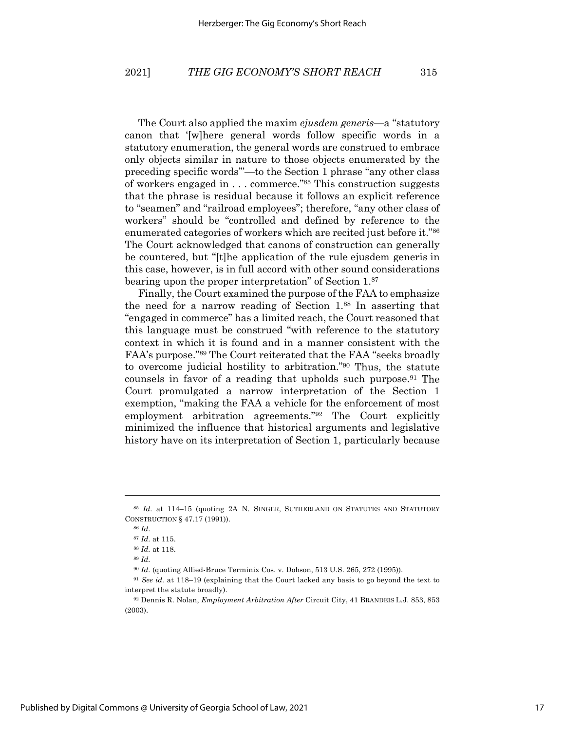The Court also applied the maxim *ejusdem generis*—a "statutory canon that '[w]here general words follow specific words in a statutory enumeration, the general words are construed to embrace only objects similar in nature to those objects enumerated by the preceding specific words'"—to the Section 1 phrase "any other class of workers engaged in . . . commerce."[85] This construction suggests that the phrase is residual because it follows an explicit reference to "seamen" and "railroad employees"; therefore, "any other class of workers" should be "controlled and defined by reference to the enumerated categories of workers which are recited just before it."[86] The Court acknowledged that canons of construction can generally be countered, but "[t]he application of the rule ejusdem generis in this case, however, is in full accord with other sound considerations bearing upon the proper interpretation" of Section 1.[87]

Finally, the Court examined the purpose of the FAA to emphasize the need for a narrow reading of Section 1.[88] In asserting that "engaged in commerce" has a limited reach, the Court reasoned that this language must be construed "with reference to the statutory context in which it is found and in a manner consistent with the FAA's purpose."[89] The Court reiterated that the FAA "seeks broadly to overcome judicial hostility to arbitration."[90] Thus, the statute counsels in favor of a reading that upholds such purpose.[91] The Court promulgated a narrow interpretation of the Section 1 exemption, "making the FAA a vehicle for the enforcement of most employment arbitration agreements."[92] The Court explicitly minimized the influence that historical arguments and legislative history have on its interpretation of Section 1, particularly because

---

[85] *Id.* at 114–15 (quoting 2A N. SINGER, SUTHERLAND ON STATUTES AND STATUTORY CONSTRUCTION § 47.17 (1991)).

[86] *Id.*

[87] *Id.* at 115.

[88] *Id.* at 118.

[89] *Id.*

[90] *Id.* (quoting Allied-Bruce Terminix Cos. v. Dobson, 513 U.S. 265, 272 (1995)).

[91] *See id.* at 118–19 (explaining that the Court lacked any basis to go beyond the text to interpret the statute broadly).

[92] Dennis R. Nolan, *Employment Arbitration After* Circuit City, 41 BRANDEIS L.J. 853, 853 (2003).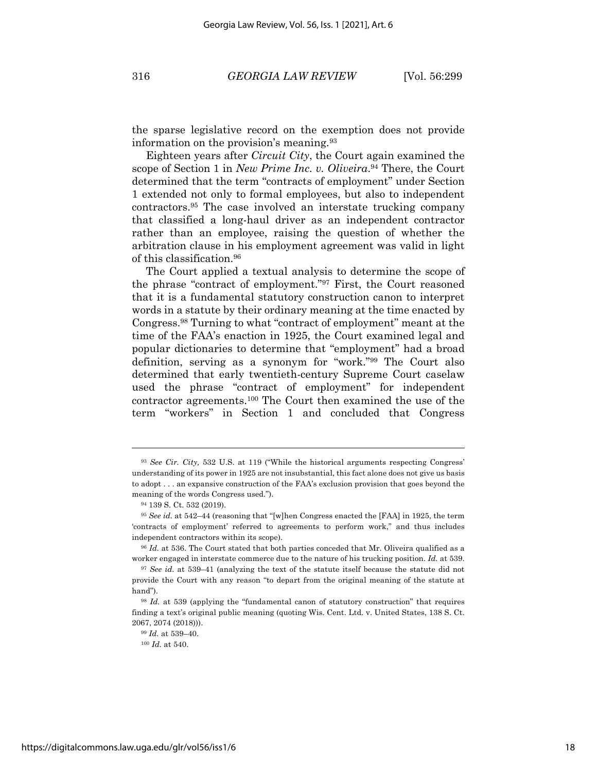the sparse legislative record on the exemption does not provide information on the provision's meaning.[93]

Eighteen years after *Circuit City*, the Court again examined the scope of Section 1 in *New Prime Inc. v. Oliveira*.[94] There, the Court determined that the term "contracts of employment" under Section 1 extended not only to formal employees, but also to independent contractors.[95] The case involved an interstate trucking company that classified a long-haul driver as an independent contractor rather than an employee, raising the question of whether the arbitration clause in his employment agreement was valid in light of this classification.[96]

The Court applied a textual analysis to determine the scope of the phrase "contract of employment."[97] First, the Court reasoned that it is a fundamental statutory construction canon to interpret words in a statute by their ordinary meaning at the time enacted by Congress.[98] Turning to what "contract of employment" meant at the time of the FAA's enactment in 1925, the Court examined legal and popular dictionaries to determine that "employment" had a broad definition, serving as a synonym for "work."[99] The Court also determined that early twentieth-century Supreme Court caselaw used the phrase "contract of employment" for independent contractor agreements.[100] The Court then examined the use of the term "workers" in Section 1 and concluded that Congress

---

[93] *See Cir. City,* 532 U.S. at 119 ("While the historical arguments respecting Congress' understanding of its power in 1925 are not insubstantial, this fact alone does not give us basis to adopt . . . an expansive construction of the FAA's exclusion provision that goes beyond the meaning of the words Congress used.").

[94] 139 S. Ct. 532 (2019).

[95] *See id.* at 542–44 (reasoning that "[w]hen Congress enacted the [FAA] in 1925, the term 'contracts of employment' referred to agreements to perform work," and thus includes independent contractors within its scope).

[96] *Id.* at 536. The Court stated that both parties conceded that Mr. Oliveira qualified as a worker engaged in interstate commerce due to the nature of his trucking position. *Id.* at 539.

[97] *See id.* at 539–41 (analyzing the text of the statute itself because the statute did not provide the Court with any reason "to depart from the original meaning of the statute at hand").

[98] *Id.* at 539 (applying the "fundamental canon of statutory construction" that requires finding a text's original public meaning (quoting Wis. Cent. Ltd. v. United States, 138 S. Ct. 2067, 2074 (2018))).

[99] *Id.* at 539–40.

[100] *Id.* at 540.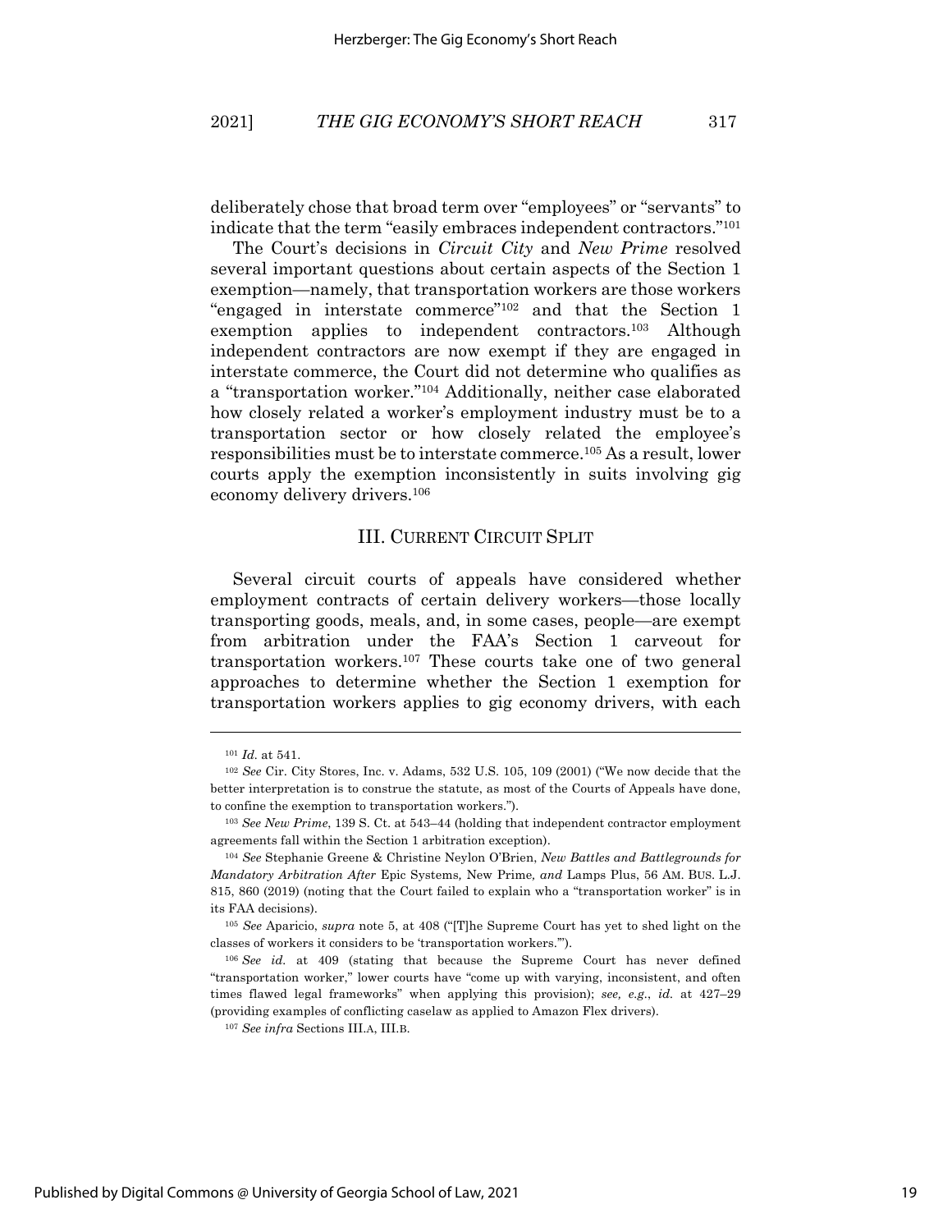deliberately chose that broad term over "employees" or "servants" to indicate that the term "easily embraces independent contractors."[101]

The Court's decisions in *Circuit City* and *New Prime* resolved several important questions about certain aspects of the Section 1 exemption—namely, that transportation workers are those workers "engaged in interstate commerce"[102] and that the Section 1 exemption applies to independent contractors.[103] Although independent contractors are now exempt if they are engaged in interstate commerce, the Court did not determine who qualifies as a "transportation worker."[104] Additionally, neither case elaborated how closely related a worker's employment industry must be to a transportation sector or how closely related the employee's responsibilities must be to interstate commerce.[105] As a result, lower courts apply the exemption inconsistently in suits involving gig economy delivery drivers.[106]

## III. CURRENT CIRCUIT SPLIT

Several circuit courts of appeals have considered whether employment contracts of certain delivery workers—those locally transporting goods, meals, and, in some cases, people—are exempt from arbitration under the FAA's Section 1 carveout for transportation workers.[107] These courts take one of two general approaches to determine whether the Section 1 exemption for transportation workers applies to gig economy drivers, with each

---

[101] *Id.* at 541.

[102] *See* Cir. City Stores, Inc. v. Adams, 532 U.S. 105, 109 (2001) ("We now decide that the better interpretation is to construe the statute, as most of the Courts of Appeals have done, to confine the exemption to transportation workers.").

[103] *See New Prime*, 139 S. Ct. at 543–44 (holding that independent contractor employment agreements fall within the Section 1 arbitration exception).

[104] *See* Stephanie Greene & Christine Neylon O'Brien, *New Battles and Battlegrounds for Mandatory Arbitration After* Epic Systems*,* New Prime*, and* Lamps Plus, 56 AM. BUS. L.J. 815, 860 (2019) (noting that the Court failed to explain who a "transportation worker" is in its FAA decisions).

[105] *See* Aparicio, *supra* note 5, at 408 ("[T]he Supreme Court has yet to shed light on the classes of workers it considers to be 'transportation workers.'").

[106] *See id.* at 409 (stating that because the Supreme Court has never defined "transportation worker," lower courts have "come up with varying, inconsistent, and often times flawed legal frameworks" when applying this provision); *see, e.g.*, *id.* at 427–29 (providing examples of conflicting caselaw as applied to Amazon Flex drivers).

[107] *See infra* Sections III.A, III.B.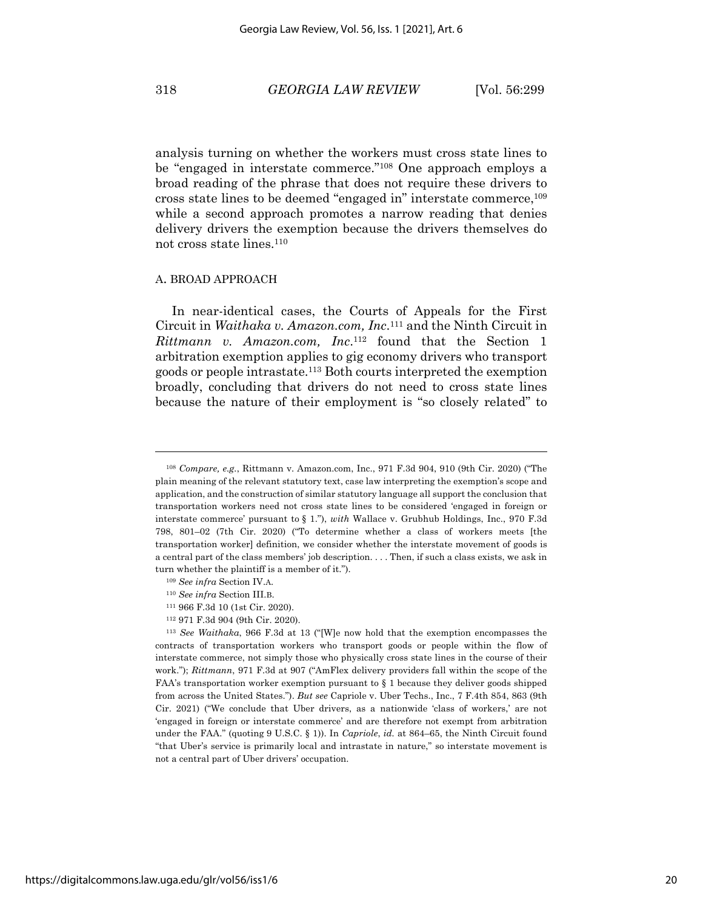analysis turning on whether the workers must cross state lines to be "engaged in interstate commerce."[108] One approach employs a broad reading of the phrase that does not require these drivers to cross state lines to be deemed "engaged in" interstate commerce,[109] while a second approach promotes a narrow reading that denies delivery drivers the exemption because the drivers themselves do not cross state lines.[110]

### A. BROAD APPROACH

In near-identical cases, the Courts of Appeals for the First Circuit in *Waithaka v. Amazon.com, Inc*.[111] and the Ninth Circuit in *Rittmann v. Amazon.com, Inc*.[112] found that the Section 1 arbitration exemption applies to gig economy drivers who transport goods or people intrastate.[113] Both courts interpreted the exemption broadly, concluding that drivers do not need to cross state lines because the nature of their employment is "so closely related" to

---

[108] *Compare, e.g.*, Rittmann v. Amazon.com, Inc., 971 F.3d 904, 910 (9th Cir. 2020) ("The plain meaning of the relevant statutory text, case law interpreting the exemption's scope and application, and the construction of similar statutory language all support the conclusion that transportation workers need not cross state lines to be considered 'engaged in foreign or interstate commerce' pursuant to § 1."), *with* Wallace v. Grubhub Holdings, Inc., 970 F.3d 798, 801–02 (7th Cir. 2020) ("To determine whether a class of workers meets [the transportation worker] definition, we consider whether the interstate movement of goods is a central part of the class members' job description. . . . Then, if such a class exists, we ask in turn whether the plaintiff is a member of it.").

[109] *See infra* Section IV.A.

[110] *See infra* Section III.B.

[111] 966 F.3d 10 (1st Cir. 2020).

[112] 971 F.3d 904 (9th Cir. 2020).

[113] *See Waithaka*, 966 F.3d at 13 ("[W]e now hold that the exemption encompasses the contracts of transportation workers who transport goods or people within the flow of interstate commerce, not simply those who physically cross state lines in the course of their work."); *Rittmann*, 971 F.3d at 907 ("AmFlex delivery providers fall within the scope of the FAA's transportation worker exemption pursuant to § 1 because they deliver goods shipped from across the United States."). *But see* Capriole v. Uber Techs., Inc., 7 F.4th 854, 863 (9th Cir. 2021) ("We conclude that Uber drivers, as a nationwide 'class of workers,' are not 'engaged in foreign or interstate commerce' and are therefore not exempt from arbitration under the FAA." (quoting 9 U.S.C. § 1)). In *Capriole*, *id.* at 864–65, the Ninth Circuit found "that Uber's service is primarily local and intrastate in nature," so interstate movement is not a central part of Uber drivers' occupation.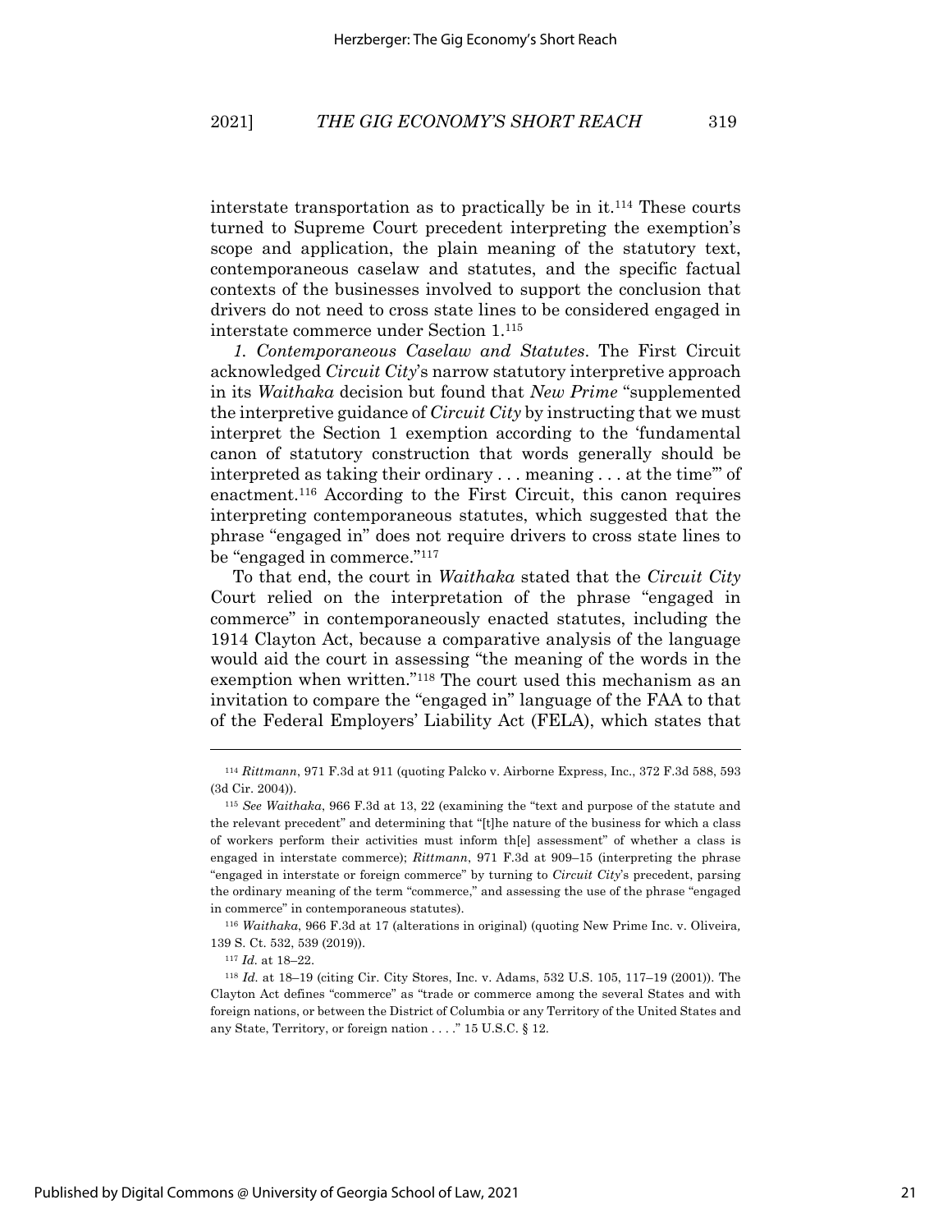interstate transportation as to practically be in it.[114] These courts turned to Supreme Court precedent interpreting the exemption's scope and application, the plain meaning of the statutory text, contemporaneous caselaw and statutes, and the specific factual contexts of the businesses involved to support the conclusion that drivers do not need to cross state lines to be considered engaged in interstate commerce under Section 1.[115]

*1. Contemporaneous Caselaw and Statutes*. The First Circuit acknowledged *Circuit City*'s narrow statutory interpretive approach in its *Waithaka* decision but found that *New Prime* "supplemented the interpretive guidance of *Circuit City* by instructing that we must interpret the Section 1 exemption according to the 'fundamental canon of statutory construction that words generally should be interpreted as taking their ordinary . . . meaning . . . at the time'" of enactment.[116] According to the First Circuit, this canon requires interpreting contemporaneous statutes, which suggested that the phrase "engaged in" does not require drivers to cross state lines to be "engaged in commerce."[117]

To that end, the court in *Waithaka* stated that the *Circuit City* Court relied on the interpretation of the phrase "engaged in commerce" in contemporaneously enacted statutes, including the 1914 Clayton Act, because a comparative analysis of the language would aid the court in assessing "the meaning of the words in the exemption when written."[118] The court used this mechanism as an invitation to compare the "engaged in" language of the FAA to that of the Federal Employers' Liability Act (FELA), which states that

---

[114] *Rittmann*, 971 F.3d at 911 (quoting Palcko v. Airborne Express, Inc., 372 F.3d 588, 593 (3d Cir. 2004)).

[115] *See Waithaka*, 966 F.3d at 13, 22 (examining the "text and purpose of the statute and the relevant precedent" and determining that "[t]he nature of the business for which a class of workers perform their activities must inform th[e] assessment" of whether a class is engaged in interstate commerce); *Rittmann*, 971 F.3d at 909–15 (interpreting the phrase "engaged in interstate or foreign commerce" by turning to *Circuit City*'s precedent, parsing the ordinary meaning of the term "commerce," and assessing the use of the phrase "engaged in commerce" in contemporaneous statutes).

[116] *Waithaka*, 966 F.3d at 17 (alterations in original) (quoting New Prime Inc. v. Oliveira, 139 S. Ct. 532, 539 (2019)).

[117] *Id.* at 18–22.

[118] *Id.* at 18–19 (citing Cir. City Stores, Inc. v. Adams, 532 U.S. 105, 117–19 (2001)). The Clayton Act defines "commerce" as "trade or commerce among the several States and with foreign nations, or between the District of Columbia or any Territory of the United States and any State, Territory, or foreign nation . . . ." 15 U.S.C. § 12.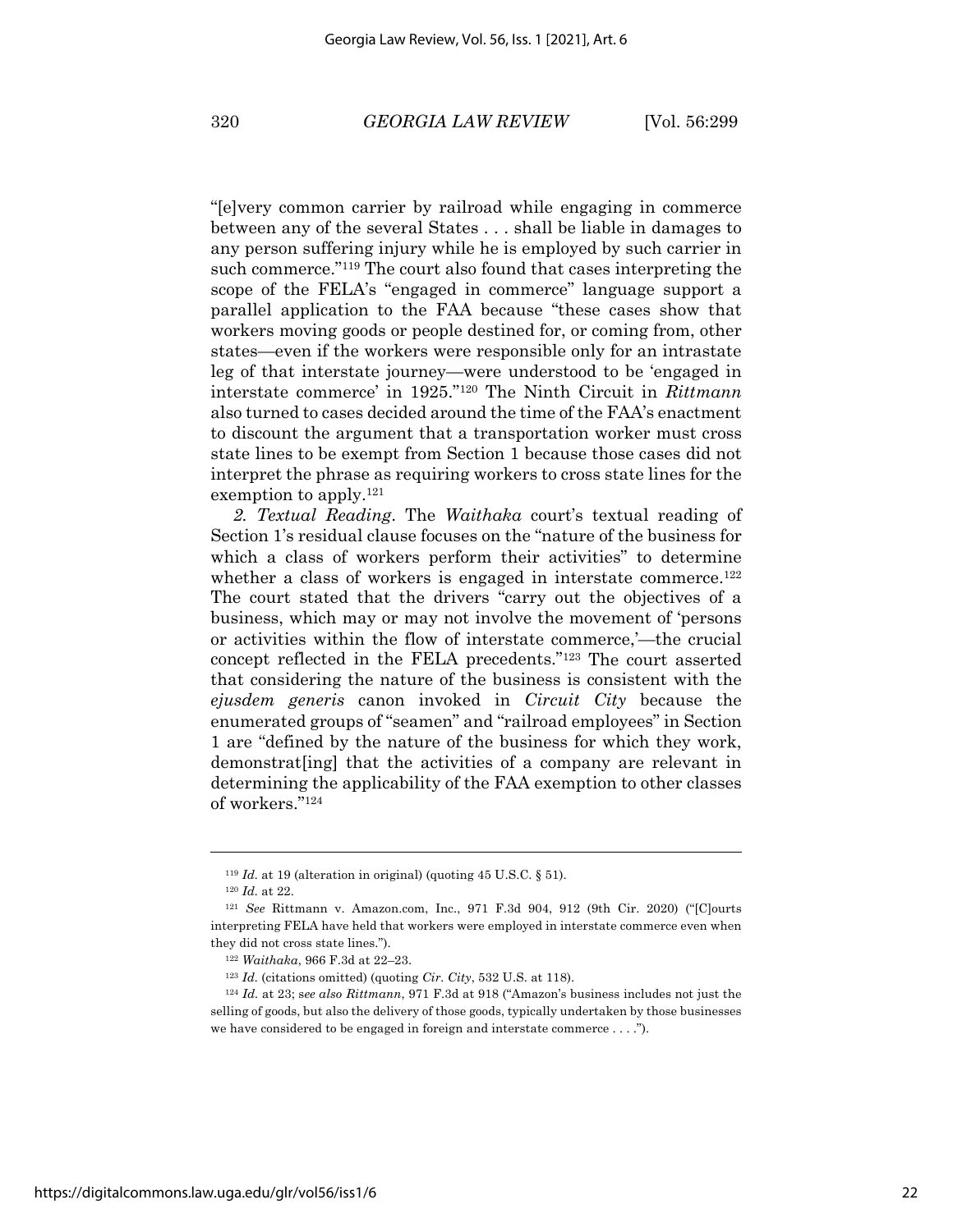"[e]very common carrier by railroad while engaging in commerce between any of the several States . . . shall be liable in damages to any person suffering injury while he is employed by such carrier in such commerce."[119] The court also found that cases interpreting the scope of the FELA's "engaged in commerce" language support a parallel application to the FAA because "these cases show that workers moving goods or people destined for, or coming from, other states—even if the workers were responsible only for an intrastate leg of that interstate journey—were understood to be 'engaged in interstate commerce' in 1925."[120] The Ninth Circuit in *Rittmann* also turned to cases decided around the time of the FAA's enactment to discount the argument that a transportation worker must cross state lines to be exempt from Section 1 because those cases did not interpret the phrase as requiring workers to cross state lines for the exemption to apply.[121]

*2. Textual Reading*. The *Waithaka* court's textual reading of Section 1's residual clause focuses on the "nature of the business for which a class of workers perform their activities" to determine whether a class of workers is engaged in interstate commerce.[122] The court stated that the drivers "carry out the objectives of a business, which may or may not involve the movement of 'persons or activities within the flow of interstate commerce,'—the crucial concept reflected in the FELA precedents."[123] The court asserted that considering the nature of the business is consistent with the *ejusdem generis* canon invoked in *Circuit City* because the enumerated groups of "seamen" and "railroad employees" in Section 1 are "defined by the nature of the business for which they work, demonstrat[ing] that the activities of a company are relevant in determining the applicability of the FAA exemption to other classes of workers."[124]

---

[119] *Id.* at 19 (alteration in original) (quoting 45 U.S.C. § 51).

[120] *Id.* at 22.

[121] *See* Rittmann v. Amazon.com, Inc., 971 F.3d 904, 912 (9th Cir. 2020) ("[C]ourts interpreting FELA have held that workers were employed in interstate commerce even when they did not cross state lines.").

[122] *Waithaka*, 966 F.3d at 22–23.

[123] *Id.* (citations omitted) (quoting *Cir. City*, 532 U.S. at 118).

[124] *Id.* at 23; s*ee also Rittmann*, 971 F.3d at 918 ("Amazon's business includes not just the selling of goods, but also the delivery of those goods, typically undertaken by those businesses we have considered to be engaged in foreign and interstate commerce . . . .").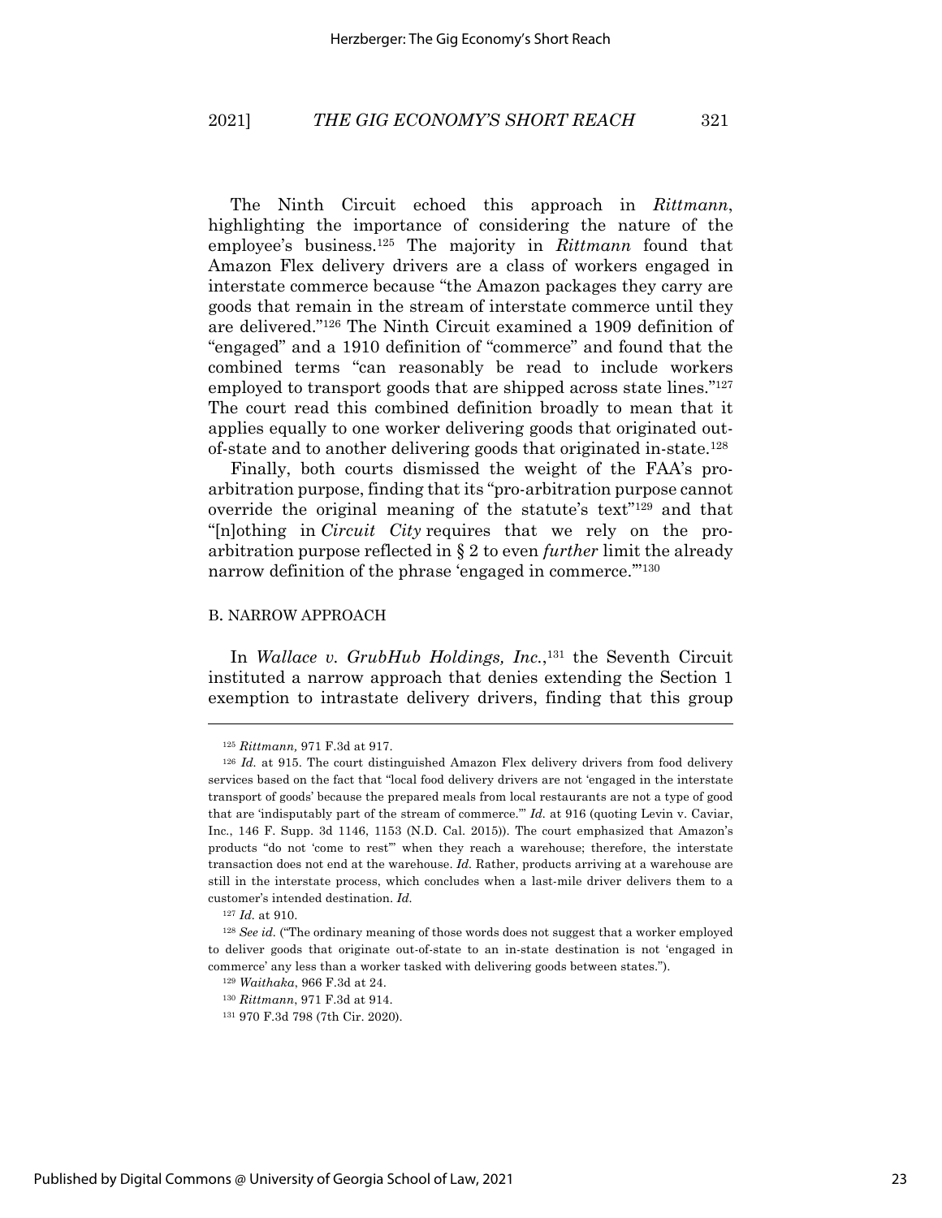The Ninth Circuit echoed this approach in *Rittmann*, highlighting the importance of considering the nature of the employee's business.[125] The majority in *Rittmann* found that Amazon Flex delivery drivers are a class of workers engaged in interstate commerce because "the Amazon packages they carry are goods that remain in the stream of interstate commerce until they are delivered."[126] The Ninth Circuit examined a 1909 definition of "engaged" and a 1910 definition of "commerce" and found that the combined terms "can reasonably be read to include workers employed to transport goods that are shipped across state lines."[127] The court read this combined definition broadly to mean that it applies equally to one worker delivering goods that originated out-of-state and to another delivering goods that originated in-state.[128]

Finally, both courts dismissed the weight of the FAA's pro-arbitration purpose, finding that its "pro-arbitration purpose cannot override the original meaning of the statute's text"[129] and that "[n]othing in *Circuit City* requires that we rely on the pro-arbitration purpose reflected in § 2 to even *further* limit the already narrow definition of the phrase 'engaged in commerce.'"[130]

### B. NARROW APPROACH

In *Wallace v. GrubHub Holdings, Inc.*,[131] the Seventh Circuit instituted a narrow approach that denies extending the Section 1 exemption to intrastate delivery drivers, finding that this group

---

[125] *Rittmann*, 971 F.3d at 917.

[126] *Id.* at 915. The court distinguished Amazon Flex delivery drivers from food delivery services based on the fact that "local food delivery drivers are not 'engaged in the interstate transport of goods' because the prepared meals from local restaurants are not a type of good that are 'indisputably part of the stream of commerce.'" *Id.* at 916 (quoting Levin v. Caviar, Inc., 146 F. Supp. 3d 1146, 1153 (N.D. Cal. 2015)). The court emphasized that Amazon's products "do not 'come to rest'" when they reach a warehouse; therefore, the interstate transaction does not end at the warehouse. *Id.* Rather, products arriving at a warehouse are still in the interstate process, which concludes when a last-mile driver delivers them to a customer's intended destination. *Id.*

[127] *Id.* at 910.

[128] *See id.* ("The ordinary meaning of those words does not suggest that a worker employed to deliver goods that originate out-of-state to an in-state destination is not 'engaged in commerce' any less than a worker tasked with delivering goods between states.").

[129] *Waithaka*, 966 F.3d at 24.

[130] *Rittmann*, 971 F.3d at 914.

[131] 970 F.3d 798 (7th Cir. 2020).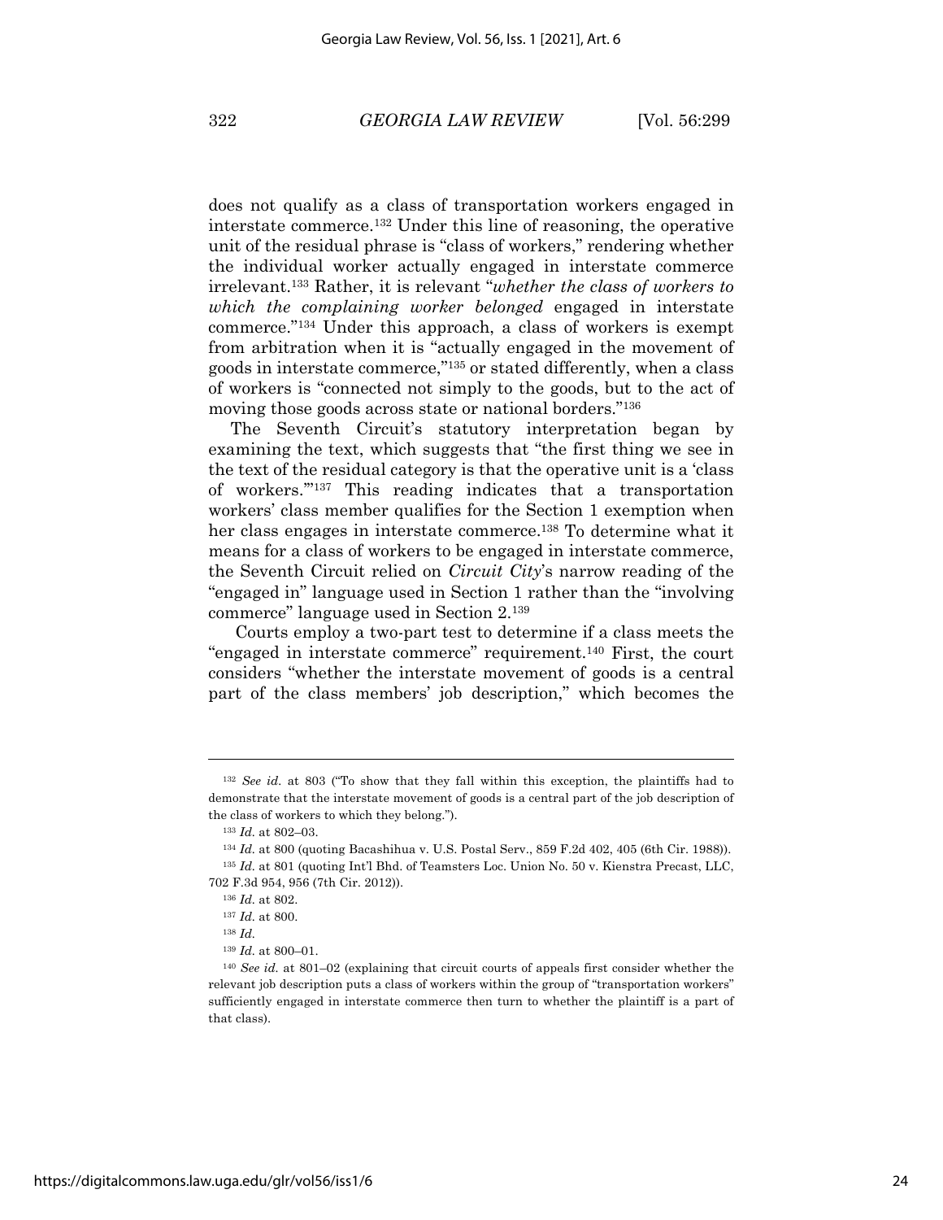does not qualify as a class of transportation workers engaged in interstate commerce.[132] Under this line of reasoning, the operative unit of the residual phrase is "class of workers," rendering whether the individual worker actually engaged in interstate commerce irrelevant.[133] Rather, it is relevant "*whether the class of workers to which the complaining worker belonged* engaged in interstate commerce."[134] Under this approach, a class of workers is exempt from arbitration when it is "actually engaged in the movement of goods in interstate commerce,"[135] or stated differently, when a class of workers is "connected not simply to the goods, but to the act of moving those goods across state or national borders."[136]

The Seventh Circuit's statutory interpretation began by examining the text, which suggests that "the first thing we see in the text of the residual category is that the operative unit is a 'class of workers.'"[137] This reading indicates that a transportation workers' class member qualifies for the Section 1 exemption when her class engages in interstate commerce.[138] To determine what it means for a class of workers to be engaged in interstate commerce, the Seventh Circuit relied on *Circuit City*'s narrow reading of the "engaged in" language used in Section 1 rather than the "involving commerce" language used in Section 2.[139]

Courts employ a two-part test to determine if a class meets the "engaged in interstate commerce" requirement.[140] First, the court considers "whether the interstate movement of goods is a central part of the class members' job description," which becomes the

---

[132] *See id*. at 803 ("To show that they fall within this exception, the plaintiffs had to demonstrate that the interstate movement of goods is a central part of the job description of the class of workers to which they belong.").

[133] *Id.* at 802–03.

[134] *Id.* at 800 (quoting Bacashihua v. U.S. Postal Serv., 859 F.2d 402, 405 (6th Cir. 1988)).

[135] *Id.* at 801 (quoting Int'l Bhd. of Teamsters Loc. Union No. 50 v. Kienstra Precast, LLC, 702 F.3d 954, 956 (7th Cir. 2012)).

[136] *Id.* at 802.

[137] *Id.* at 800.

[138] *Id.*

[139] *Id.* at 800–01.

[140] *See id.* at 801–02 (explaining that circuit courts of appeals first consider whether the relevant job description puts a class of workers within the group of "transportation workers" sufficiently engaged in interstate commerce then turn to whether the plaintiff is a part of that class).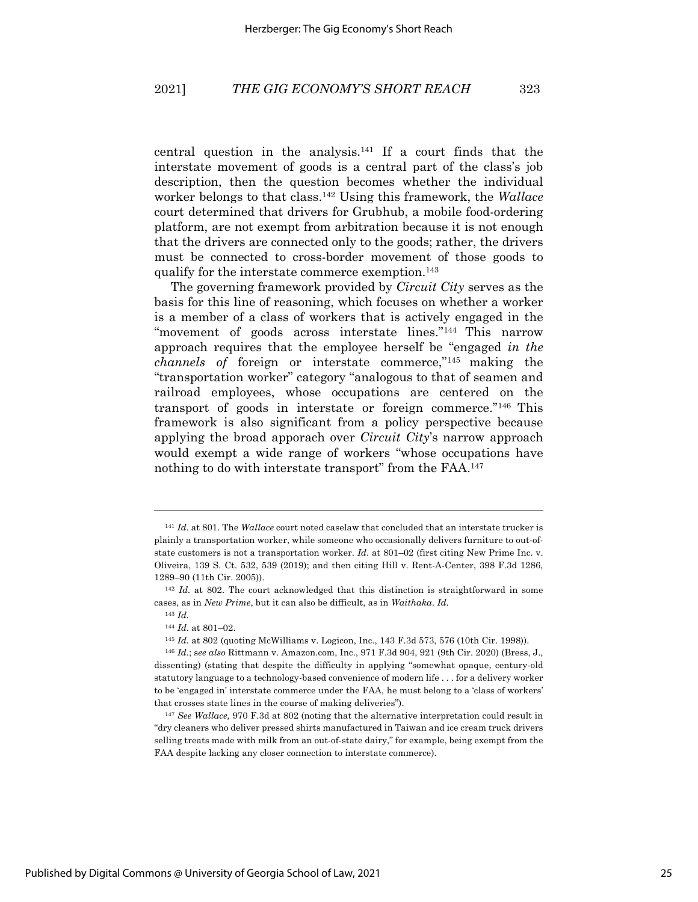central question in the analysis.[141] If a court finds that the interstate movement of goods is a central part of the class's job description, then the question becomes whether the individual worker belongs to that class.[142] Using this framework, the *Wallace* court determined that drivers for Grubhub, a mobile food-ordering platform, are not exempt from arbitration because it is not enough that the drivers are connected only to the goods; rather, the drivers must be connected to cross-border movement of those goods to qualify for the interstate commerce exemption.[143]

The governing framework provided by *Circuit City* serves as the basis for this line of reasoning, which focuses on whether a worker is a member of a class of workers that is actively engaged in the "movement of goods across interstate lines."[144] This narrow approach requires that the employee herself be "engaged *in the channels of* foreign or interstate commerce,"[145] making the "transportation worker" category "analogous to that of seamen and railroad employees, whose occupations are centered on the transport of goods in interstate or foreign commerce."[146] This framework is also significant from a policy perspective because applying the broad apporach over *Circuit City*'s narrow approach would exempt a wide range of workers "whose occupations have nothing to do with interstate transport" from the FAA.[147]

---

[141] *Id.* at 801. The *Wallace* court noted caselaw that concluded that an interstate trucker is plainly a transportation worker, while someone who occasionally delivers furniture to out-of-state customers is not a transportation worker. *Id.* at 801–02 (first citing New Prime Inc. v. Oliveira, 139 S. Ct. 532, 539 (2019); and then citing Hill v. Rent-A-Center, 398 F.3d 1286, 1289–90 (11th Cir. 2005)).

[142] *Id.* at 802. The court acknowledged that this distinction is straightforward in some cases, as in *New Prime*, but it can also be difficult, as in *Waithaka*. *Id.*

[143] *Id.*

[144] *Id.* at 801–02.

[145] *Id.* at 802 (quoting McWilliams v. Logicon, Inc., 143 F.3d 573, 576 (10th Cir. 1998)).

[146] *Id.*; *see also* Rittmann v. Amazon.com, Inc., 971 F.3d 904, 921 (9th Cir. 2020) (Bress, J., dissenting) (stating that despite the difficulty in applying "somewhat opaque, century-old statutory language to a technology-based convenience of modern life . . . for a delivery worker to be 'engaged in' interstate commerce under the FAA, he must belong to a 'class of workers' that crosses state lines in the course of making deliveries").

[147] *See Wallace,* 970 F.3d at 802 (noting that the alternative interpretation could result in "dry cleaners who deliver pressed shirts manufactured in Taiwan and ice cream truck drivers selling treats made with milk from an out-of-state dairy," for example, being exempt from the FAA despite lacking any closer connection to interstate commerce).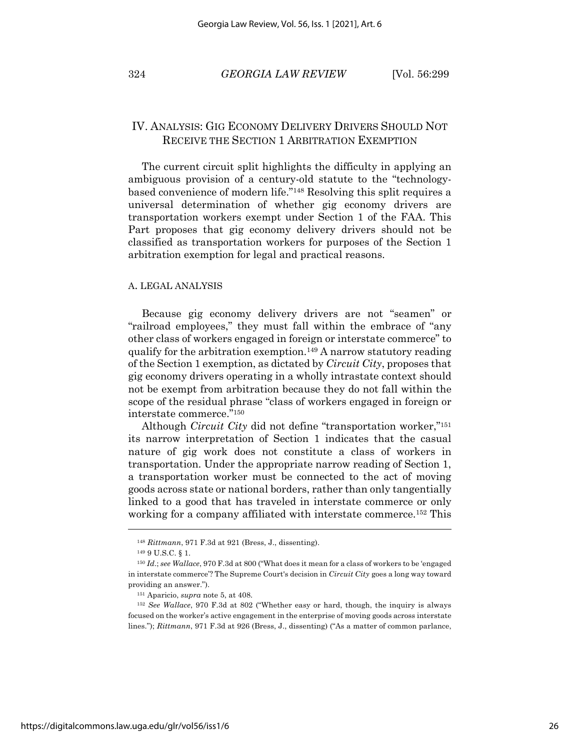## IV. ANALYSIS: GIG ECONOMY DELIVERY DRIVERS SHOULD NOT RECEIVE THE SECTION 1 ARBITRATION EXEMPTION

The current circuit split highlights the difficulty in applying an ambiguous provision of a century-old statute to the "technology-based convenience of modern life."[148] Resolving this split requires a universal determination of whether gig economy drivers are transportation workers exempt under Section 1 of the FAA. This Part proposes that gig economy delivery drivers should not be classified as transportation workers for purposes of the Section 1 arbitration exemption for legal and practical reasons.

### A. LEGAL ANALYSIS

Because gig economy delivery drivers are not "seamen" or "railroad employees," they must fall within the embrace of "any other class of workers engaged in foreign or interstate commerce" to qualify for the arbitration exemption.[149] A narrow statutory reading of the Section 1 exemption, as dictated by *Circuit City*, proposes that gig economy drivers operating in a wholly intrastate context should not be exempt from arbitration because they do not fall within the scope of the residual phrase "class of workers engaged in foreign or interstate commerce."[150]

Although *Circuit City* did not define "transportation worker,"[151] its narrow interpretation of Section 1 indicates that the casual nature of gig work does not constitute a class of workers in transportation. Under the appropriate narrow reading of Section 1, a transportation worker must be connected to the act of moving goods across state or national borders, rather than only tangentially linked to a good that has traveled in interstate commerce or only working for a company affiliated with interstate commerce.[152] This

---

[148] *Rittmann*, 971 F.3d at 921 (Bress, J., dissenting).

[149] 9 U.S.C. § 1.

[150] *Id.*; *see Wallace*, 970 F.3d at 800 ("What does it mean for a class of workers to be 'engaged in interstate commerce'? The Supreme Court's decision in *Circuit City* goes a long way toward providing an answer.").

[151] Aparicio, *supra* note 5, at 408.

[152] *See Wallace*, 970 F.3d at 802 ("Whether easy or hard, though, the inquiry is always focused on the worker's active engagement in the enterprise of moving goods across interstate lines."); *Rittmann*, 971 F.3d at 926 (Bress, J., dissenting) ("As a matter of common parlance,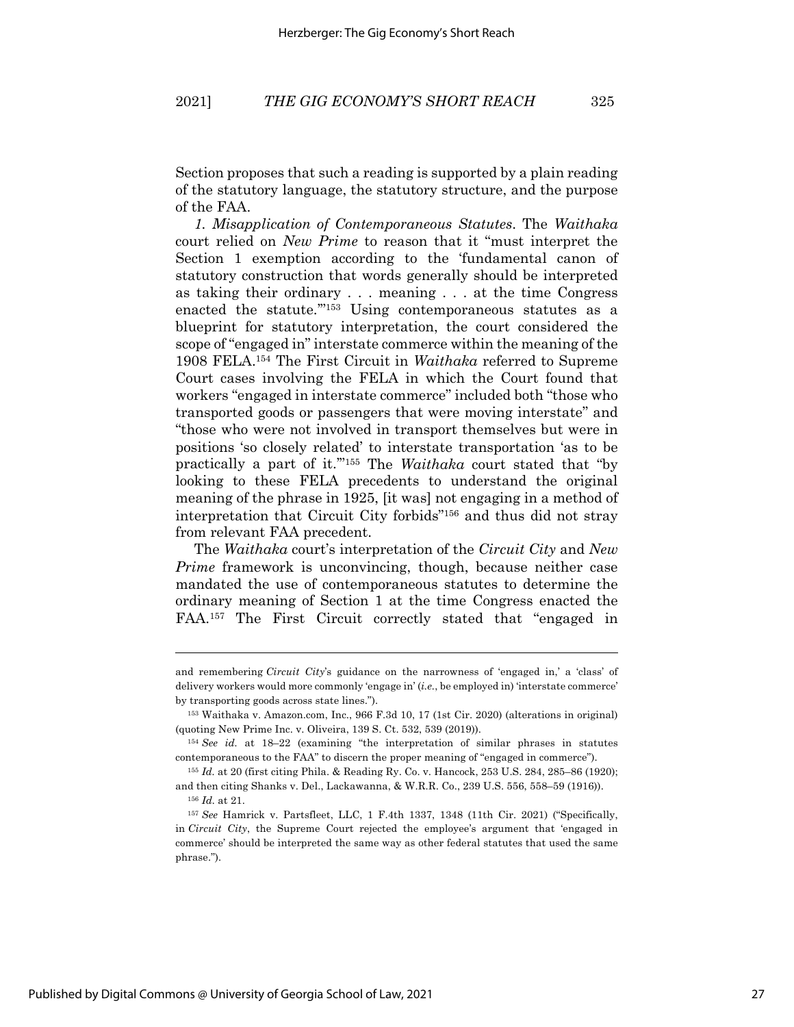Section proposes that such a reading is supported by a plain reading of the statutory language, the statutory structure, and the purpose of the FAA.

*1. Misapplication of Contemporaneous Statutes*. The *Waithaka* court relied on *New Prime* to reason that it "must interpret the Section 1 exemption according to the 'fundamental canon of statutory construction that words generally should be interpreted as taking their ordinary . . . meaning . . . at the time Congress enacted the statute.'"[153] Using contemporaneous statutes as a blueprint for statutory interpretation, the court considered the scope of "engaged in" interstate commerce within the meaning of the 1908 FELA.[154] The First Circuit in *Waithaka* referred to Supreme Court cases involving the FELA in which the Court found that workers "engaged in interstate commerce" included both "those who transported goods or passengers that were moving interstate" and "those who were not involved in transport themselves but were in positions 'so closely related' to interstate transportation 'as to be practically a part of it.'"[155] The *Waithaka* court stated that "by looking to these FELA precedents to understand the original meaning of the phrase in 1925, [it was] not engaging in a method of interpretation that Circuit City forbids"[156] and thus did not stray from relevant FAA precedent.

The *Waithaka* court's interpretation of the *Circuit City* and *New Prime* framework is unconvincing, though, because neither case mandated the use of contemporaneous statutes to determine the ordinary meaning of Section 1 at the time Congress enacted the FAA.[157] The First Circuit correctly stated that "engaged in

---

and remembering *Circuit City*'s guidance on the narrowness of 'engaged in,' a 'class' of delivery workers would more commonly 'engage in' (*i.e.*, be employed in) 'interstate commerce' by transporting goods across state lines.").

[153] Waithaka v. Amazon.com, Inc., 966 F.3d 10, 17 (1st Cir. 2020) (alterations in original) (quoting New Prime Inc. v. Oliveira, 139 S. Ct. 532, 539 (2019)).

[154] *See id.* at 18–22 (examining "the interpretation of similar phrases in statutes contemporaneous to the FAA" to discern the proper meaning of "engaged in commerce").

[155] *Id.* at 20 (first citing Phila. & Reading Ry. Co. v. Hancock, 253 U.S. 284, 285–86 (1920); and then citing Shanks v. Del., Lackawanna, & W.R.R. Co., 239 U.S. 556, 558–59 (1916)).

[156] *Id.* at 21.

[157] *See* Hamrick v. Partsfleet, LLC, 1 F.4th 1337, 1348 (11th Cir. 2021) ("Specifically, in *Circuit City*, the Supreme Court rejected the employee's argument that 'engaged in commerce' should be interpreted the same way as other federal statutes that used the same phrase.").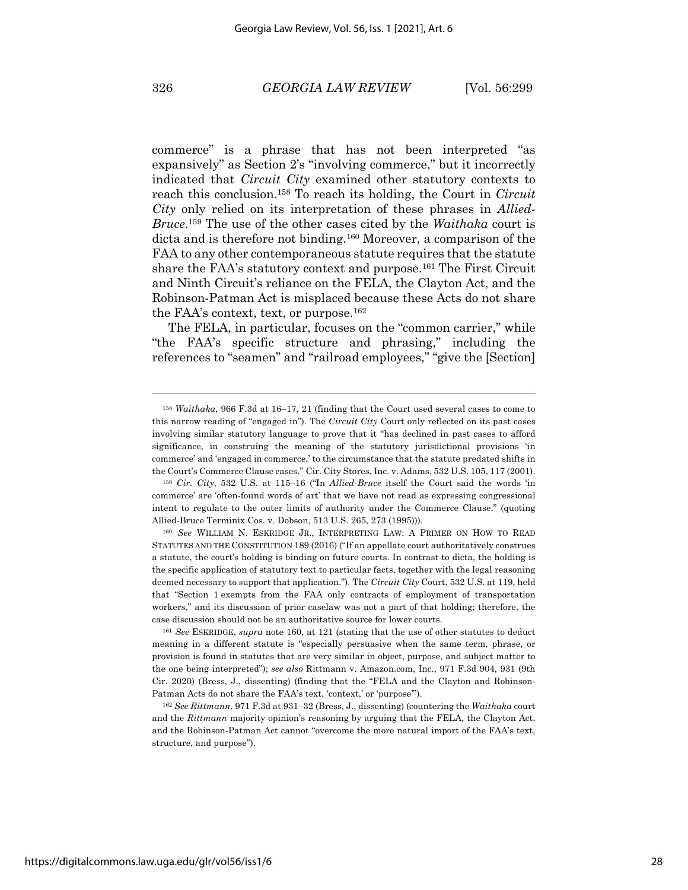commerce" is a phrase that has not been interpreted "as expansively" as Section 2's "involving commerce," but it incorrectly indicated that *Circuit City* examined other statutory contexts to reach this conclusion.[158] To reach its holding, the Court in *Circuit City* only relied on its interpretation of these phrases in *Allied-Bruce*.[159] The use of the other cases cited by the *Waithaka* court is dicta and is therefore not binding.[160] Moreover, a comparison of the FAA to any other contemporaneous statute requires that the statute share the FAA's statutory context and purpose.[161] The First Circuit and Ninth Circuit's reliance on the FELA, the Clayton Act, and the Robinson-Patman Act is misplaced because these Acts do not share the FAA's context, text, or purpose.[162]

The FELA, in particular, focuses on the "common carrier," while "the FAA's specific structure and phrasing," including the references to "seamen" and "railroad employees," "give the [Section]

---

[158] *Waithaka*, 966 F.3d at 16–17, 21 (finding that the Court used several cases to come to this narrow reading of "engaged in"). The *Circuit City* Court only reflected on its past cases involving similar statutory language to prove that it "has declined in past cases to afford significance, in construing the meaning of the statutory jurisdictional provisions 'in commerce' and 'engaged in commerce,' to the circumstance that the statute predated shifts in the Court's Commerce Clause cases." Cir. City Stores, Inc. v. Adams, 532 U.S. 105, 117 (2001).

[159] *Cir. City*, 532 U.S. at 115–16 ("In *Allied-Bruce* itself the Court said the words 'in commerce' are 'often-found words of art' that we have not read as expressing congressional intent to regulate to the outer limits of authority under the Commerce Clause." (quoting Allied-Bruce Terminix Cos. v. Dobson, 513 U.S. 265, 273 (1995))).

[160] *See* WILLIAM N. ESKRIDGE JR., INTERPRETING LAW: A PRIMER ON HOW TO READ STATUTES AND THE CONSTITUTION 189 (2016) ("If an appellate court authoritatively construes a statute, the court's holding is binding on future courts. In contrast to dicta, the holding is the specific application of statutory text to particular facts, together with the legal reasoning deemed necessary to support that application."). The *Circuit City* Court, 532 U.S. at 119, held that "Section 1 exempts from the FAA only contracts of employment of transportation workers," and its discussion of prior caselaw was not a part of that holding; therefore, the case discussion should not be an authoritative source for lower courts.

[161] *See* ESKRIDGE, *supra* note 160, at 121 (stating that the use of other statutes to deduct meaning in a different statute is "especially persuasive when the same term, phrase, or provision is found in statutes that are very similar in object, purpose, and subject matter to the one being interpreted"); *see also* Rittmann v. Amazon.com, Inc., 971 F.3d 904, 931 (9th Cir. 2020) (Bress, J., dissenting) (finding that the "FELA and the Clayton and Robinson-Patman Acts do not share the FAA's text, 'context,' or 'purpose'").

[162] *See Rittmann*, 971 F.3d at 931–32 (Bress, J., dissenting) (countering the *Waithaka* court and the *Rittmann* majority opinion's reasoning by arguing that the FELA, the Clayton Act, and the Robinson-Patman Act cannot "overcome the more natural import of the FAA's text, structure, and purpose").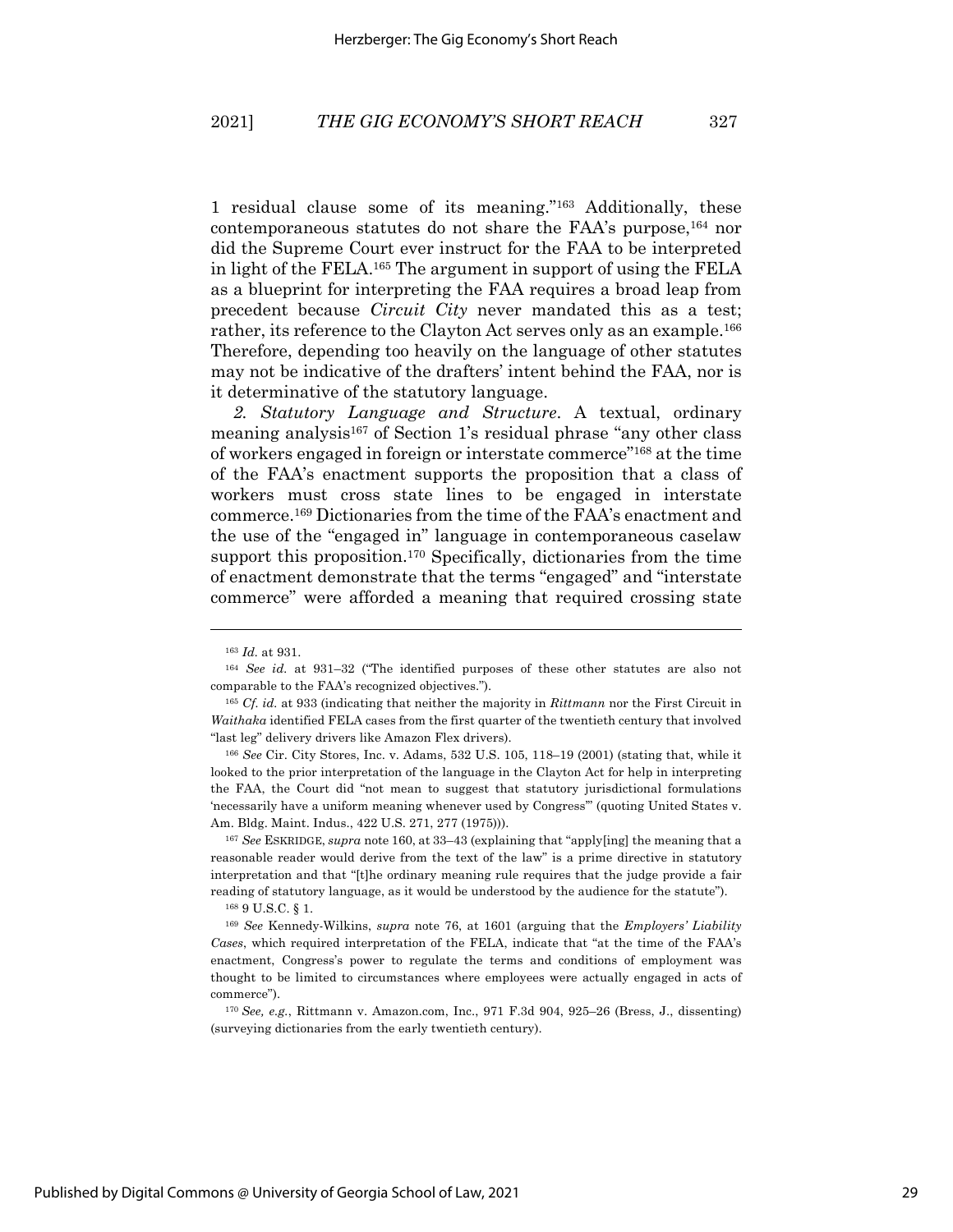1 residual clause some of its meaning."[163] Additionally, these contemporaneous statutes do not share the FAA's purpose,[164] nor did the Supreme Court ever instruct for the FAA to be interpreted in light of the FELA.[165] The argument in support of using the FELA as a blueprint for interpreting the FAA requires a broad leap from precedent because *Circuit City* never mandated this as a test; rather, its reference to the Clayton Act serves only as an example.[166] Therefore, depending too heavily on the language of other statutes may not be indicative of the drafters' intent behind the FAA, nor is it determinative of the statutory language.

*2. Statutory Language and Structure*. A textual, ordinary meaning analysis[167] of Section 1's residual phrase "any other class of workers engaged in foreign or interstate commerce"[168] at the time of the FAA's enactment supports the proposition that a class of workers must cross state lines to be engaged in interstate commerce.[169] Dictionaries from the time of the FAA's enactment and the use of the "engaged in" language in contemporaneous caselaw support this proposition.[170] Specifically, dictionaries from the time of enactment demonstrate that the terms "engaged" and "interstate commerce" were afforded a meaning that required crossing state

---

[163] *Id.* at 931.

[164] *See id.* at 931–32 ("The identified purposes of these other statutes are also not comparable to the FAA's recognized objectives.").

[165] *Cf. id.* at 933 (indicating that neither the majority in *Rittmann* nor the First Circuit in *Waithaka* identified FELA cases from the first quarter of the twentieth century that involved "last leg" delivery drivers like Amazon Flex drivers).

[166] *See* Cir. City Stores, Inc. v. Adams, 532 U.S. 105, 118–19 (2001) (stating that, while it looked to the prior interpretation of the language in the Clayton Act for help in interpreting the FAA, the Court did "not mean to suggest that statutory jurisdictional formulations 'necessarily have a uniform meaning whenever used by Congress'" (quoting United States v. Am. Bldg. Maint. Indus., 422 U.S. 271, 277 (1975))).

[167] *See* ESKRIDGE, *supra* note 160, at 33–43 (explaining that "apply[ing] the meaning that a reasonable reader would derive from the text of the law" is a prime directive in statutory interpretation and that "[t]he ordinary meaning rule requires that the judge provide a fair reading of statutory language, as it would be understood by the audience for the statute").

[168] 9 U.S.C. § 1.

[169] *See* Kennedy-Wilkins, *supra* note 76, at 1601 (arguing that the *Employers' Liability Cases*, which required interpretation of the FELA, indicate that "at the time of the FAA's enactment, Congress's power to regulate the terms and conditions of employment was thought to be limited to circumstances where employees were actually engaged in acts of commerce").

[170] *See, e.g.*, Rittmann v. Amazon.com, Inc., 971 F.3d 904, 925–26 (Bress, J., dissenting) (surveying dictionaries from the early twentieth century).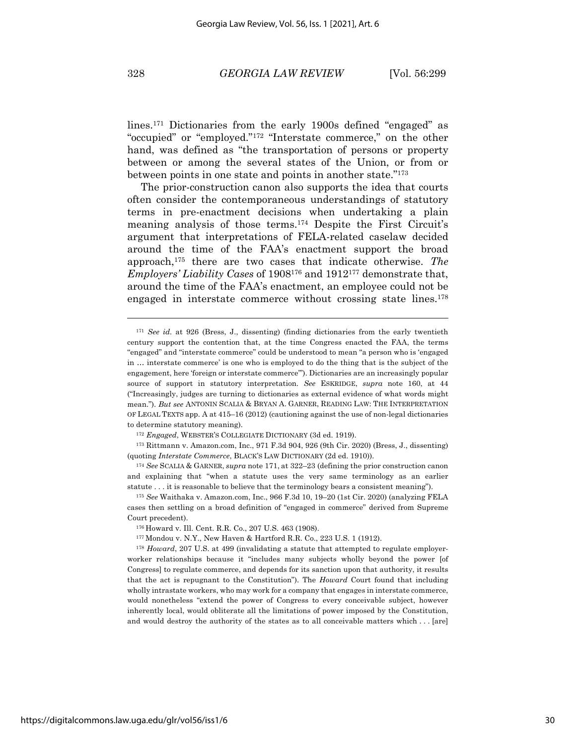lines.[171] Dictionaries from the early 1900s defined "engaged" as "occupied" or "employed."[172] "Interstate commerce," on the other hand, was defined as "the transportation of persons or property between or among the several states of the Union, or from or between points in one state and points in another state."[173]

The prior-construction canon also supports the idea that courts often consider the contemporaneous understandings of statutory terms in pre-enactment decisions when undertaking a plain meaning analysis of those terms.[174] Despite the First Circuit's argument that interpretations of FELA-related caselaw decided around the time of the FAA's enactment support the broad approach,[175] there are two cases that indicate otherwise. *The Employers' Liability Cases* of 1908[176] and 1912[177] demonstrate that, around the time of the FAA's enactment, an employee could not be engaged in interstate commerce without crossing state lines.[178]

---

[171] *See id.* at 926 (Bress, J., dissenting) (finding dictionaries from the early twentieth century support the contention that, at the time Congress enacted the FAA, the terms "engaged" and "interstate commerce" could be understood to mean "a person who is 'engaged in … interstate commerce' is one who is employed to do the thing that is the subject of the engagement, here 'foreign or interstate commerce'"). Dictionaries are an increasingly popular source of support in statutory interpretation. *See* ESKRIDGE, *supra* note 160, at 44 ("Increasingly, judges are turning to dictionaries as external evidence of what words might mean."). *But see* ANTONIN SCALIA & BRYAN A. GARNER, READING LAW: THE INTERPRETATION OF LEGAL TEXTS app. A at 415–16 (2012) (cautioning against the use of non-legal dictionaries to determine statutory meaning).

[172] *Engaged*, WEBSTER'S COLLEGIATE DICTIONARY (3d ed. 1919).

[173] Rittmann v. Amazon.com, Inc., 971 F.3d 904, 926 (9th Cir. 2020) (Bress, J., dissenting) (quoting *Interstate Commerce*, BLACK'S LAW DICTIONARY (2d ed. 1910)).

[174] *See* SCALIA & GARNER, *supra* note 171, at 322–23 (defining the prior construction canon and explaining that "when a statute uses the very same terminology as an earlier statute . . . it is reasonable to believe that the terminology bears a consistent meaning").

[175] *See* Waithaka v. Amazon.com, Inc., 966 F.3d 10, 19–20 (1st Cir. 2020) (analyzing FELA cases then settling on a broad definition of "engaged in commerce" derived from Supreme Court precedent).

[176] Howard v. Ill. Cent. R.R. Co., 207 U.S. 463 (1908).

[177] Mondou v. N.Y., New Haven & Hartford R.R. Co., 223 U.S. 1 (1912).

[178] *Howard*, 207 U.S. at 499 (invalidating a statute that attempted to regulate employer-worker relationships because it "includes many subjects wholly beyond the power [of Congress] to regulate commerce, and depends for its sanction upon that authority, it results that the act is repugnant to the Constitution"). The *Howard* Court found that including wholly intrastate workers, who may work for a company that engages in interstate commerce, would nonetheless "extend the power of Congress to every conceivable subject, however inherently local, would obliterate all the limitations of power imposed by the Constitution, and would destroy the authority of the states as to all conceivable matters which . . . [are]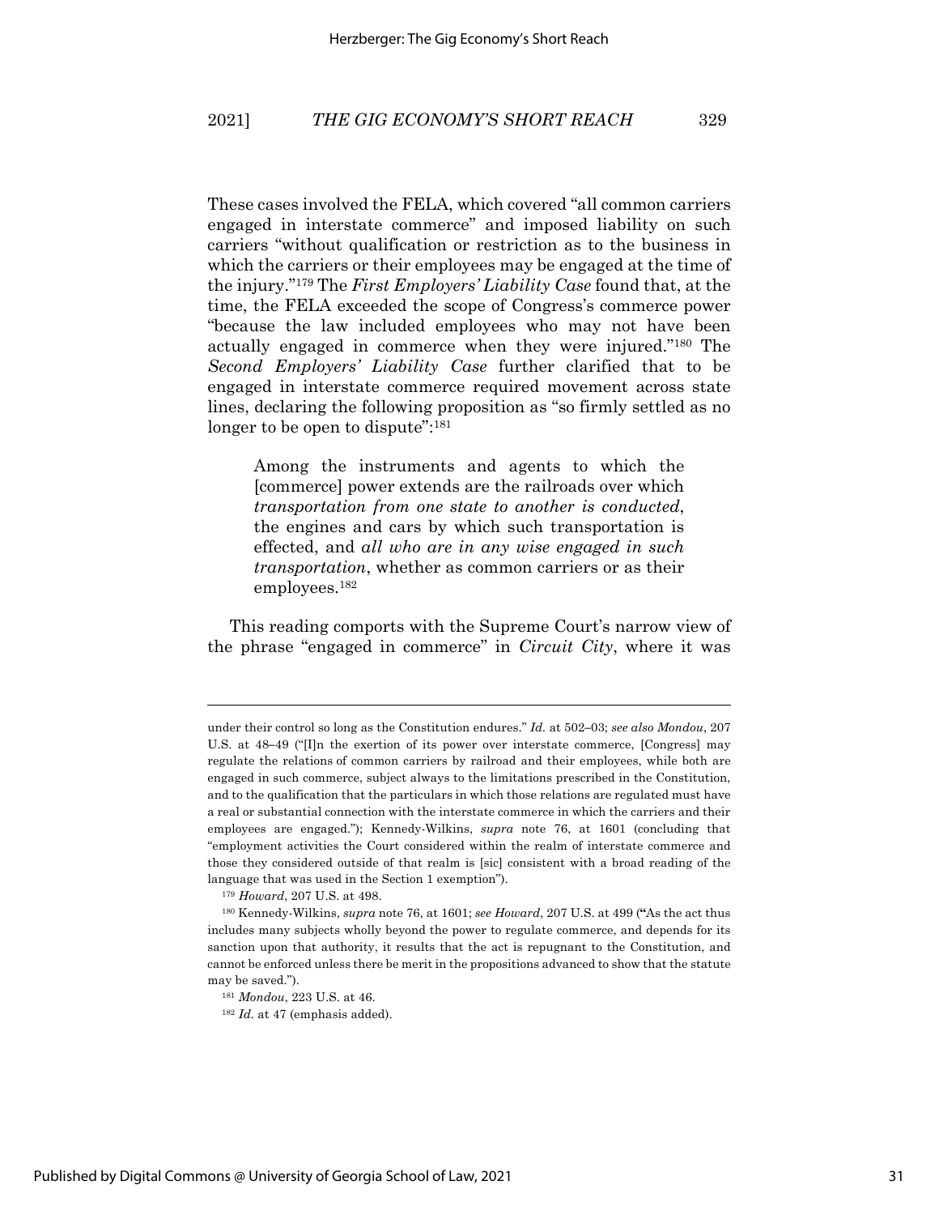These cases involved the FELA, which covered "all common carriers engaged in interstate commerce" and imposed liability on such carriers "without qualification or restriction as to the business in which the carriers or their employees may be engaged at the time of the injury."[179] The *First Employers' Liability Case* found that, at the time, the FELA exceeded the scope of Congress's commerce power "because the law included employees who may not have been actually engaged in commerce when they were injured."[180] The *Second Employers' Liability Case* further clarified that to be engaged in interstate commerce required movement across state lines, declaring the following proposition as "so firmly settled as no longer to be open to dispute":[181]

> Among the instruments and agents to which the [commerce] power extends are the railroads over which *transportation from one state to another is conducted*, the engines and cars by which such transportation is effected, and *all who are in any wise engaged in such transportation*, whether as common carriers or as their employees.[182]

This reading comports with the Supreme Court's narrow view of the phrase "engaged in commerce" in *Circuit City*, where it was

---

under their control so long as the Constitution endures." *Id.* at 502–03; *see also Mondou*, 207 U.S. at 48–49 ("[I]n the exertion of its power over interstate commerce, [Congress] may regulate the relations of common carriers by railroad and their employees, while both are engaged in such commerce, subject always to the limitations prescribed in the Constitution, and to the qualification that the particulars in which those relations are regulated must have a real or substantial connection with the interstate commerce in which the carriers and their employees are engaged."); Kennedy-Wilkins, *supra* note 76, at 1601 (concluding that "employment activities the Court considered within the realm of interstate commerce and those they considered outside of that realm is [sic] consistent with a broad reading of the language that was used in the Section 1 exemption").

[179] *Howard*, 207 U.S. at 498.

[180] Kennedy-Wilkins, *supra* note 76, at 1601; *see Howard*, 207 U.S. at 499 ("As the act thus includes many subjects wholly beyond the power to regulate commerce, and depends for its sanction upon that authority, it results that the act is repugnant to the Constitution, and cannot be enforced unless there be merit in the propositions advanced to show that the statute may be saved.").

[181] *Mondou*, 223 U.S. at 46.

[182] *Id.* at 47 (emphasis added).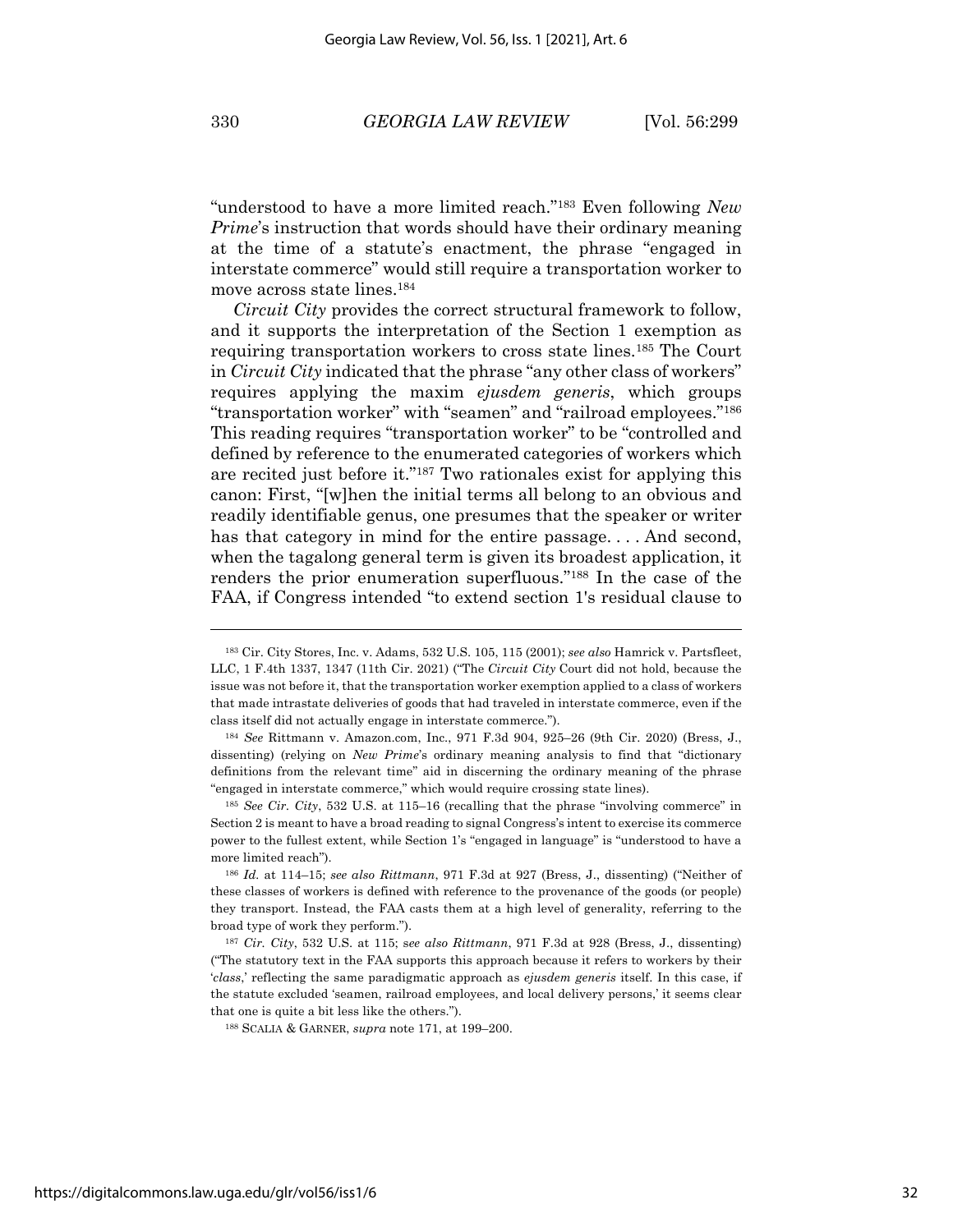"understood to have a more limited reach."[183] Even following *New Prime*'s instruction that words should have their ordinary meaning at the time of a statute's enactment, the phrase "engaged in interstate commerce" would still require a transportation worker to move across state lines.[184]

*Circuit City* provides the correct structural framework to follow, and it supports the interpretation of the Section 1 exemption as requiring transportation workers to cross state lines.[185] The Court in *Circuit City* indicated that the phrase "any other class of workers" requires applying the maxim *ejusdem generis*, which groups "transportation worker" with "seamen" and "railroad employees."[186] This reading requires "transportation worker" to be "controlled and defined by reference to the enumerated categories of workers which are recited just before it."[187] Two rationales exist for applying this canon: First, "[w]hen the initial terms all belong to an obvious and readily identifiable genus, one presumes that the speaker or writer has that category in mind for the entire passage. . . . And second, when the tagalong general term is given its broadest application, it renders the prior enumeration superfluous."[188] In the case of the FAA, if Congress intended "to extend section 1's residual clause to

---

[183] Cir. City Stores, Inc. v. Adams, 532 U.S. 105, 115 (2001); *see also* Hamrick v. Partsfleet, LLC, 1 F.4th 1337, 1347 (11th Cir. 2021) ("The *Circuit City* Court did not hold, because the issue was not before it, that the transportation worker exemption applied to a class of workers that made intrastate deliveries of goods that had traveled in interstate commerce, even if the class itself did not actually engage in interstate commerce.").

[184] *See* Rittmann v. Amazon.com, Inc., 971 F.3d 904, 925–26 (9th Cir. 2020) (Bress, J., dissenting) (relying on *New Prime*'s ordinary meaning analysis to find that "dictionary definitions from the relevant time" aid in discerning the ordinary meaning of the phrase "engaged in interstate commerce," which would require crossing state lines).

[185] *See Cir. City*, 532 U.S. at 115–16 (recalling that the phrase "involving commerce" in Section 2 is meant to have a broad reading to signal Congress's intent to exercise its commerce power to the fullest extent, while Section 1's "engaged in language" is "understood to have a more limited reach").

[186] *Id.* at 114–15; *see also Rittmann*, 971 F.3d at 927 (Bress, J., dissenting) ("Neither of these classes of workers is defined with reference to the provenance of the goods (or people) they transport. Instead, the FAA casts them at a high level of generality, referring to the broad type of work they perform.").

[187] *Cir. City*, 532 U.S. at 115; *see also Rittmann*, 971 F.3d at 928 (Bress, J., dissenting) ("The statutory text in the FAA supports this approach because it refers to workers by their '*class*,' reflecting the same paradigmatic approach as *ejusdem generis* itself. In this case, if the statute excluded 'seamen, railroad employees, and local delivery persons,' it seems clear that one is quite a bit less like the others.").

[188] SCALIA & GARNER, *supra* note 171, at 199–200.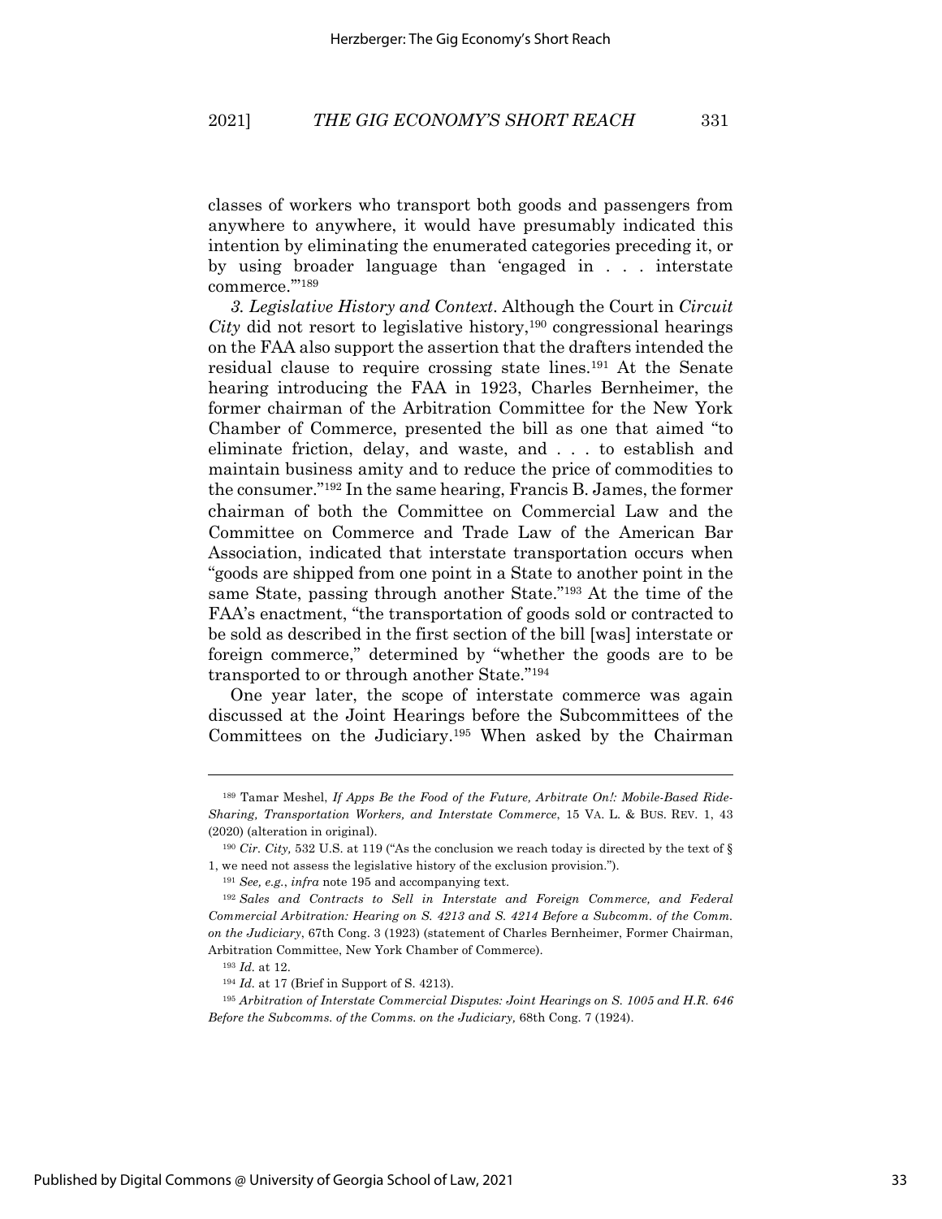classes of workers who transport both goods and passengers from anywhere to anywhere, it would have presumably indicated this intention by eliminating the enumerated categories preceding it, or by using broader language than 'engaged in . . . interstate commerce.'"[189]

*3. Legislative History and Context*. Although the Court in *Circuit City* did not resort to legislative history,[190] congressional hearings on the FAA also support the assertion that the drafters intended the residual clause to require crossing state lines.[191] At the Senate hearing introducing the FAA in 1923, Charles Bernheimer, the former chairman of the Arbitration Committee for the New York Chamber of Commerce, presented the bill as one that aimed "to eliminate friction, delay, and waste, and . . . to establish and maintain business amity and to reduce the price of commodities to the consumer."[192] In the same hearing, Francis B. James, the former chairman of both the Committee on Commercial Law and the Committee on Commerce and Trade Law of the American Bar Association, indicated that interstate transportation occurs when "goods are shipped from one point in a State to another point in the same State, passing through another State."[193] At the time of the FAA's enactment, "the transportation of goods sold or contracted to be sold as described in the first section of the bill [was] interstate or foreign commerce," determined by "whether the goods are to be transported to or through another State."[194]

One year later, the scope of interstate commerce was again discussed at the Joint Hearings before the Subcommittees of the Committees on the Judiciary.[195] When asked by the Chairman

---

[189] Tamar Meshel, *If Apps Be the Food of the Future, Arbitrate On!: Mobile-Based Ride-Sharing, Transportation Workers, and Interstate Commerce*, 15 VA. L. & BUS. REV. 1, 43 (2020) (alteration in original).

[190] *Cir. City,* 532 U.S. at 119 ("As the conclusion we reach today is directed by the text of § 1, we need not assess the legislative history of the exclusion provision.").

[191] *See, e.g.*, *infra* note 195 and accompanying text.

[192] *Sales and Contracts to Sell in Interstate and Foreign Commerce, and Federal Commercial Arbitration: Hearing on S. 4213 and S. 4214 Before a Subcomm. of the Comm. on the Judiciary*, 67th Cong. 3 (1923) (statement of Charles Bernheimer, Former Chairman, Arbitration Committee, New York Chamber of Commerce).

[193] *Id.* at 12.

[194] *Id.* at 17 (Brief in Support of S. 4213).

[195] *Arbitration of Interstate Commercial Disputes: Joint Hearings on S. 1005 and H.R. 646 Before the Subcomms. of the Comms. on the Judiciary,* 68th Cong. 7 (1924).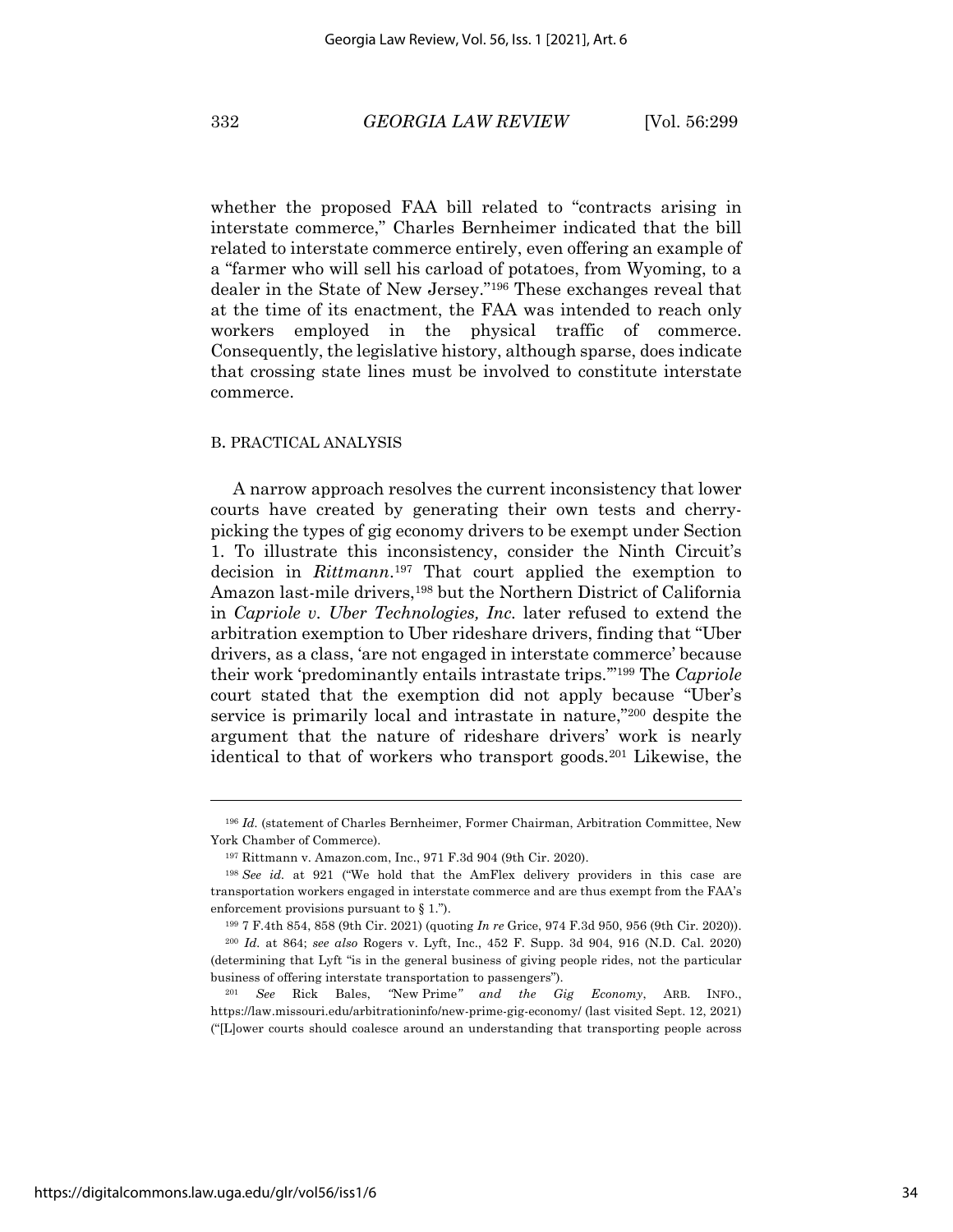whether the proposed FAA bill related to "contracts arising in interstate commerce," Charles Bernheimer indicated that the bill related to interstate commerce entirely, even offering an example of a "farmer who will sell his carload of potatoes, from Wyoming, to a dealer in the State of New Jersey."[196] These exchanges reveal that at the time of its enactment, the FAA was intended to reach only workers employed in the physical traffic of commerce. Consequently, the legislative history, although sparse, does indicate that crossing state lines must be involved to constitute interstate commerce.

### B. PRACTICAL ANALYSIS

A narrow approach resolves the current inconsistency that lower courts have created by generating their own tests and cherry-picking the types of gig economy drivers to be exempt under Section 1. To illustrate this inconsistency, consider the Ninth Circuit's decision in *Rittmann*.[197] That court applied the exemption to Amazon last-mile drivers,[198] but the Northern District of California in *Capriole v. Uber Technologies, Inc.* later refused to extend the arbitration exemption to Uber rideshare drivers, finding that "Uber drivers, as a class, 'are not engaged in interstate commerce' because their work 'predominantly entails intrastate trips.'"[199] The *Capriole* court stated that the exemption did not apply because "Uber's service is primarily local and intrastate in nature,"[200] despite the argument that the nature of rideshare drivers' work is nearly identical to that of workers who transport goods.[201] Likewise, the

---

[196] *Id.* (statement of Charles Bernheimer, Former Chairman, Arbitration Committee, New York Chamber of Commerce).

[197] Rittmann v. Amazon.com, Inc., 971 F.3d 904 (9th Cir. 2020).

[198] *See id.* at 921 ("We hold that the AmFlex delivery providers in this case are transportation workers engaged in interstate commerce and are thus exempt from the FAA's enforcement provisions pursuant to § 1.").

[199] 7 F.4th 854, 858 (9th Cir. 2021) (quoting *In re* Grice, 974 F.3d 950, 956 (9th Cir. 2020)).

[200] *Id.* at 864; *see also* Rogers v. Lyft, Inc., 452 F. Supp. 3d 904, 916 (N.D. Cal. 2020) (determining that Lyft "is in the general business of giving people rides, not the particular business of offering interstate transportation to passengers").

[201] *See* Rick Bales, *"*New Prime*" and the Gig Economy*, ARB. INFO., https://law.missouri.edu/arbitrationinfo/new-prime-gig-economy/ (last visited Sept. 12, 2021) ("[L]ower courts should coalesce around an understanding that transporting people across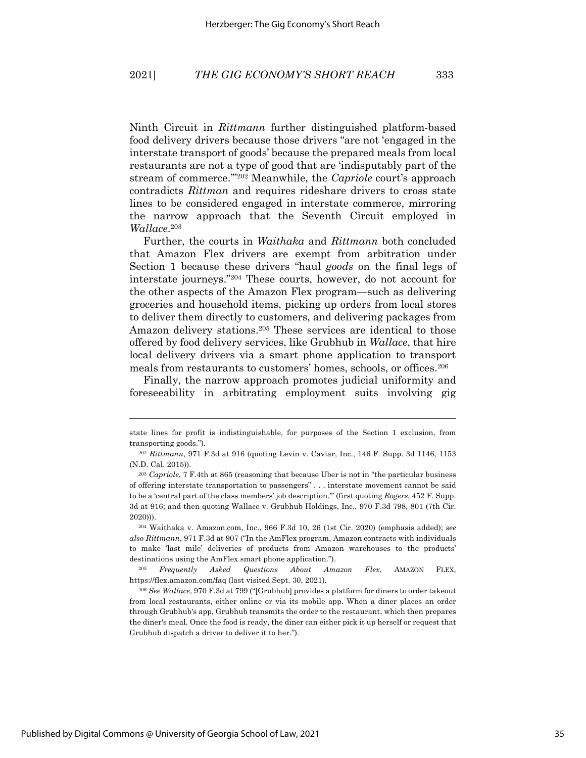Ninth Circuit in *Rittmann* further distinguished platform-based food delivery drivers because those drivers "are not 'engaged in the interstate transport of goods' because the prepared meals from local restaurants are not a type of good that are 'indisputably part of the stream of commerce.'"[202] Meanwhile, the *Capriole* court's approach contradicts *Rittman* and requires rideshare drivers to cross state lines to be considered engaged in interstate commerce, mirroring the narrow approach that the Seventh Circuit employed in *Wallace*.[203]

Further, the courts in *Waithaka* and *Rittmann* both concluded that Amazon Flex drivers are exempt from arbitration under Section 1 because these drivers "haul *goods* on the final legs of interstate journeys."[204] These courts, however, do not account for the other aspects of the Amazon Flex program—such as delivering groceries and household items, picking up orders from local stores to deliver them directly to customers, and delivering packages from Amazon delivery stations.[205] These services are identical to those offered by food delivery services, like Grubhub in *Wallace*, that hire local delivery drivers via a smart phone application to transport meals from restaurants to customers' homes, schools, or offices.[206]

Finally, the narrow approach promotes judicial uniformity and foreseeability in arbitrating employment suits involving gig

---

state lines for profit is indistinguishable, for purposes of the Section 1 exclusion, from transporting goods.").

[202] *Rittmann*, 971 F.3d at 916 (quoting Levin v. Caviar, Inc., 146 F. Supp. 3d 1146, 1153 (N.D. Cal. 2015)).

[203] *Capriole*, 7 F.4th at 865 (reasoning that because Uber is not in "the particular business of offering interstate transportation to passengers" . . . interstate movement cannot be said to be a 'central part of the class members' job description.'" (first quoting *Rogers*, 452 F. Supp. 3d at 916; and then quoting Wallace v. Grubhub Holdings, Inc., 970 F.3d 798, 801 (7th Cir. 2020))).

[204] Waithaka v. Amazon.com, Inc., 966 F.3d 10, 26 (1st Cir. 2020) (emphasis added); *see also Rittmann*, 971 F.3d at 907 ("In the AmFlex program, Amazon contracts with individuals to make 'last mile' deliveries of products from Amazon warehouses to the products' destinations using the AmFlex smart phone application.").

[205] *Frequently Asked Questions About Amazon Flex*, AMAZON FLEX, https://flex.amazon.com/faq (last visited Sept. 30, 2021).

[206] *See Wallace*, 970 F.3d at 799 ("[Grubhub] provides a platform for diners to order takeout from local restaurants, either online or via its mobile app. When a diner places an order through Grubhub's app, Grubhub transmits the order to the restaurant, which then prepares the diner's meal. Once the food is ready, the diner can either pick it up herself or request that Grubhub dispatch a driver to deliver it to her.").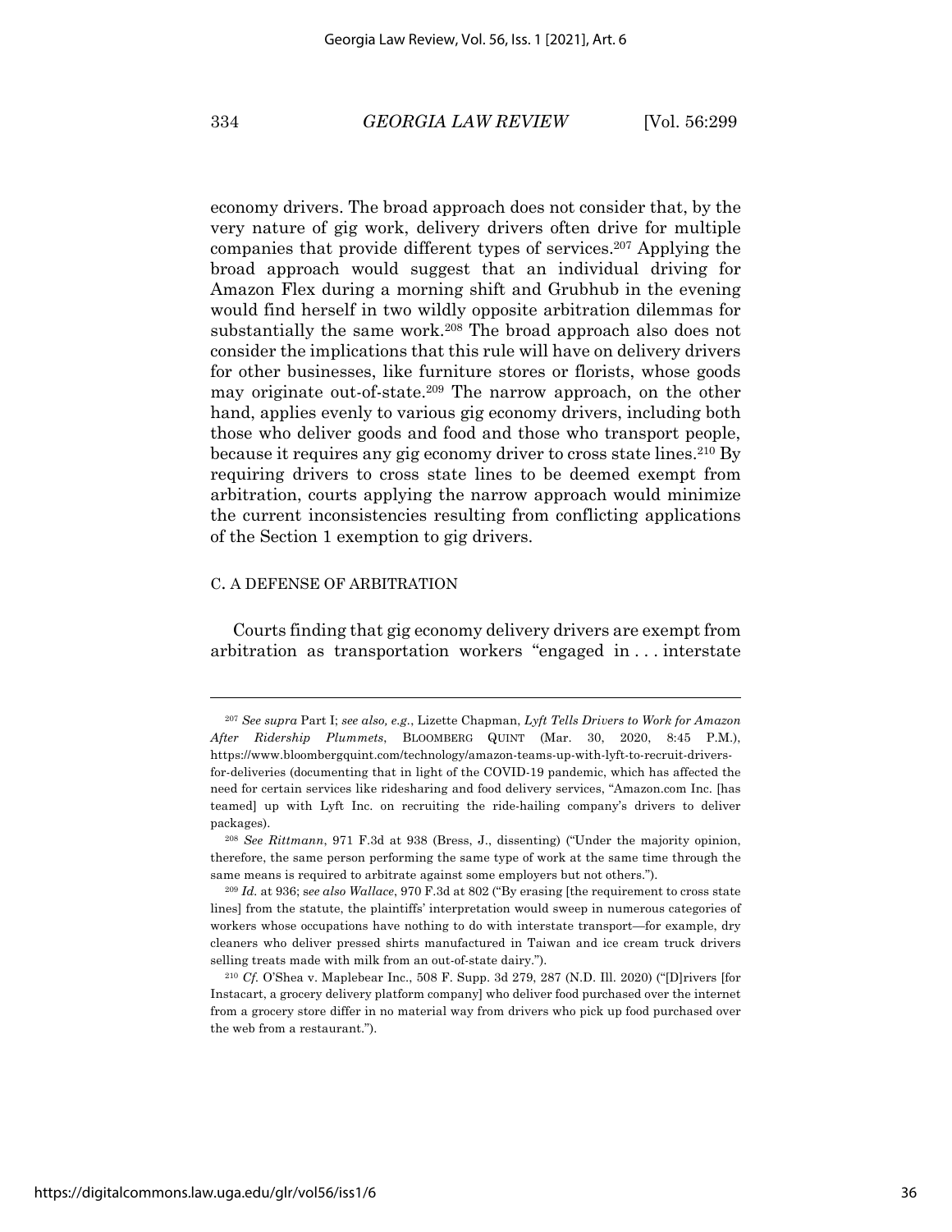economy drivers. The broad approach does not consider that, by the very nature of gig work, delivery drivers often drive for multiple companies that provide different types of services.[207] Applying the broad approach would suggest that an individual driving for Amazon Flex during a morning shift and Grubhub in the evening would find herself in two wildly opposite arbitration dilemmas for substantially the same work.[208] The broad approach also does not consider the implications that this rule will have on delivery drivers for other businesses, like furniture stores or florists, whose goods may originate out-of-state.[209] The narrow approach, on the other hand, applies evenly to various gig economy drivers, including both those who deliver goods and food and those who transport people, because it requires any gig economy driver to cross state lines.[210] By requiring drivers to cross state lines to be deemed exempt from arbitration, courts applying the narrow approach would minimize the current inconsistencies resulting from conflicting applications of the Section 1 exemption to gig drivers.

### C. A DEFENSE OF ARBITRATION

Courts finding that gig economy delivery drivers are exempt from arbitration as transportation workers "engaged in . . . interstate

---

[207] *See supra* Part I; *see also, e.g.*, Lizette Chapman, *Lyft Tells Drivers to Work for Amazon After Ridership Plummets*, BLOOMBERG QUINT (Mar. 30, 2020, 8:45 P.M.), https://www.bloombergquint.com/technology/amazon-teams-up-with-lyft-to-recruit-drivers-for-deliveries (documenting that in light of the COVID-19 pandemic, which has affected the need for certain services like ridesharing and food delivery services, "Amazon.com Inc. [has teamed] up with Lyft Inc. on recruiting the ride-hailing company's drivers to deliver packages).

[208] *See Rittmann*, 971 F.3d at 938 (Bress, J., dissenting) ("Under the majority opinion, therefore, the same person performing the same type of work at the same time through the same means is required to arbitrate against some employers but not others.").

[209] *Id.* at 936; *see also Wallace*, 970 F.3d at 802 ("By erasing [the requirement to cross state lines] from the statute, the plaintiffs' interpretation would sweep in numerous categories of workers whose occupations have nothing to do with interstate transport—for example, dry cleaners who deliver pressed shirts manufactured in Taiwan and ice cream truck drivers selling treats made with milk from an out-of-state dairy.").

[210] *Cf.* O'Shea v. Maplebear Inc., 508 F. Supp. 3d 279, 287 (N.D. Ill. 2020) ("[D]rivers [for Instacart, a grocery delivery platform company] who deliver food purchased over the internet from a grocery store differ in no material way from drivers who pick up food purchased over the web from a restaurant.").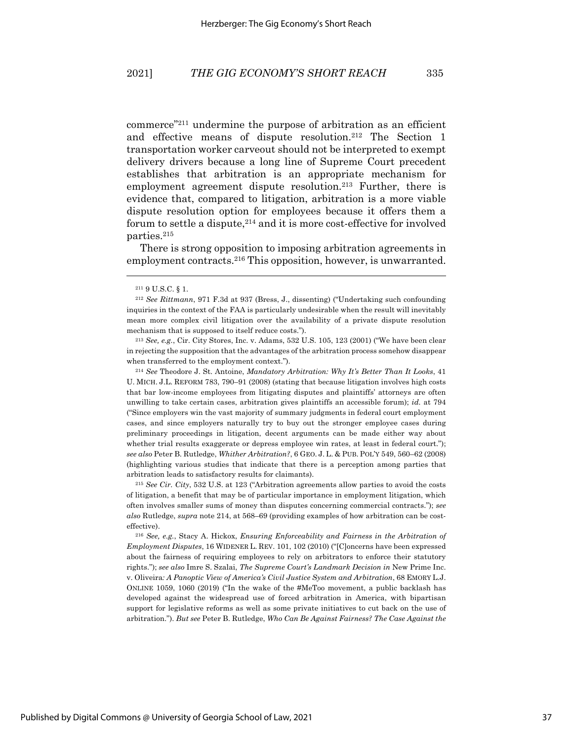commerce"[211] undermine the purpose of arbitration as an efficient and effective means of dispute resolution.[212] The Section 1 transportation worker carveout should not be interpreted to exempt delivery drivers because a long line of Supreme Court precedent establishes that arbitration is an appropriate mechanism for employment agreement dispute resolution.[213] Further, there is evidence that, compared to litigation, arbitration is a more viable dispute resolution option for employees because it offers them a forum to settle a dispute,[214] and it is more cost-effective for involved parties.[215]

There is strong opposition to imposing arbitration agreements in employment contracts.[216] This opposition, however, is unwarranted.

---

[211] 9 U.S.C. § 1.

[212] *See Rittmann*, 971 F.3d at 937 (Bress, J., dissenting) ("Undertaking such confounding inquiries in the context of the FAA is particularly undesirable when the result will inevitably mean more complex civil litigation over the availability of a private dispute resolution mechanism that is supposed to itself reduce costs.").

[213] *See, e.g.*, Cir. City Stores, Inc. v. Adams, 532 U.S. 105, 123 (2001) ("We have been clear in rejecting the supposition that the advantages of the arbitration process somehow disappear when transferred to the employment context.").

[214] *See* Theodore J. St. Antoine, *Mandatory Arbitration: Why It's Better Than It Looks*, 41 U. MICH. J.L. REFORM 783, 790–91 (2008) (stating that because litigation involves high costs that bar low-income employees from litigating disputes and plaintiffs' attorneys are often unwilling to take certain cases, arbitration gives plaintiffs an accessible forum); *id.* at 794 ("Since employers win the vast majority of summary judgments in federal court employment cases, and since employers naturally try to buy out the stronger employee cases during preliminary proceedings in litigation, decent arguments can be made either way about whether trial results exaggerate or depress employee win rates, at least in federal court."); *see also* Peter B. Rutledge, *Whither Arbitration?*, 6 GEO. J. L. & PUB. POL'Y 549, 560–62 (2008) (highlighting various studies that indicate that there is a perception among parties that arbitration leads to satisfactory results for claimants).

[215] *See Cir. City*, 532 U.S. at 123 ("Arbitration agreements allow parties to avoid the costs of litigation, a benefit that may be of particular importance in employment litigation, which often involves smaller sums of money than disputes concerning commercial contracts."); *see also* Rutledge, *supra* note 214, at 568–69 (providing examples of how arbitration can be cost-effective).

[216] *See, e.g.*, Stacy A. Hickox, *Ensuring Enforceability and Fairness in the Arbitration of Employment Disputes*, 16 WIDENER L. REV. 101, 102 (2010) ("[C]oncerns have been expressed about the fairness of requiring employees to rely on arbitrators to enforce their statutory rights."); *see also* Imre S. Szalai, *The Supreme Court's Landmark Decision in* New Prime Inc. v. Oliveira*: A Panoptic View of America's Civil Justice System and Arbitration*, 68 EMORY L.J. ONLINE 1059, 1060 (2019) ("In the wake of the #MeToo movement, a public backlash has developed against the widespread use of forced arbitration in America, with bipartisan support for legislative reforms as well as some private initiatives to cut back on the use of arbitration."). *But see* Peter B. Rutledge, *Who Can Be Against Fairness? The Case Against the*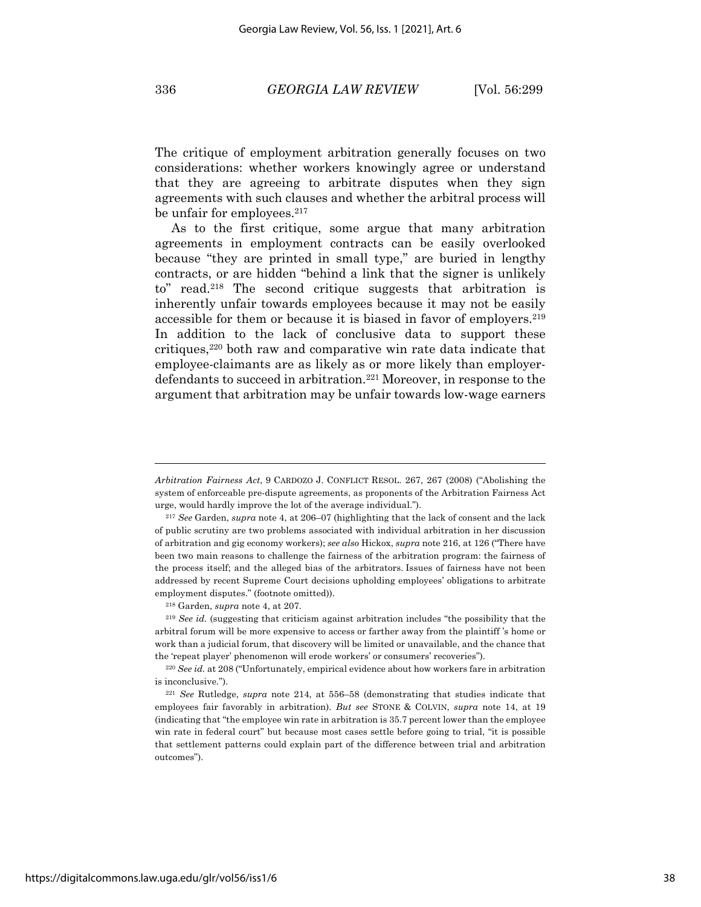The critique of employment arbitration generally focuses on two considerations: whether workers knowingly agree or understand that they are agreeing to arbitrate disputes when they sign agreements with such clauses and whether the arbitral process will be unfair for employees.[217]

As to the first critique, some argue that many arbitration agreements in employment contracts can be easily overlooked because "they are printed in small type," are buried in lengthy contracts, or are hidden "behind a link that the signer is unlikely to" read.[218] The second critique suggests that arbitration is inherently unfair towards employees because it may not be easily accessible for them or because it is biased in favor of employers.[219] In addition to the lack of conclusive data to support these critiques,[220] both raw and comparative win rate data indicate that employee-claimants are as likely as or more likely than employer-defendants to succeed in arbitration.[221] Moreover, in response to the argument that arbitration may be unfair towards low-wage earners

---

*Arbitration Fairness Act*, 9 CARDOZO J. CONFLICT RESOL. 267, 267 (2008) ("Abolishing the system of enforceable pre-dispute agreements, as proponents of the Arbitration Fairness Act urge, would hardly improve the lot of the average individual.").

[217] *See* Garden, *supra* note 4, at 206–07 (highlighting that the lack of consent and the lack of public scrutiny are two problems associated with individual arbitration in her discussion of arbitration and gig economy workers); *see also* Hickox, *supra* note 216, at 126 ("There have been two main reasons to challenge the fairness of the arbitration program: the fairness of the process itself; and the alleged bias of the arbitrators. Issues of fairness have not been addressed by recent Supreme Court decisions upholding employees' obligations to arbitrate employment disputes." (footnote omitted)).

[218] Garden, *supra* note 4, at 207.

[219] *See id.* (suggesting that criticism against arbitration includes "the possibility that the arbitral forum will be more expensive to access or farther away from the plaintiff 's home or work than a judicial forum, that discovery will be limited or unavailable, and the chance that the 'repeat player' phenomenon will erode workers' or consumers' recoveries").

[220] *See id.* at 208 ("Unfortunately, empirical evidence about how workers fare in arbitration is inconclusive.").

[221] *See* Rutledge, *supra* note 214, at 556–58 (demonstrating that studies indicate that employees fair favorably in arbitration). *But see* STONE & COLVIN, *supra* note 14, at 19 (indicating that "the employee win rate in arbitration is 35.7 percent lower than the employee win rate in federal court" but because most cases settle before going to trial, "it is possible that settlement patterns could explain part of the difference between trial and arbitration outcomes").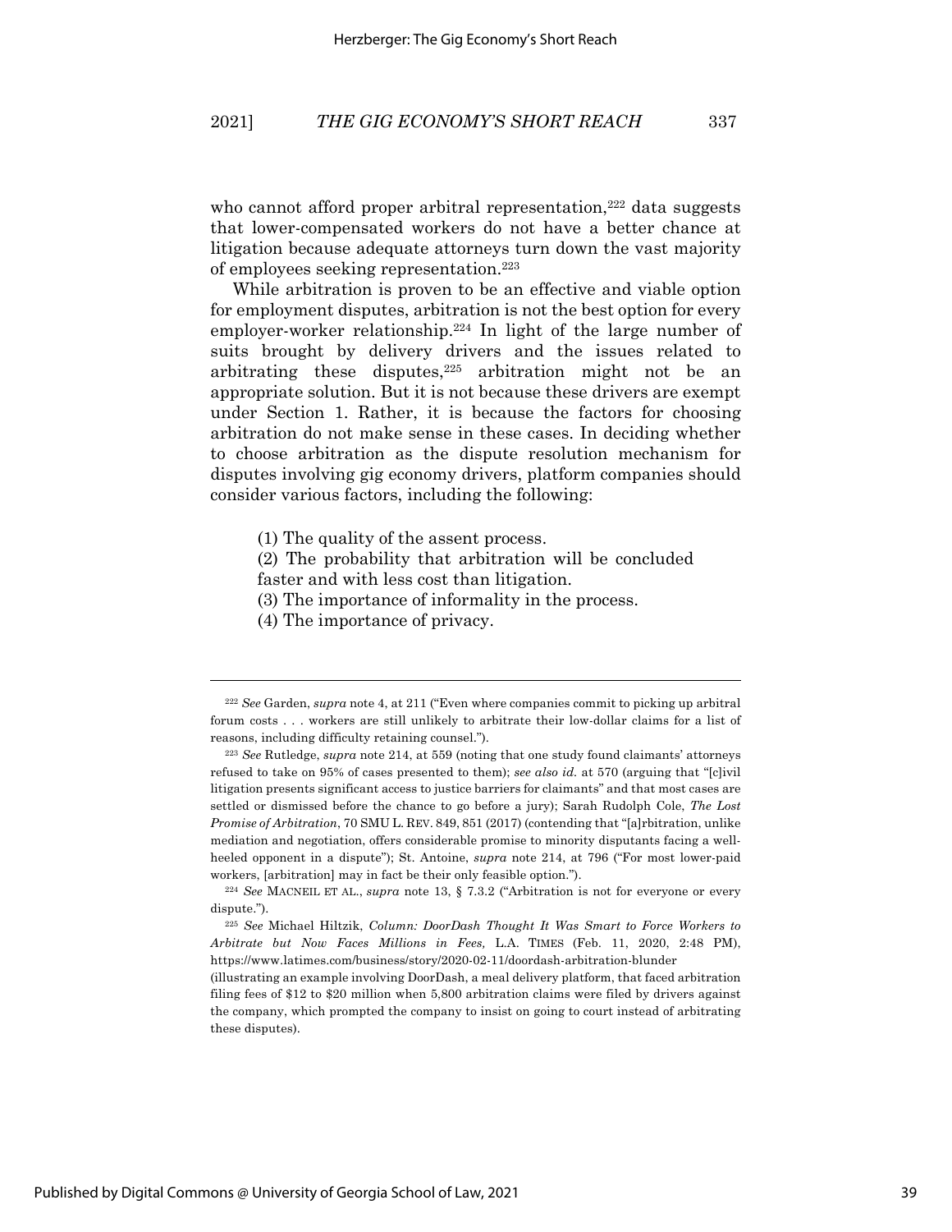who cannot afford proper arbitral representation,[222] data suggests that lower-compensated workers do not have a better chance at litigation because adequate attorneys turn down the vast majority of employees seeking representation.[223]

While arbitration is proven to be an effective and viable option for employment disputes, arbitration is not the best option for every employer-worker relationship.[224] In light of the large number of suits brought by delivery drivers and the issues related to arbitrating these disputes,[225] arbitration might not be an appropriate solution. But it is not because these drivers are exempt under Section 1. Rather, it is because the factors for choosing arbitration do not make sense in these cases. In deciding whether to choose arbitration as the dispute resolution mechanism for disputes involving gig economy drivers, platform companies should consider various factors, including the following:

(1) The quality of the assent process.
(2) The probability that arbitration will be concluded faster and with less cost than litigation.
(3) The importance of informality in the process.
(4) The importance of privacy.

---

[222] *See* Garden, *supra* note 4, at 211 ("Even where companies commit to picking up arbitral forum costs . . . workers are still unlikely to arbitrate their low-dollar claims for a list of reasons, including difficulty retaining counsel.").

[223] *See* Rutledge, *supra* note 214, at 559 (noting that one study found claimants' attorneys refused to take on 95% of cases presented to them); *see also id.* at 570 (arguing that "[c]ivil litigation presents significant access to justice barriers for claimants" and that most cases are settled or dismissed before the chance to go before a jury); Sarah Rudolph Cole, *The Lost Promise of Arbitration*, 70 SMU L. REV. 849, 851 (2017) (contending that "[a]rbitration, unlike mediation and negotiation, offers considerable promise to minority disputants facing a well-heeled opponent in a dispute"); St. Antoine, *supra* note 214, at 796 ("For most lower-paid workers, [arbitration] may in fact be their only feasible option.").

[224] *See* MACNEIL ET AL., *supra* note 13, § 7.3.2 ("Arbitration is not for everyone or every dispute.").

[225] *See* Michael Hiltzik, *Column: DoorDash Thought It Was Smart to Force Workers to Arbitrate but Now Faces Millions in Fees,* L.A. TIMES (Feb. 11, 2020, 2:48 PM), https://www.latimes.com/business/story/2020-02-11/doordash-arbitration-blunder (illustrating an example involving DoorDash, a meal delivery platform, that faced arbitration filing fees of $12 to $20 million when 5,800 arbitration claims were filed by drivers against the company, which prompted the company to insist on going to court instead of arbitrating these disputes).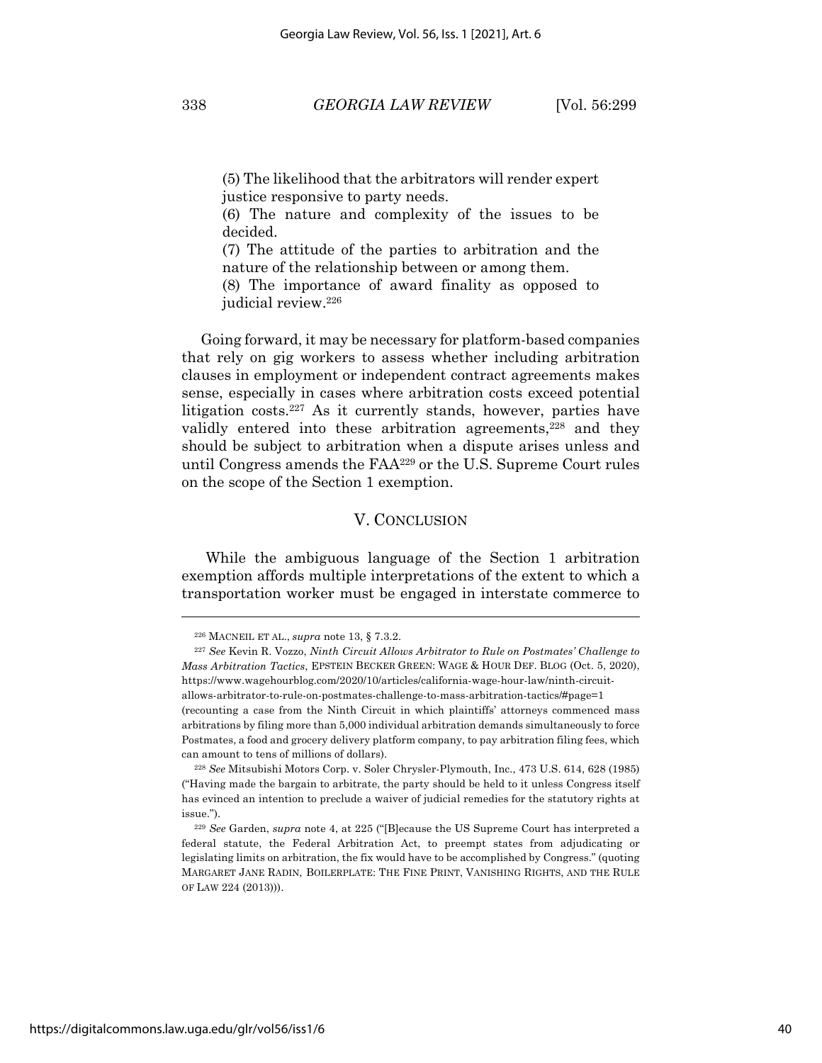(5) The likelihood that the arbitrators will render expert justice responsive to party needs.
(6) The nature and complexity of the issues to be decided.
(7) The attitude of the parties to arbitration and the nature of the relationship between or among them.
(8) The importance of award finality as opposed to judicial review.[226]

Going forward, it may be necessary for platform-based companies that rely on gig workers to assess whether including arbitration clauses in employment or independent contract agreements makes sense, especially in cases where arbitration costs exceed potential litigation costs.[227] As it currently stands, however, parties have validly entered into these arbitration agreements,[228] and they should be subject to arbitration when a dispute arises unless and until Congress amends the FAA[229] or the U.S. Supreme Court rules on the scope of the Section 1 exemption.

## V. CONCLUSION

While the ambiguous language of the Section 1 arbitration exemption affords multiple interpretations of the extent to which a transportation worker must be engaged in interstate commerce to

---

[226] MACNEIL ET AL., *supra* note 13, § 7.3.2.

[227] *See* Kevin R. Vozzo, *Ninth Circuit Allows Arbitrator to Rule on Postmates' Challenge to Mass Arbitration Tactics*, EPSTEIN BECKER GREEN: WAGE & HOUR DEF. BLOG (Oct. 5, 2020), https://www.wagehourblog.com/2020/10/articles/california-wage-hour-law/ninth-circuit-allows-arbitrator-to-rule-on-postmates-challenge-to-mass-arbitration-tactics/#page=1 (recounting a case from the Ninth Circuit in which plaintiffs' attorneys commenced mass arbitrations by filing more than 5,000 individual arbitration demands simultaneously to force Postmates, a food and grocery delivery platform company, to pay arbitration filing fees, which can amount to tens of millions of dollars).

[228] *See* Mitsubishi Motors Corp. v. Soler Chrysler-Plymouth, Inc., 473 U.S. 614, 628 (1985) ("Having made the bargain to arbitrate, the party should be held to it unless Congress itself has evinced an intention to preclude a waiver of judicial remedies for the statutory rights at issue.").

[229] *See* Garden, *supra* note 4, at 225 ("[B]ecause the US Supreme Court has interpreted a federal statute, the Federal Arbitration Act, to preempt states from adjudicating or legislating limits on arbitration, the fix would have to be accomplished by Congress." (quoting MARGARET JANE RADIN, BOILERPLATE: THE FINE PRINT, VANISHING RIGHTS, AND THE RULE OF LAW 224 (2013))).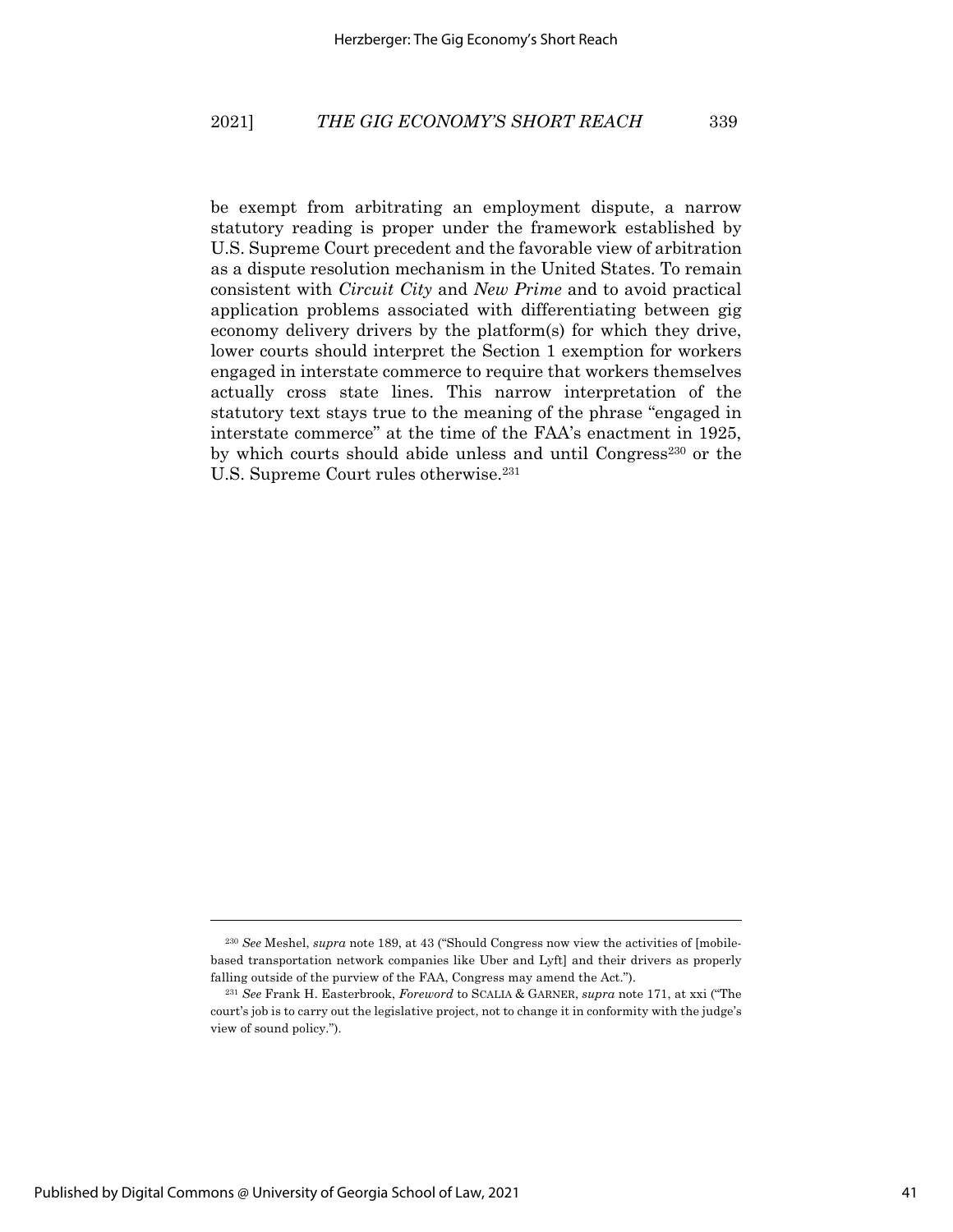be exempt from arbitrating an employment dispute, a narrow statutory reading is proper under the framework established by U.S. Supreme Court precedent and the favorable view of arbitration as a dispute resolution mechanism in the United States. To remain consistent with *Circuit City* and *New Prime* and to avoid practical application problems associated with differentiating between gig economy delivery drivers by the platform(s) for which they drive, lower courts should interpret the Section 1 exemption for workers engaged in interstate commerce to require that workers themselves actually cross state lines. This narrow interpretation of the statutory text stays true to the meaning of the phrase "engaged in interstate commerce" at the time of the FAA's enactment in 1925, by which courts should abide unless and until Congress[230] or the U.S. Supreme Court rules otherwise.[231]

---

[230] *See* Meshel, *supra* note 189, at 43 ("Should Congress now view the activities of [mobile-based transportation network companies like Uber and Lyft] and their drivers as properly falling outside of the purview of the FAA, Congress may amend the Act.").

[231] *See* Frank H. Easterbrook, *Foreword* to SCALIA & GARNER, *supra* note 171, at xxi ("The court's job is to carry out the legislative project, not to change it in conformity with the judge's view of sound policy.").